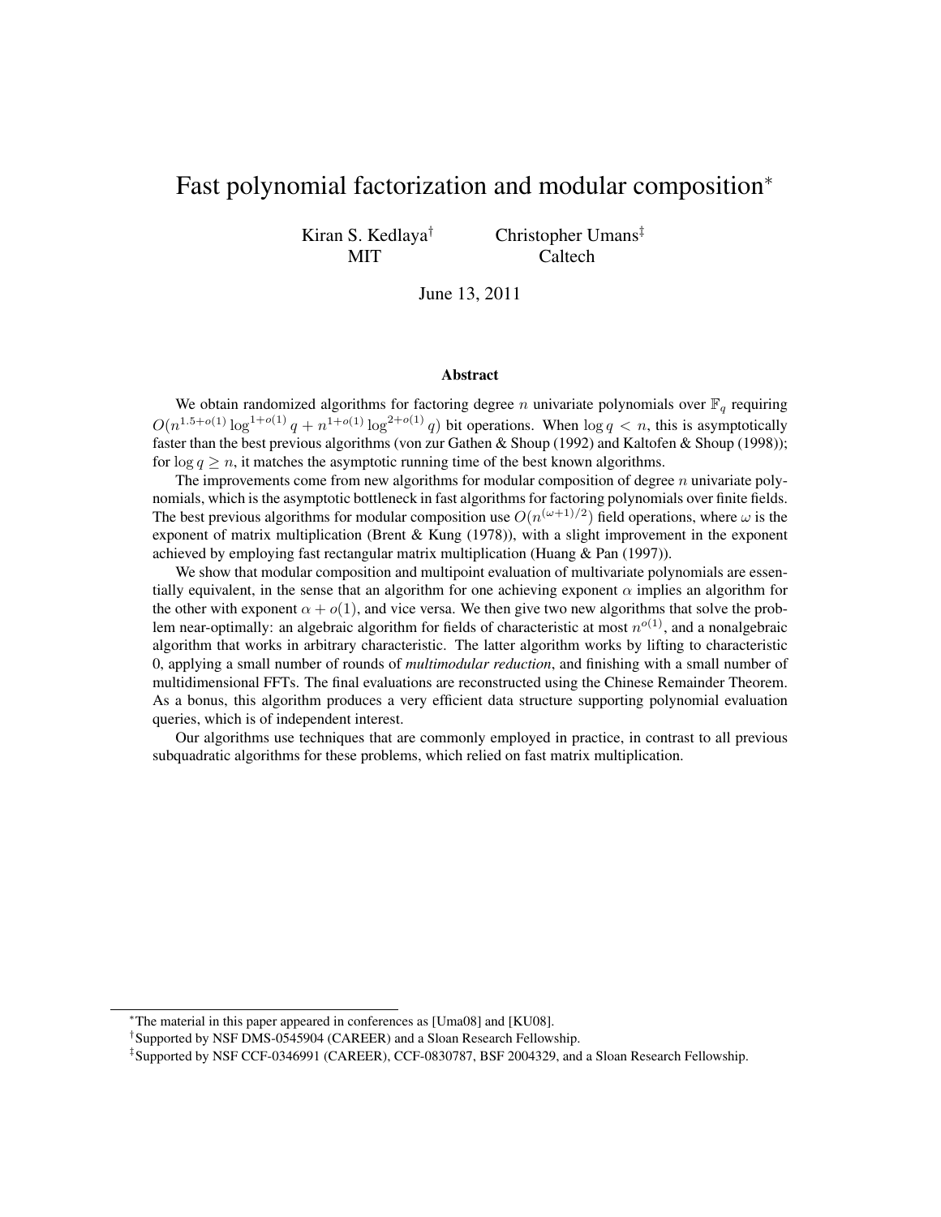# Fast polynomial factorization and modular composition*

Kiran S. Kedlaya[†]
MIT

Christopher Umans[‡]
Caltech

June 13, 2011

## Abstract

We obtain randomized algorithms for factoring degree $n$ univariate polynomials over $\mathbb{F}_q$ requiring $O(n^{1.5+o(1)} \log^{1+o(1)} q + n^{1+o(1)} \log^{2+o(1)} q)$ bit operations. When $\log q < n$, this is asymptotically faster than the best previous algorithms (von zur Gathen & Shoup (1992) and Kaltofen & Shoup (1998)); for $\log q \geq n$, it matches the asymptotic running time of the best known algorithms.

The improvements come from new algorithms for modular composition of degree $n$ univariate polynomials, which is the asymptotic bottleneck in fast algorithms for factoring polynomials over finite fields. The best previous algorithms for modular composition use $O(n^{(\omega+1)/2})$ field operations, where $\omega$ is the exponent of matrix multiplication (Brent & Kung (1978)), with a slight improvement in the exponent achieved by employing fast rectangular matrix multiplication (Huang & Pan (1997)).

We show that modular composition and multipoint evaluation of multivariate polynomials are essentially equivalent, in the sense that an algorithm for one achieving exponent $\alpha$ implies an algorithm for the other with exponent $\alpha + o(1)$, and vice versa. We then give two new algorithms that solve the problem near-optimally: an algebraic algorithm for fields of characteristic at most $n^{o(1)}$, and a nonalgebraic algorithm that works in arbitrary characteristic. The latter algorithm works by lifting to characteristic 0, applying a small number of rounds of *multimodular reduction*, and finishing with a small number of multidimensional FFTs. The final evaluations are reconstructed using the Chinese Remainder Theorem. As a bonus, this algorithm produces a very efficient data structure supporting polynomial evaluation queries, which is of independent interest.

Our algorithms use techniques that are commonly employed in practice, in contrast to all previous subquadratic algorithms for these problems, which relied on fast matrix multiplication.

---

*The material in this paper appeared in conferences as [Uma08] and [KU08].

[†]Supported by NSF DMS-0545904 (CAREER) and a Sloan Research Fellowship.

[‡]Supported by NSF CCF-0346991 (CAREER), CCF-0830787, BSF 2004329, and a Sloan Research Fellowship.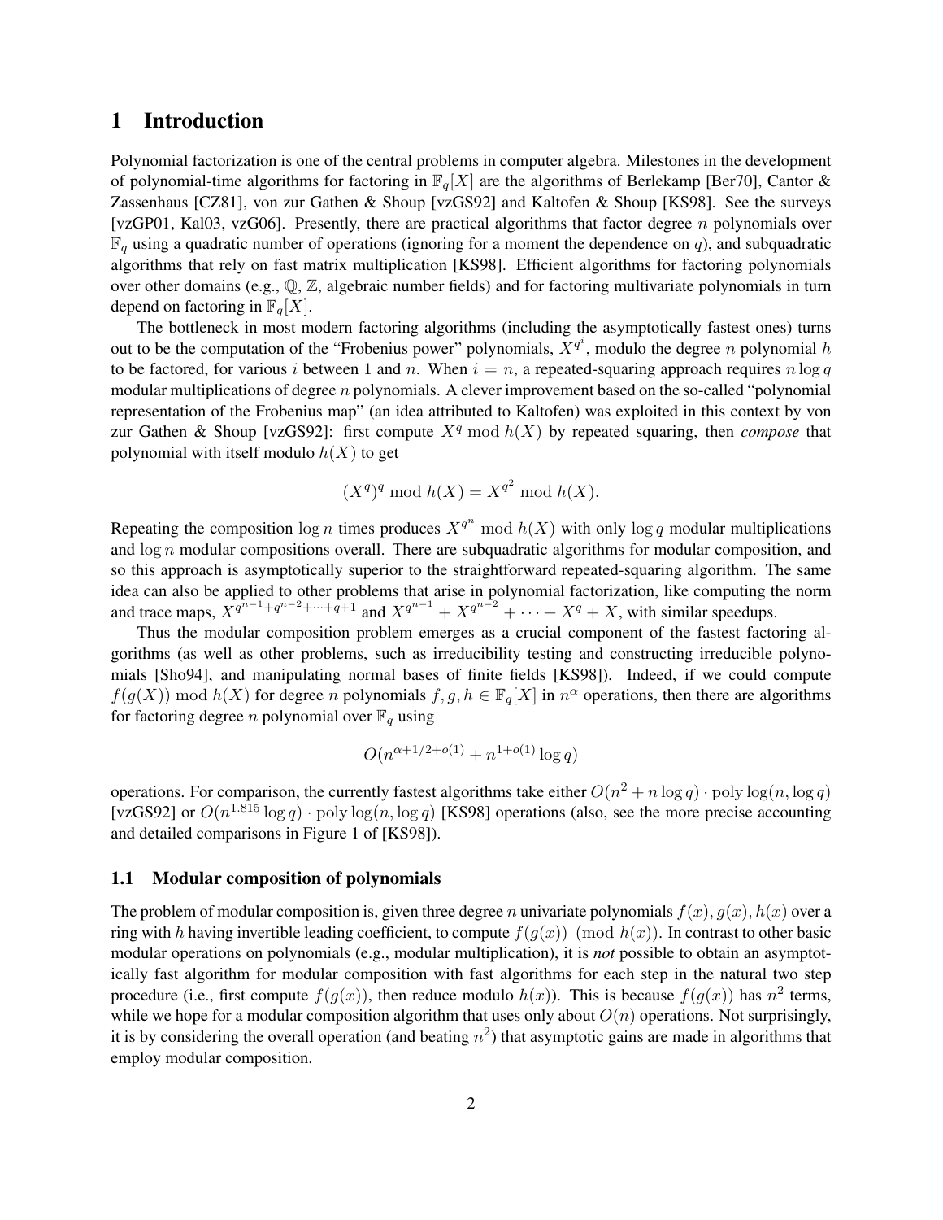# 1 Introduction

Polynomial factorization is one of the central problems in computer algebra. Milestones in the development of polynomial-time algorithms for factoring in $\mathbb{F}_q[X]$ are the algorithms of Berlekamp [Ber70], Cantor & Zassenhaus [CZ81], von zur Gathen & Shoup [vzGS92] and Kaltofen & Shoup [KS98]. See the surveys [vzGP01, Kal03, vzG06]. Presently, there are practical algorithms that factor degree $n$ polynomials over $\mathbb{F}_q$ using a quadratic number of operations (ignoring for a moment the dependence on $q$), and subquadratic algorithms that rely on fast matrix multiplication [KS98]. Efficient algorithms for factoring polynomials over other domains (e.g., $\mathbb{Q}$, $\mathbb{Z}$, algebraic number fields) and for factoring multivariate polynomials in turn depend on factoring in $\mathbb{F}_q[X]$.

The bottleneck in most modern factoring algorithms (including the asymptotically fastest ones) turns out to be the computation of the "Frobenius power" polynomials, $X^{q^i}$, modulo the degree $n$ polynomial $h$ to be factored, for various $i$ between 1 and $n$. When $i = n$, a repeated-squaring approach requires $n \log q$ modular multiplications of degree $n$ polynomials. A clever improvement based on the so-called "polynomial representation of the Frobenius map" (an idea attributed to Kaltofen) was exploited in this context by von zur Gathen & Shoup [vzGS92]: first compute $X^q \bmod h(X)$ by repeated squaring, then *compose* that polynomial with itself modulo $h(X)$ to get

$$(X^q)^q \bmod h(X) = X^{q^2} \bmod h(X).$$

Repeating the composition $\log n$ times produces $X^{q^n} \bmod h(X)$ with only $\log q$ modular multiplications and $\log n$ modular compositions overall. There are subquadratic algorithms for modular composition, and so this approach is asymptotically superior to the straightforward repeated-squaring algorithm. The same idea can also be applied to other problems that arise in polynomial factorization, like computing the norm and trace maps, $X^{q^{n-1}+q^{n-2}+\cdots+q+1}$ and $X^{q^{n-1}} + X^{q^{n-2}} + \cdots + X^q + X$, with similar speedups.

Thus the modular composition problem emerges as a crucial component of the fastest factoring algorithms (as well as other problems, such as irreducibility testing and constructing irreducible polynomials [Sho94], and manipulating normal bases of finite fields [KS98]). Indeed, if we could compute $f(g(X)) \bmod h(X)$ for degree $n$ polynomials $f, g, h \in \mathbb{F}_q[X]$ in $n^\alpha$ operations, then there are algorithms for factoring degree $n$ polynomial over $\mathbb{F}_q$ using

$$O(n^{\alpha+1/2+o(1)} + n^{1+o(1)} \log q)$$

operations. For comparison, the currently fastest algorithms take either $O(n^2 + n \log q) \cdot \operatorname{poly}\log(n, \log q)$ [vzGS92] or $O(n^{1.815} \log q) \cdot \operatorname{poly}\log(n, \log q)$ [KS98] operations (also, see the more precise accounting and detailed comparisons in Figure 1 of [KS98]).

## 1.1 Modular composition of polynomials

The problem of modular composition is, given three degree $n$ univariate polynomials $f(x), g(x), h(x)$ over a ring with $h$ having invertible leading coefficient, to compute $f(g(x)) \pmod{h(x)}$. In contrast to other basic modular operations on polynomials (e.g., modular multiplication), it is *not* possible to obtain an asymptotically fast algorithm for modular composition with fast algorithms for each step in the natural two step procedure (i.e., first compute $f(g(x))$, then reduce modulo $h(x)$). This is because $f(g(x))$ has $n^2$ terms, while we hope for a modular composition algorithm that uses only about $O(n)$ operations. Not surprisingly, it is by considering the overall operation (and beating $n^2$) that asymptotic gains are made in algorithms that employ modular composition.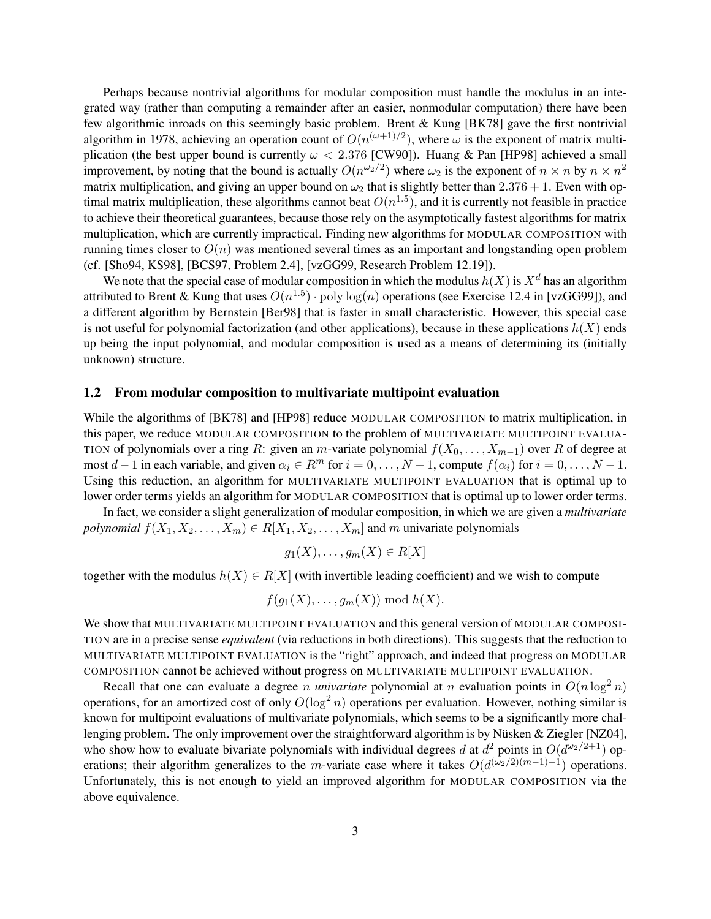Perhaps because nontrivial algorithms for modular composition must handle the modulus in an integrated way (rather than computing a remainder after an easier, nonmodular computation) there have been few algorithmic inroads on this seemingly basic problem. Brent & Kung [BK78] gave the first nontrivial algorithm in 1978, achieving an operation count of $O(n^{(\omega+1)/2})$, where $\omega$ is the exponent of matrix multiplication (the best upper bound is currently $\omega < 2.376$ [CW90]). Huang & Pan [HP98] achieved a small improvement, by noting that the bound is actually $O(n^{\omega_2/2})$ where $\omega_2$ is the exponent of $n \times n$ by $n \times n^2$ matrix multiplication, and giving an upper bound on $\omega_2$ that is slightly better than $2.376 + 1$. Even with optimal matrix multiplication, these algorithms cannot beat $O(n^{1.5})$, and it is currently not feasible in practice to achieve their theoretical guarantees, because those rely on the asymptotically fastest algorithms for matrix multiplication, which are currently impractical. Finding new algorithms for MODULAR COMPOSITION with running times closer to $O(n)$ was mentioned several times as an important and longstanding open problem (cf. [Sho94, KS98], [BCS97, Problem 2.4], [vzGG99, Research Problem 12.19]).

We note that the special case of modular composition in which the modulus $h(X)$ is $X^d$ has an algorithm attributed to Brent & Kung that uses $O(n^{1.5}) \cdot \text{poly}\log(n)$ operations (see Exercise 12.4 in [vzGG99]), and a different algorithm by Bernstein [Ber98] that is faster in small characteristic. However, this special case is not useful for polynomial factorization (and other applications), because in these applications $h(X)$ ends up being the input polynomial, and modular composition is used as a means of determining its (initially unknown) structure.

### 1.2 From modular composition to multivariate multipoint evaluation

While the algorithms of [BK78] and [HP98] reduce MODULAR COMPOSITION to matrix multiplication, in this paper, we reduce MODULAR COMPOSITION to the problem of MULTIVARIATE MULTIPOINT EVALUATION of polynomials over a ring $R$: given an $m$-variate polynomial $f(X_0, \ldots, X_{m-1})$ over $R$ of degree at most $d-1$ in each variable, and given $\alpha_i \in R^m$ for $i = 0, \ldots, N-1$, compute $f(\alpha_i)$ for $i = 0, \ldots, N-1$. Using this reduction, an algorithm for MULTIVARIATE MULTIPOINT EVALUATION that is optimal up to lower order terms yields an algorithm for MODULAR COMPOSITION that is optimal up to lower order terms.

In fact, we consider a slight generalization of modular composition, in which we are given a *multivariate polynomial* $f(X_1, X_2, \ldots, X_m) \in R[X_1, X_2, \ldots, X_m]$ and $m$ univariate polynomials

$$g_1(X), \ldots, g_m(X) \in R[X]$$

together with the modulus $h(X) \in R[X]$ (with invertible leading coefficient) and we wish to compute

$$f(g_1(X), \ldots, g_m(X)) \bmod h(X).$$

We show that MULTIVARIATE MULTIPOINT EVALUATION and this general version of MODULAR COMPOSITION are in a precise sense *equivalent* (via reductions in both directions). This suggests that the reduction to MULTIVARIATE MULTIPOINT EVALUATION is the "right" approach, and indeed that progress on MODULAR COMPOSITION cannot be achieved without progress on MULTIVARIATE MULTIPOINT EVALUATION.

Recall that one can evaluate a degree $n$ *univariate* polynomial at $n$ evaluation points in $O(n \log^2 n)$ operations, for an amortized cost of only $O(\log^2 n)$ operations per evaluation. However, nothing similar is known for multipoint evaluations of multivariate polynomials, which seems to be a significantly more challenging problem. The only improvement over the straightforward algorithm is by Nüsken & Ziegler [NZ04], who show how to evaluate bivariate polynomials with individual degrees $d$ at $d^2$ points in $O(d^{\omega_2/2+1})$ operations; their algorithm generalizes to the $m$-variate case where it takes $O(d^{(\omega_2/2)(m-1)+1})$ operations. Unfortunately, this is not enough to yield an improved algorithm for MODULAR COMPOSITION via the above equivalence.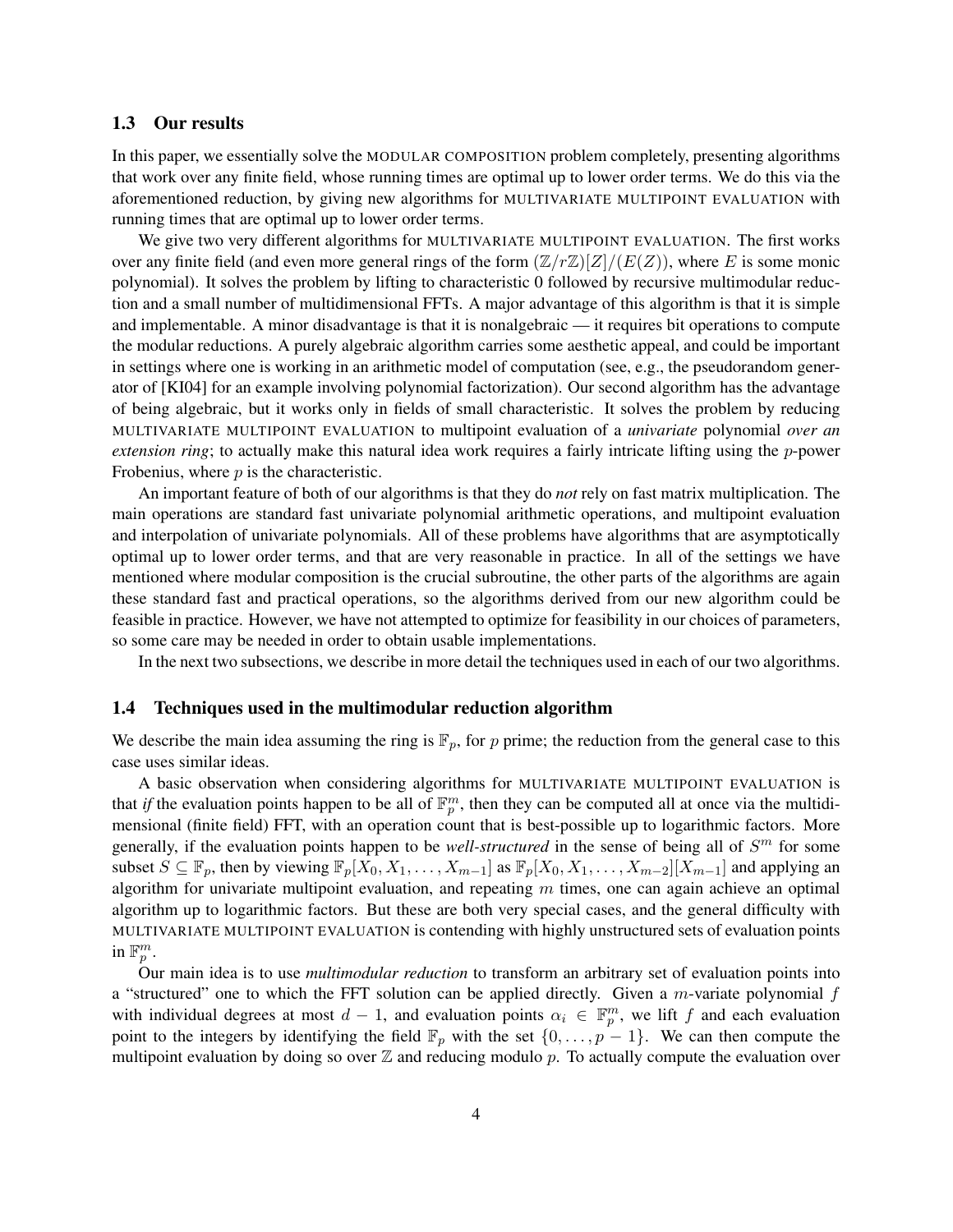### 1.3 Our results

In this paper, we essentially solve the MODULAR COMPOSITION problem completely, presenting algorithms that work over any finite field, whose running times are optimal up to lower order terms. We do this via the aforementioned reduction, by giving new algorithms for MULTIVARIATE MULTIPOINT EVALUATION with running times that are optimal up to lower order terms.

We give two very different algorithms for MULTIVARIATE MULTIPOINT EVALUATION. The first works over any finite field (and even more general rings of the form $(\mathbb{Z}/r\mathbb{Z})[Z]/(E(Z))$, where $E$ is some monic polynomial). It solves the problem by lifting to characteristic 0 followed by recursive multimodular reduction and a small number of multidimensional FFTs. A major advantage of this algorithm is that it is simple and implementable. A minor disadvantage is that it is nonalgebraic — it requires bit operations to compute the modular reductions. A purely algebraic algorithm carries some aesthetic appeal, and could be important in settings where one is working in an arithmetic model of computation (see, e.g., the pseudorandom generator of [KI04] for an example involving polynomial factorization). Our second algorithm has the advantage of being algebraic, but it works only in fields of small characteristic. It solves the problem by reducing MULTIVARIATE MULTIPOINT EVALUATION to multipoint evaluation of a *univariate* polynomial *over an extension ring*; to actually make this natural idea work requires a fairly intricate lifting using the $p$-power Frobenius, where $p$ is the characteristic.

An important feature of both of our algorithms is that they do *not* rely on fast matrix multiplication. The main operations are standard fast univariate polynomial arithmetic operations, and multipoint evaluation and interpolation of univariate polynomials. All of these problems have algorithms that are asymptotically optimal up to lower order terms, and that are very reasonable in practice. In all of the settings we have mentioned where modular composition is the crucial subroutine, the other parts of the algorithms are again these standard fast and practical operations, so the algorithms derived from our new algorithm could be feasible in practice. However, we have not attempted to optimize for feasibility in our choices of parameters, so some care may be needed in order to obtain usable implementations.

In the next two subsections, we describe in more detail the techniques used in each of our two algorithms.

### 1.4 Techniques used in the multimodular reduction algorithm

We describe the main idea assuming the ring is $\mathbb{F}_p$, for $p$ prime; the reduction from the general case to this case uses similar ideas.

A basic observation when considering algorithms for MULTIVARIATE MULTIPOINT EVALUATION is that *if* the evaluation points happen to be all of $\mathbb{F}_p^m$, then they can be computed all at once via the multidimensional (finite field) FFT, with an operation count that is best-possible up to logarithmic factors. More generally, if the evaluation points happen to be *well-structured* in the sense of being all of $S^m$ for some subset $S \subseteq \mathbb{F}_p$, then by viewing $\mathbb{F}_p[X_0, X_1, \ldots, X_{m-1}]$ as $\mathbb{F}_p[X_0, X_1, \ldots, X_{m-2}][X_{m-1}]$ and applying an algorithm for univariate multipoint evaluation, and repeating $m$ times, one can again achieve an optimal algorithm up to logarithmic factors. But these are both very special cases, and the general difficulty with MULTIVARIATE MULTIPOINT EVALUATION is contending with highly unstructured sets of evaluation points in $\mathbb{F}_p^m$.

Our main idea is to use *multimodular reduction* to transform an arbitrary set of evaluation points into a "structured" one to which the FFT solution can be applied directly. Given a $m$-variate polynomial $f$ with individual degrees at most $d - 1$, and evaluation points $\alpha_i \in \mathbb{F}_p^m$, we lift $f$ and each evaluation point to the integers by identifying the field $\mathbb{F}_p$ with the set $\{0, \ldots, p - 1\}$. We can then compute the multipoint evaluation by doing so over $\mathbb{Z}$ and reducing modulo $p$. To actually compute the evaluation over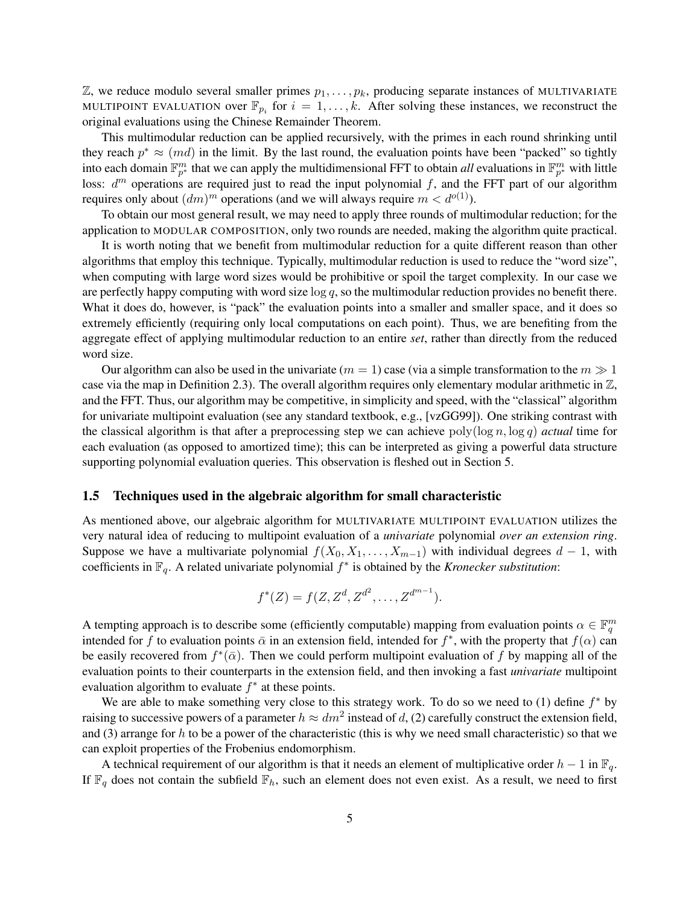$\mathbb{Z}$, we reduce modulo several smaller primes $p_1, \ldots, p_k$, producing separate instances of MULTIVARIATE MULTIPOINT EVALUATION over $\mathbb{F}_{p_i}$ for $i = 1, \ldots, k$. After solving these instances, we reconstruct the original evaluations using the Chinese Remainder Theorem.

This multimodular reduction can be applied recursively, with the primes in each round shrinking until they reach $p^* \approx (md)$ in the limit. By the last round, the evaluation points have been "packed" so tightly into each domain $\mathbb{F}_{p^*}^m$ that we can apply the multidimensional FFT to obtain *all* evaluations in $\mathbb{F}_{p^*}^m$ with little loss: $d^m$ operations are required just to read the input polynomial $f$, and the FFT part of our algorithm requires only about $(dm)^m$ operations (and we will always require $m < d^{o(1)}$).

To obtain our most general result, we may need to apply three rounds of multimodular reduction; for the application to MODULAR COMPOSITION, only two rounds are needed, making the algorithm quite practical.

It is worth noting that we benefit from multimodular reduction for a quite different reason than other algorithms that employ this technique. Typically, multimodular reduction is used to reduce the "word size", when computing with large word sizes would be prohibitive or spoil the target complexity. In our case we are perfectly happy computing with word size $\log q$, so the multimodular reduction provides no benefit there. What it does do, however, is "pack" the evaluation points into a smaller and smaller space, and it does so extremely efficiently (requiring only local computations on each point). Thus, we are benefiting from the aggregate effect of applying multimodular reduction to an entire *set*, rather than directly from the reduced word size.

Our algorithm can also be used in the univariate ($m = 1$) case (via a simple transformation to the $m \gg 1$ case via the map in Definition 2.3). The overall algorithm requires only elementary modular arithmetic in $\mathbb{Z}$, and the FFT. Thus, our algorithm may be competitive, in simplicity and speed, with the "classical" algorithm for univariate multipoint evaluation (see any standard textbook, e.g., [vzGG99]). One striking contrast with the classical algorithm is that after a preprocessing step we can achieve $\mathrm{poly}(\log n, \log q)$ *actual* time for each evaluation (as opposed to amortized time); this can be interpreted as giving a powerful data structure supporting polynomial evaluation queries. This observation is fleshed out in Section 5.

### 1.5 Techniques used in the algebraic algorithm for small characteristic

As mentioned above, our algebraic algorithm for MULTIVARIATE MULTIPOINT EVALUATION utilizes the very natural idea of reducing to multipoint evaluation of a *univariate* polynomial *over an extension ring*. Suppose we have a multivariate polynomial $f(X_0, X_1, \ldots, X_{m-1})$ with individual degrees $d - 1$, with coefficients in $\mathbb{F}_q$. A related univariate polynomial $f^*$ is obtained by the *Kronecker substitution*:

$$f^*(Z) = f(Z, Z^d, Z^{d^2}, \ldots, Z^{d^{m-1}}).$$

A tempting approach is to describe some (efficiently computable) mapping from evaluation points $\alpha \in \mathbb{F}_q^m$ intended for $f$ to evaluation points $\bar{\alpha}$ in an extension field, intended for $f^*$, with the property that $f(\alpha)$ can be easily recovered from $f^*(\bar{\alpha})$. Then we could perform multipoint evaluation of $f$ by mapping all of the evaluation points to their counterparts in the extension field, and then invoking a fast *univariate* multipoint evaluation algorithm to evaluate $f^*$ at these points.

We are able to make something very close to this strategy work. To do so we need to (1) define $f^*$ by raising to successive powers of a parameter $h \approx dm^2$ instead of $d$, (2) carefully construct the extension field, and (3) arrange for $h$ to be a power of the characteristic (this is why we need small characteristic) so that we can exploit properties of the Frobenius endomorphism.

A technical requirement of our algorithm is that it needs an element of multiplicative order $h - 1$ in $\mathbb{F}_q$. If $\mathbb{F}_q$ does not contain the subfield $\mathbb{F}_h$, such an element does not even exist. As a result, we need to first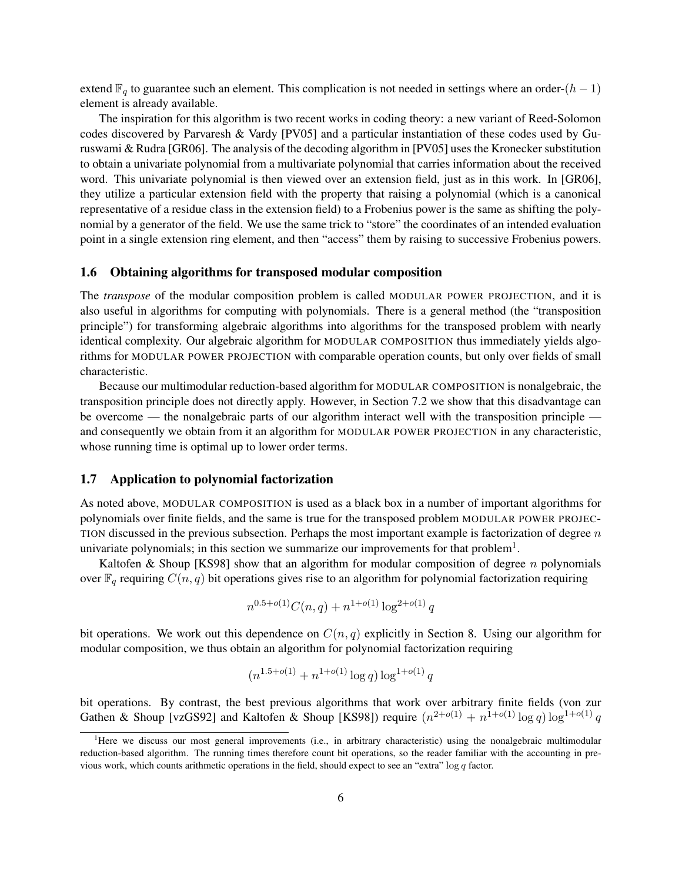extend $\mathbb{F}_q$ to guarantee such an element. This complication is not needed in settings where an order-$(h-1)$ element is already available.

The inspiration for this algorithm is two recent works in coding theory: a new variant of Reed-Solomon codes discovered by Parvaresh & Vardy [PV05] and a particular instantiation of these codes used by Guruswami & Rudra [GR06]. The analysis of the decoding algorithm in [PV05] uses the Kronecker substitution to obtain a univariate polynomial from a multivariate polynomial that carries information about the received word. This univariate polynomial is then viewed over an extension field, just as in this work. In [GR06], they utilize a particular extension field with the property that raising a polynomial (which is a canonical representative of a residue class in the extension field) to a Frobenius power is the same as shifting the polynomial by a generator of the field. We use the same trick to "store" the coordinates of an intended evaluation point in a single extension ring element, and then "access" them by raising to successive Frobenius powers.

### 1.6 Obtaining algorithms for transposed modular composition

The *transpose* of the modular composition problem is called MODULAR POWER PROJECTION, and it is also useful in algorithms for computing with polynomials. There is a general method (the "transposition principle") for transforming algebraic algorithms into algorithms for the transposed problem with nearly identical complexity. Our algebraic algorithm for MODULAR COMPOSITION thus immediately yields algorithms for MODULAR POWER PROJECTION with comparable operation counts, but only over fields of small characteristic.

Because our multimodular reduction-based algorithm for MODULAR COMPOSITION is nonalgebraic, the transposition principle does not directly apply. However, in Section 7.2 we show that this disadvantage can be overcome — the nonalgebraic parts of our algorithm interact well with the transposition principle — and consequently we obtain from it an algorithm for MODULAR POWER PROJECTION in any characteristic, whose running time is optimal up to lower order terms.

### 1.7 Application to polynomial factorization

As noted above, MODULAR COMPOSITION is used as a black box in a number of important algorithms for polynomials over finite fields, and the same is true for the transposed problem MODULAR POWER PROJECTION discussed in the previous subsection. Perhaps the most important example is factorization of degree $n$ univariate polynomials; in this section we summarize our improvements for that problem[1].

Kaltofen & Shoup [KS98] show that an algorithm for modular composition of degree $n$ polynomials over $\mathbb{F}_q$ requiring $C(n,q)$ bit operations gives rise to an algorithm for polynomial factorization requiring

$$n^{0.5+o(1)}C(n,q) + n^{1+o(1)}\log^{2+o(1)} q$$

bit operations. We work out this dependence on $C(n,q)$ explicitly in Section 8. Using our algorithm for modular composition, we thus obtain an algorithm for polynomial factorization requiring

$$(n^{1.5+o(1)} + n^{1+o(1)}\log q)\log^{1+o(1)} q$$

bit operations. By contrast, the best previous algorithms that work over arbitrary finite fields (von zur Gathen & Shoup [vzGS92] and Kaltofen & Shoup [KS98]) require $(n^{2+o(1)} + n^{1+o(1)}\log q)\log^{1+o(1)} q$

[1] Here we discuss our most general improvements (i.e., in arbitrary characteristic) using the nonalgebraic multimodular reduction-based algorithm. The running times therefore count bit operations, so the reader familiar with the accounting in previous work, which counts arithmetic operations in the field, should expect to see an "extra" $\log q$ factor.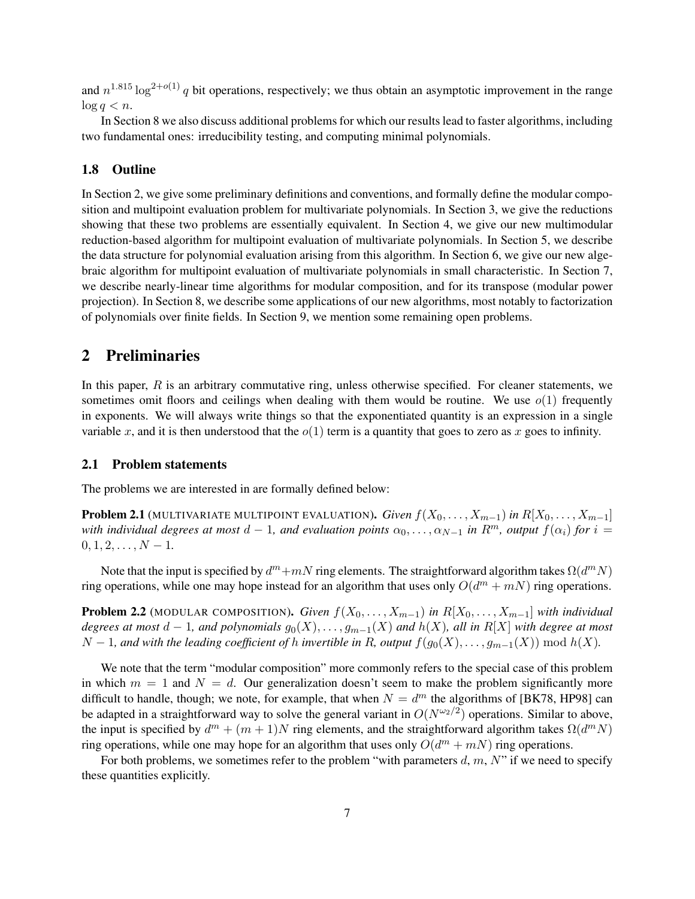and $n^{1.815} \log^{2+o(1)} q$ bit operations, respectively; we thus obtain an asymptotic improvement in the range $\log q < n$.

In Section 8 we also discuss additional problems for which our results lead to faster algorithms, including two fundamental ones: irreducibility testing, and computing minimal polynomials.

### 1.8 Outline

In Section 2, we give some preliminary definitions and conventions, and formally define the modular composition and multipoint evaluation problem for multivariate polynomials. In Section 3, we give the reductions showing that these two problems are essentially equivalent. In Section 4, we give our new multimodular reduction-based algorithm for multipoint evaluation of multivariate polynomials. In Section 5, we describe the data structure for polynomial evaluation arising from this algorithm. In Section 6, we give our new algebraic algorithm for multipoint evaluation of multivariate polynomials in small characteristic. In Section 7, we describe nearly-linear time algorithms for modular composition, and for its transpose (modular power projection). In Section 8, we describe some applications of our new algorithms, most notably to factorization of polynomials over finite fields. In Section 9, we mention some remaining open problems.

## 2 Preliminaries

In this paper, $R$ is an arbitrary commutative ring, unless otherwise specified. For cleaner statements, we sometimes omit floors and ceilings when dealing with them would be routine. We use $o(1)$ frequently in exponents. We will always write things so that the exponentiated quantity is an expression in a single variable $x$, and it is then understood that the $o(1)$ term is a quantity that goes to zero as $x$ goes to infinity.

### 2.1 Problem statements

The problems we are interested in are formally defined below:

**Problem 2.1** (MULTIVARIATE MULTIPOINT EVALUATION). *Given $f(X_0, \ldots, X_{m-1})$ in $R[X_0, \ldots, X_{m-1}]$ with individual degrees at most $d-1$, and evaluation points $\alpha_0, \ldots, \alpha_{N-1}$ in $R^m$, output $f(\alpha_i)$ for $i = 0, 1, 2, \ldots, N-1$.*

Note that the input is specified by $d^m + mN$ ring elements. The straightforward algorithm takes $\Omega(d^m N)$ ring operations, while one may hope instead for an algorithm that uses only $O(d^m + mN)$ ring operations.

**Problem 2.2** (MODULAR COMPOSITION). *Given $f(X_0, \ldots, X_{m-1})$ in $R[X_0, \ldots, X_{m-1}]$ with individual degrees at most $d-1$, and polynomials $g_0(X), \ldots, g_{m-1}(X)$ and $h(X)$, all in $R[X]$ with degree at most $N-1$, and with the leading coefficient of $h$ invertible in $R$, output $f(g_0(X), \ldots, g_{m-1}(X)) \bmod h(X)$.*

We note that the term "modular composition" more commonly refers to the special case of this problem in which $m = 1$ and $N = d$. Our generalization doesn't seem to make the problem significantly more difficult to handle, though; we note, for example, that when $N = d^m$ the algorithms of [BK78, HP98] can be adapted in a straightforward way to solve the general variant in $O(N^{\omega_2/2})$ operations. Similar to above, the input is specified by $d^m + (m+1)N$ ring elements, and the straightforward algorithm takes $\Omega(d^m N)$ ring operations, while one may hope for an algorithm that uses only $O(d^m + mN)$ ring operations.

For both problems, we sometimes refer to the problem "with parameters $d$, $m$, $N$" if we need to specify these quantities explicitly.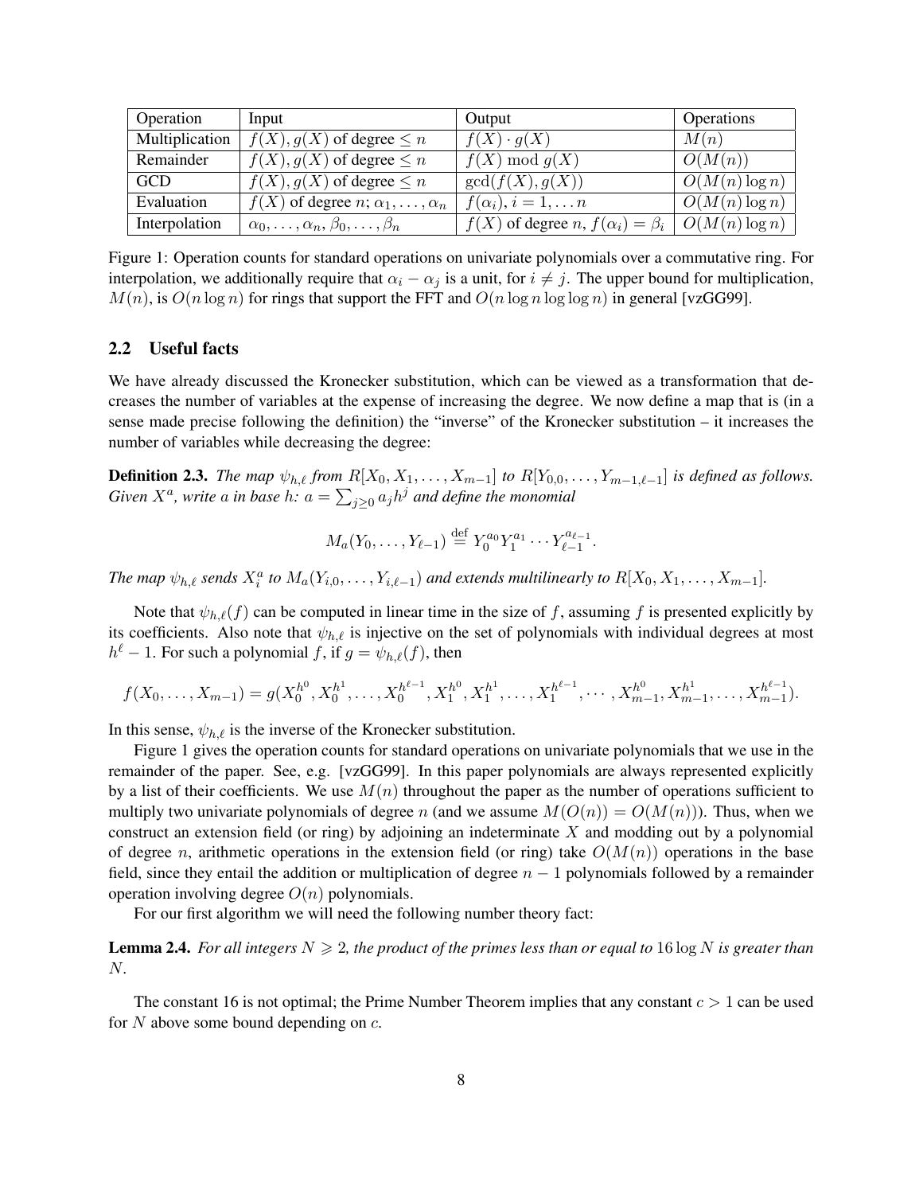| Operation | Input | Output | Operations |
|---|---|---|---|
| Multiplication | $f(X), g(X)$ of degree $\leq n$ | $f(X) \cdot g(X)$ | $M(n)$ |
| Remainder | $f(X), g(X)$ of degree $\leq n$ | $f(X) \bmod g(X)$ | $O(M(n))$ |
| GCD | $f(X), g(X)$ of degree $\leq n$ | $\gcd(f(X), g(X))$ | $O(M(n)\log n)$ |
| Evaluation | $f(X)$ of degree $n$; $\alpha_1, \ldots, \alpha_n$ | $f(\alpha_i), i = 1, \ldots n$ | $O(M(n)\log n)$ |
| Interpolation | $\alpha_0, \ldots, \alpha_n, \beta_0, \ldots, \beta_n$ | $f(X)$ of degree $n$, $f(\alpha_i) = \beta_i$ | $O(M(n)\log n)$ |

Figure 1: Operation counts for standard operations on univariate polynomials over a commutative ring. For interpolation, we additionally require that $\alpha_i - \alpha_j$ is a unit, for $i \neq j$. The upper bound for multiplication, $M(n)$, is $O(n \log n)$ for rings that support the FFT and $O(n \log n \log \log n)$ in general [vzGG99].

### 2.2 Useful facts

We have already discussed the Kronecker substitution, which can be viewed as a transformation that decreases the number of variables at the expense of increasing the degree. We now define a map that is (in a sense made precise following the definition) the "inverse" of the Kronecker substitution – it increases the number of variables while decreasing the degree:

**Definition 2.3.** *The map $\psi_{h,\ell}$ from $R[X_0, X_1, \ldots, X_{m-1}]$ to $R[Y_{0,0}, \ldots, Y_{m-1,\ell-1}]$ is defined as follows. Given $X^a$, write $a$ in base $h$: $a = \sum_{j \geq 0} a_j h^j$ and define the monomial*

$$M_a(Y_0, \ldots, Y_{\ell-1}) \stackrel{\text{def}}{=} Y_0^{a_0} Y_1^{a_1} \cdots Y_{\ell-1}^{a_{\ell-1}}.$$

*The map $\psi_{h,\ell}$ sends $X_i^a$ to $M_a(Y_{i,0}, \ldots, Y_{i,\ell-1})$ and extends multilinearly to $R[X_0, X_1, \ldots, X_{m-1}]$.*

Note that $\psi_{h,\ell}(f)$ can be computed in linear time in the size of $f$, assuming $f$ is presented explicitly by its coefficients. Also note that $\psi_{h,\ell}$ is injective on the set of polynomials with individual degrees at most $h^\ell - 1$. For such a polynomial $f$, if $g = \psi_{h,\ell}(f)$, then

$$f(X_0, \ldots, X_{m-1}) = g(X_0^{h^0}, X_0^{h^1}, \ldots, X_0^{h^{\ell-1}}, X_1^{h^0}, X_1^{h^1}, \ldots, X_1^{h^{\ell-1}}, \cdots, X_{m-1}^{h^0}, X_{m-1}^{h^1}, \ldots, X_{m-1}^{h^{\ell-1}}).$$

In this sense, $\psi_{h,\ell}$ is the inverse of the Kronecker substitution.

Figure 1 gives the operation counts for standard operations on univariate polynomials that we use in the remainder of the paper. See, e.g. [vzGG99]. In this paper polynomials are always represented explicitly by a list of their coefficients. We use $M(n)$ throughout the paper as the number of operations sufficient to multiply two univariate polynomials of degree $n$ (and we assume $M(O(n)) = O(M(n))$). Thus, when we construct an extension field (or ring) by adjoining an indeterminate $X$ and modding out by a polynomial of degree $n$, arithmetic operations in the extension field (or ring) take $O(M(n))$ operations in the base field, since they entail the addition or multiplication of degree $n-1$ polynomials followed by a remainder operation involving degree $O(n)$ polynomials.

For our first algorithm we will need the following number theory fact:

**Lemma 2.4.** *For all integers $N \geqslant 2$, the product of the primes less than or equal to $16 \log N$ is greater than $N$.*

The constant 16 is not optimal; the Prime Number Theorem implies that any constant $c > 1$ can be used for $N$ above some bound depending on $c$.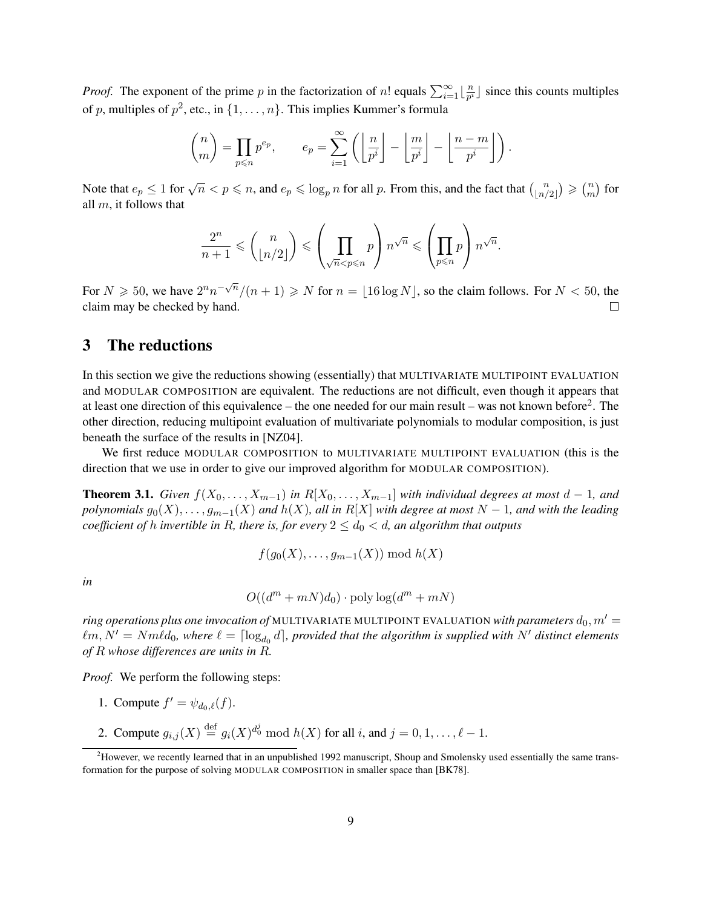*Proof.* The exponent of the prime $p$ in the factorization of $n!$ equals $\sum_{i=1}^{\infty} \lfloor \frac{n}{p^i} \rfloor$ since this counts multiples of $p$, multiples of $p^2$, etc., in $\{1, \ldots, n\}$. This implies Kummer's formula

$$\binom{n}{m} = \prod_{p \leqslant n} p^{e_p}, \qquad e_p = \sum_{i=1}^{\infty} \left( \left\lfloor \frac{n}{p^i} \right\rfloor - \left\lfloor \frac{m}{p^i} \right\rfloor - \left\lfloor \frac{n-m}{p^i} \right\rfloor \right).$$

Note that $e_p \leq 1$ for $\sqrt{n} < p \leqslant n$, and $e_p \leqslant \log_p n$ for all $p$. From this, and the fact that $\binom{n}{\lfloor n/2 \rfloor} \geqslant \binom{n}{m}$ for all $m$, it follows that

$$\frac{2^n}{n+1} \leqslant \binom{n}{\lfloor n/2 \rfloor} \leqslant \left( \prod_{\sqrt{n} < p \leqslant n} p \right) n^{\sqrt{n}} \leqslant \left( \prod_{p \leqslant n} p \right) n^{\sqrt{n}}.$$

For $N \geqslant 50$, we have $2^n n^{-\sqrt{n}}/(n+1) \geqslant N$ for $n = \lfloor 16 \log N \rfloor$, so the claim follows. For $N < 50$, the claim may be checked by hand. □

# 3 The reductions

In this section we give the reductions showing (essentially) that MULTIVARIATE MULTIPOINT EVALUATION and MODULAR COMPOSITION are equivalent. The reductions are not difficult, even though it appears that at least one direction of this equivalence – the one needed for our main result – was not known before[2]. The other direction, reducing multipoint evaluation of multivariate polynomials to modular composition, is just beneath the surface of the results in [NZ04].

We first reduce MODULAR COMPOSITION to MULTIVARIATE MULTIPOINT EVALUATION (this is the direction that we use in order to give our improved algorithm for MODULAR COMPOSITION).

**Theorem 3.1.** *Given $f(X_0, \ldots, X_{m-1})$ in $R[X_0, \ldots, X_{m-1}]$ with individual degrees at most $d-1$, and polynomials $g_0(X), \ldots, g_{m-1}(X)$ and $h(X)$, all in $R[X]$ with degree at most $N-1$, and with the leading coefficient of $h$ invertible in $R$, there is, for every $2 \leq d_0 < d$, an algorithm that outputs*

$$f(g_0(X), \ldots, g_{m-1}(X)) \bmod h(X)$$

*in*

$$O((d^m + mN)d_0) \cdot \mathrm{poly}\log(d^m + mN)$$

*ring operations plus one invocation of* MULTIVARIATE MULTIPOINT EVALUATION *with parameters $d_0, m' = \ell m, N' = Nm\ell d_0$, where $\ell = \lceil \log_{d_0} d \rceil$, provided that the algorithm is supplied with $N'$ distinct elements of $R$ whose differences are units in $R$.*

*Proof.* We perform the following steps:

1. Compute $f' = \psi_{d_0,\ell}(f)$.
2. Compute $g_{i,j}(X) \stackrel{\text{def}}{=} g_i(X)^{d_0^j} \bmod h(X)$ for all $i$, and $j = 0, 1, \ldots, \ell - 1$.

[2] However, we recently learned that in an unpublished 1992 manuscript, Shoup and Smolensky used essentially the same transformation for the purpose of solving MODULAR COMPOSITION in smaller space than [BK78].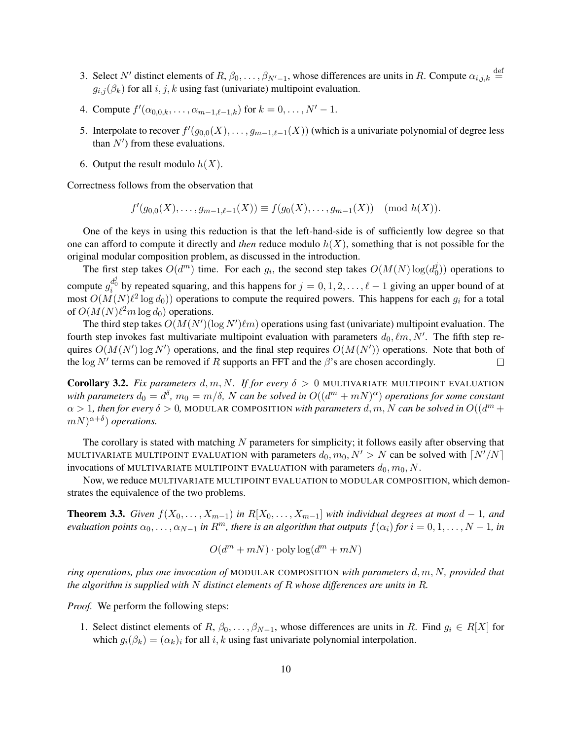3. Select $N'$ distinct elements of $R$, $\beta_0, \ldots, \beta_{N'-1}$, whose differences are units in $R$. Compute $\alpha_{i,j,k} \stackrel{\text{def}}{=} g_{i,j}(\beta_k)$ for all $i, j, k$ using fast (univariate) multipoint evaluation.
4. Compute $f'(\alpha_{0,0,k}, \ldots, \alpha_{m-1,\ell-1,k})$ for $k = 0, \ldots, N'-1$.
5. Interpolate to recover $f'(g_{0,0}(X), \ldots, g_{m-1,\ell-1}(X))$ (which is a univariate polynomial of degree less than $N'$) from these evaluations.
6. Output the result modulo $h(X)$.

Correctness follows from the observation that

$$f'(g_{0,0}(X), \ldots, g_{m-1,\ell-1}(X)) \equiv f(g_0(X), \ldots, g_{m-1}(X)) \pmod{h(X)}.$$

One of the keys in using this reduction is that the left-hand-side is of sufficiently low degree so that one can afford to compute it directly and *then* reduce modulo $h(X)$, something that is not possible for the original modular composition problem, as discussed in the introduction.

The first step takes $O(d^m)$ time. For each $g_i$, the second step takes $O(M(N)\log(d_0^j))$ operations to compute $g_i^{d_0^j}$ by repeated squaring, and this happens for $j = 0, 1, 2, \ldots, \ell-1$ giving an upper bound of at most $O(M(N)\ell^2 \log d_0))$ operations to compute the required powers. This happens for each $g_i$ for a total of $O(M(N)\ell^2 m \log d_0)$ operations.

The third step takes $O(M(N')(\log N')\ell m)$ operations using fast (univariate) multipoint evaluation. The fourth step invokes fast multivariate multipoint evaluation with parameters $d_0, \ell m, N'$. The fifth step requires $O(M(N')\log N')$ operations, and the final step requires $O(M(N'))$ operations. Note that both of the $\log N'$ terms can be removed if $R$ supports an FFT and the $\beta$'s are chosen accordingly. $\square$

**Corollary 3.2.** *Fix parameters $d, m, N$. If for every $\delta > 0$ MULTIVARIATE MULTIPOINT EVALUATION with parameters $d_0 = d^\delta$, $m_0 = m/\delta$, $N$ can be solved in $O((d^m + mN)^\alpha)$ operations for some constant $\alpha > 1$, then for every $\delta > 0$, MODULAR COMPOSITION with parameters $d, m, N$ can be solved in $O((d^m + mN)^{\alpha+\delta})$ operations.*

The corollary is stated with matching $N$ parameters for simplicity; it follows easily after observing that MULTIVARIATE MULTIPOINT EVALUATION with parameters $d_0, m_0, N' > N$ can be solved with $\lceil N'/N \rceil$ invocations of MULTIVARIATE MULTIPOINT EVALUATION with parameters $d_0, m_0, N$.

Now, we reduce MULTIVARIATE MULTIPOINT EVALUATION to MODULAR COMPOSITION, which demonstrates the equivalence of the two problems.

**Theorem 3.3.** *Given $f(X_0, \ldots, X_{m-1})$ in $R[X_0, \ldots, X_{m-1}]$ with individual degrees at most $d-1$, and evaluation points $\alpha_0, \ldots, \alpha_{N-1}$ in $R^m$, there is an algorithm that outputs $f(\alpha_i)$ for $i = 0, 1, \ldots, N-1$, in*

$$O(d^m + mN) \cdot \mathrm{poly}\log(d^m + mN)$$

*ring operations, plus one invocation of MODULAR COMPOSITION with parameters $d, m, N$, provided that the algorithm is supplied with $N$ distinct elements of $R$ whose differences are units in $R$.*

*Proof.* We perform the following steps:

1. Select distinct elements of $R$, $\beta_0, \ldots, \beta_{N-1}$, whose differences are units in $R$. Find $g_i \in R[X]$ for which $g_i(\beta_k) = (\alpha_k)_i$ for all $i, k$ using fast univariate polynomial interpolation.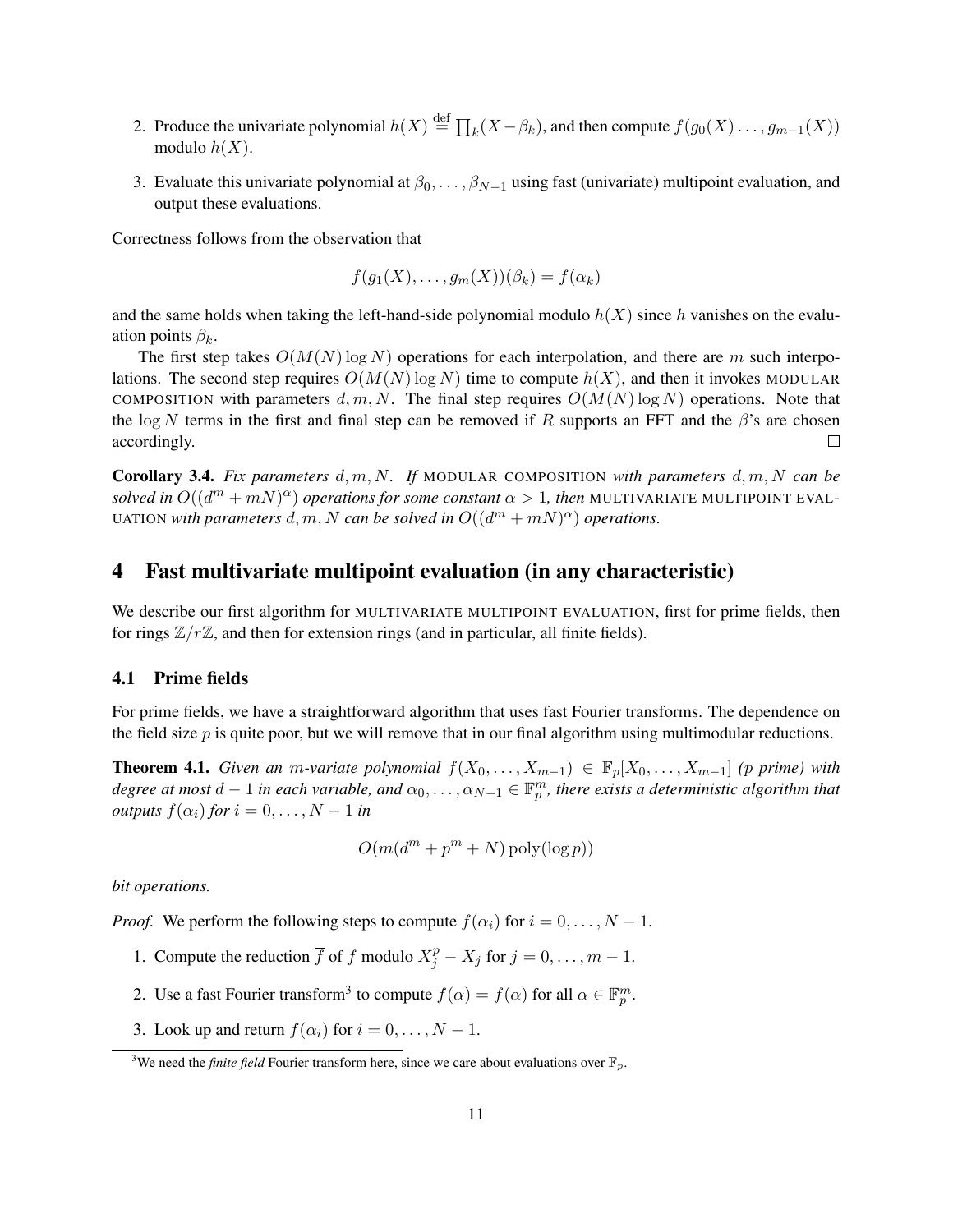2. Produce the univariate polynomial $h(X) \stackrel{\text{def}}{=} \prod_k (X - \beta_k)$, and then compute $f(g_0(X)\dots, g_{m-1}(X))$ modulo $h(X)$.
3. Evaluate this univariate polynomial at $\beta_0, \dots, \beta_{N-1}$ using fast (univariate) multipoint evaluation, and output these evaluations.

Correctness follows from the observation that

$$f(g_1(X), \dots, g_m(X))(\beta_k) = f(\alpha_k)$$

and the same holds when taking the left-hand-side polynomial modulo $h(X)$ since $h$ vanishes on the evaluation points $\beta_k$.

The first step takes $O(M(N)\log N)$ operations for each interpolation, and there are $m$ such interpolations. The second step requires $O(M(N)\log N)$ time to compute $h(X)$, and then it invokes MODULAR COMPOSITION with parameters $d, m, N$. The final step requires $O(M(N)\log N)$ operations. Note that the $\log N$ terms in the first and final step can be removed if $R$ supports an FFT and the $\beta$'s are chosen accordingly. □

**Corollary 3.4.** *Fix parameters $d, m, N$. If* MODULAR COMPOSITION *with parameters $d, m, N$ can be solved in $O((d^m + mN)^\alpha)$ operations for some constant $\alpha > 1$, then* MULTIVARIATE MULTIPOINT EVALUATION *with parameters $d, m, N$ can be solved in $O((d^m + mN)^\alpha)$ operations.*

# 4 Fast multivariate multipoint evaluation (in any characteristic)

We describe our first algorithm for MULTIVARIATE MULTIPOINT EVALUATION, first for prime fields, then for rings $\mathbb{Z}/r\mathbb{Z}$, and then for extension rings (and in particular, all finite fields).

## 4.1 Prime fields

For prime fields, we have a straightforward algorithm that uses fast Fourier transforms. The dependence on the field size $p$ is quite poor, but we will remove that in our final algorithm using multimodular reductions.

**Theorem 4.1.** *Given an $m$-variate polynomial $f(X_0, \dots, X_{m-1}) \in \mathbb{F}_p[X_0, \dots, X_{m-1}]$ ($p$ prime) with degree at most $d-1$ in each variable, and $\alpha_0, \dots, \alpha_{N-1} \in \mathbb{F}_p^m$, there exists a deterministic algorithm that outputs $f(\alpha_i)$ for $i = 0, \dots, N-1$ in*

$$O(m(d^m + p^m + N)\,\mathrm{poly}(\log p))$$

*bit operations.*

*Proof.* We perform the following steps to compute $f(\alpha_i)$ for $i = 0, \dots, N-1$.

1. Compute the reduction $\overline{f}$ of $f$ modulo $X_j^p - X_j$ for $j = 0, \dots, m-1$.
2. Use a fast Fourier transform[3] to compute $\overline{f}(\alpha) = f(\alpha)$ for all $\alpha \in \mathbb{F}_p^m$.
3. Look up and return $f(\alpha_i)$ for $i = 0, \dots, N-1$.

[3] We need the *finite field* Fourier transform here, since we care about evaluations over $\mathbb{F}_p$.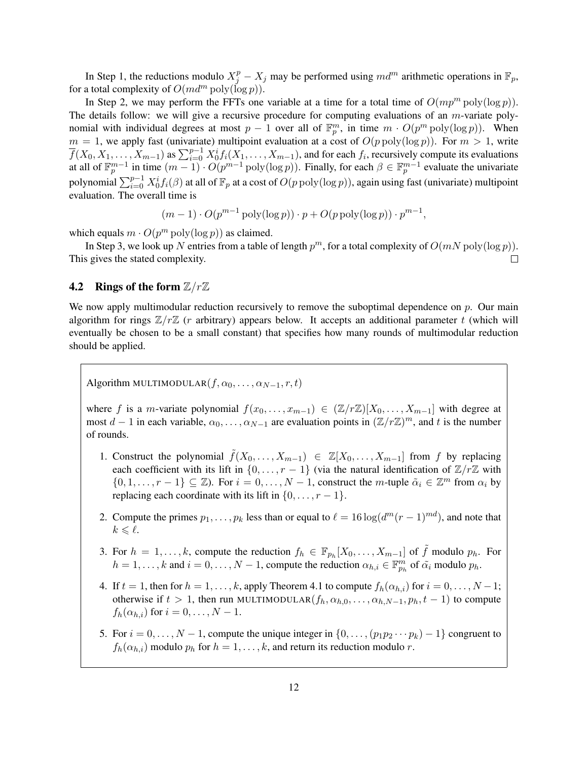In Step 1, the reductions modulo $X_j^p - X_j$ may be performed using $md^m$ arithmetic operations in $\mathbb{F}_p$, for a total complexity of $O(md^m \operatorname{poly}(\log p))$.

In Step 2, we may perform the FFTs one variable at a time for a total time of $O(mp^m \operatorname{poly}(\log p))$. The details follow: we will give a recursive procedure for computing evaluations of an $m$-variate polynomial with individual degrees at most $p-1$ over all of $\mathbb{F}_p^m$, in time $m \cdot O(p^m \operatorname{poly}(\log p))$. When $m = 1$, we apply fast (univariate) multipoint evaluation at a cost of $O(p \operatorname{poly}(\log p))$. For $m > 1$, write $\overline{f}(X_0, X_1, \ldots, X_{m-1})$ as $\sum_{i=0}^{p-1} X_0^i f_i(X_1, \ldots, X_{m-1})$, and for each $f_i$, recursively compute its evaluations at all of $\mathbb{F}_p^{m-1}$ in time $(m-1) \cdot O(p^{m-1} \operatorname{poly}(\log p))$. Finally, for each $\beta \in \mathbb{F}_p^{m-1}$ evaluate the univariate polynomial $\sum_{i=0}^{p-1} X_0^i f_i(\beta)$ at all of $\mathbb{F}_p$ at a cost of $O(p \operatorname{poly}(\log p))$, again using fast (univariate) multipoint evaluation. The overall time is

$$(m-1) \cdot O(p^{m-1} \operatorname{poly}(\log p)) \cdot p + O(p \operatorname{poly}(\log p)) \cdot p^{m-1},$$

which equals $m \cdot O(p^m \operatorname{poly}(\log p))$ as claimed.

In Step 3, we look up $N$ entries from a table of length $p^m$, for a total complexity of $O(mN \operatorname{poly}(\log p))$. This gives the stated complexity. $\square$

### 4.2 Rings of the form $\mathbb{Z}/r\mathbb{Z}$

We now apply multimodular reduction recursively to remove the suboptimal dependence on $p$. Our main algorithm for rings $\mathbb{Z}/r\mathbb{Z}$ ($r$ arbitrary) appears below. It accepts an additional parameter $t$ (which will eventually be chosen to be a small constant) that specifies how many rounds of multimodular reduction should be applied.

Algorithm MULTIMODULAR$(f, \alpha_0, \ldots, \alpha_{N-1}, r, t)$

where $f$ is a $m$-variate polynomial $f(x_0, \ldots, x_{m-1}) \in (\mathbb{Z}/r\mathbb{Z})[X_0, \ldots, X_{m-1}]$ with degree at most $d-1$ in each variable, $\alpha_0, \ldots, \alpha_{N-1}$ are evaluation points in $(\mathbb{Z}/r\mathbb{Z})^m$, and $t$ is the number of rounds.

1. Construct the polynomial $\tilde{f}(X_0, \ldots, X_{m-1}) \in \mathbb{Z}[X_0, \ldots, X_{m-1}]$ from $f$ by replacing each coefficient with its lift in $\{0, \ldots, r-1\}$ (via the natural identification of $\mathbb{Z}/r\mathbb{Z}$ with $\{0, 1, \ldots, r-1\} \subseteq \mathbb{Z}$). For $i = 0, \ldots, N-1$, construct the $m$-tuple $\tilde{\alpha}_i \in \mathbb{Z}^m$ from $\alpha_i$ by replacing each coordinate with its lift in $\{0, \ldots, r-1\}$.
2. Compute the primes $p_1, \ldots, p_k$ less than or equal to $\ell = 16 \log(d^m (r-1)^{md})$, and note that $k \leqslant \ell$.
3. For $h = 1, \ldots, k$, compute the reduction $f_h \in \mathbb{F}_{p_h}[X_0, \ldots, X_{m-1}]$ of $\tilde{f}$ modulo $p_h$. For $h = 1, \ldots, k$ and $i = 0, \ldots, N-1$, compute the reduction $\alpha_{h,i} \in \mathbb{F}_{p_h}^m$ of $\tilde{\alpha}_i$ modulo $p_h$.
4. If $t = 1$, then for $h = 1, \ldots, k$, apply Theorem 4.1 to compute $f_h(\alpha_{h,i})$ for $i = 0, \ldots, N-1$; otherwise if $t > 1$, then run MULTIMODULAR$(f_h, \alpha_{h,0}, \ldots, \alpha_{h,N-1}, p_h, t-1)$ to compute $f_h(\alpha_{h,i})$ for $i = 0, \ldots, N-1$.
5. For $i = 0, \ldots, N-1$, compute the unique integer in $\{0, \ldots, (p_1 p_2 \cdots p_k) - 1\}$ congruent to $f_h(\alpha_{h,i})$ modulo $p_h$ for $h = 1, \ldots, k$, and return its reduction modulo $r$.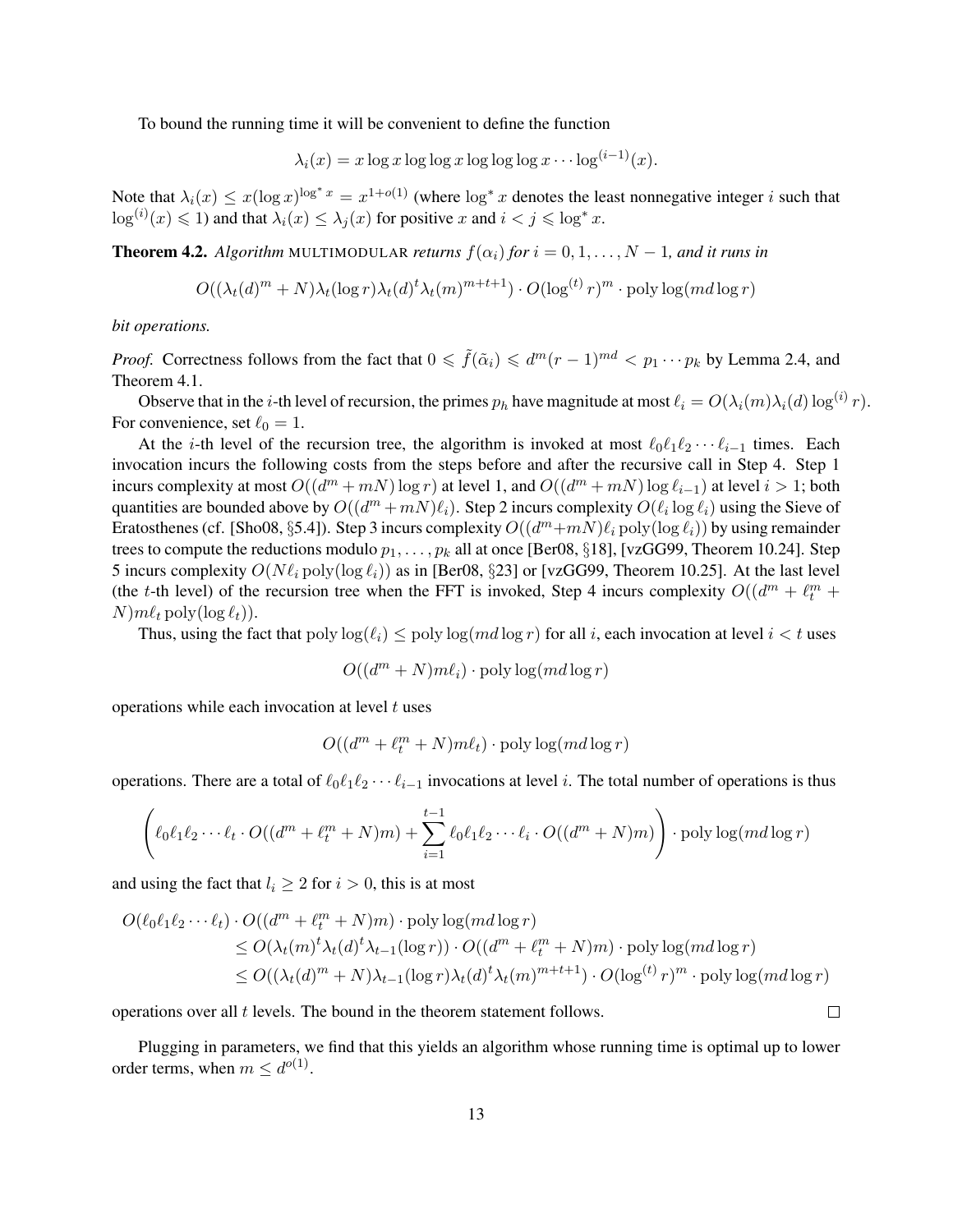To bound the running time it will be convenient to define the function

$$\lambda_i(x) = x \log x \log\log x \log\log\log x \cdots \log^{(i-1)}(x).$$

Note that $\lambda_i(x) \le x(\log x)^{\log^* x} = x^{1+o(1)}$ (where $\log^* x$ denotes the least nonnegative integer $i$ such that $\log^{(i)}(x) \leqslant 1$) and that $\lambda_i(x) \le \lambda_j(x)$ for positive $x$ and $i < j \leqslant \log^* x$.

**Theorem 4.2.** *Algorithm* MULTIMODULAR *returns $f(\alpha_i)$ for $i = 0, 1, \ldots, N-1$, and it runs in*

$$O((\lambda_t(d)^m + N)\lambda_t(\log r)\lambda_t(d)^t \lambda_t(m)^{m+t+1}) \cdot O(\log^{(t)} r)^m \cdot \operatorname{poly}\log(md\log r)$$

*bit operations.*

*Proof.* Correctness follows from the fact that $0 \leqslant \tilde{f}(\tilde{\alpha}_i) \leqslant d^m(r-1)^{md} < p_1 \cdots p_k$ by Lemma 2.4, and Theorem 4.1.

Observe that in the $i$-th level of recursion, the primes $p_h$ have magnitude at most $\ell_i = O(\lambda_i(m)\lambda_i(d)\log^{(i)} r)$. For convenience, set $\ell_0 = 1$.

At the $i$-th level of the recursion tree, the algorithm is invoked at most $\ell_0\ell_1\ell_2\cdots\ell_{i-1}$ times. Each invocation incurs the following costs from the steps before and after the recursive call in Step 4. Step 1 incurs complexity at most $O((d^m + mN)\log r)$ at level 1, and $O((d^m + mN)\log \ell_{i-1})$ at level $i > 1$; both quantities are bounded above by $O((d^m + mN)\ell_i)$. Step 2 incurs complexity $O(\ell_i \log \ell_i)$ using the Sieve of Eratosthenes (cf. [Sho08, §5.4]). Step 3 incurs complexity $O((d^m + mN)\ell_i \operatorname{poly}(\log \ell_i))$ by using remainder trees to compute the reductions modulo $p_1, \ldots, p_k$ all at once [Ber08, §18], [vzGG99, Theorem 10.24]. Step 5 incurs complexity $O(N\ell_i \operatorname{poly}(\log \ell_i))$ as in [Ber08, §23] or [vzGG99, Theorem 10.25]. At the last level (the $t$-th level) of the recursion tree when the FFT is invoked, Step 4 incurs complexity $O((d^m + \ell_t^m + N)m\ell_t \operatorname{poly}(\log \ell_t))$.

Thus, using the fact that $\operatorname{poly}\log(\ell_i) \le \operatorname{poly}\log(md\log r)$ for all $i$, each invocation at level $i < t$ uses

$$O((d^m + N)m\ell_i) \cdot \operatorname{poly}\log(md\log r)$$

operations while each invocation at level $t$ uses

$$O((d^m + \ell_t^m + N)m\ell_t) \cdot \operatorname{poly}\log(md\log r)$$

operations. There are a total of $\ell_0\ell_1\ell_2\cdots\ell_{i-1}$ invocations at level $i$. The total number of operations is thus

$$\left(\ell_0\ell_1\ell_2\cdots\ell_t \cdot O((d^m + \ell_t^m + N)m) + \sum_{i=1}^{t-1} \ell_0\ell_1\ell_2\cdots\ell_i \cdot O((d^m + N)m)\right) \cdot \operatorname{poly}\log(md\log r)$$

and using the fact that $l_i \ge 2$ for $i > 0$, this is at most

$$\begin{aligned}
O(\ell_0\ell_1\ell_2\cdots\ell_t) &\cdot O((d^m + \ell_t^m + N)m) \cdot \operatorname{poly}\log(md\log r) \\
&\le O(\lambda_t(m)^t\lambda_t(d)^t\lambda_{t-1}(\log r)) \cdot O((d^m + \ell_t^m + N)m) \cdot \operatorname{poly}\log(md\log r) \\
&\le O((\lambda_t(d)^m + N)\lambda_{t-1}(\log r)\lambda_t(d)^t\lambda_t(m)^{m+t+1}) \cdot O(\log^{(t)} r)^m \cdot \operatorname{poly}\log(md\log r)
\end{aligned}$$

operations over all $t$ levels. The bound in the theorem statement follows. $\square$

Plugging in parameters, we find that this yields an algorithm whose running time is optimal up to lower order terms, when $m \le d^{o(1)}$.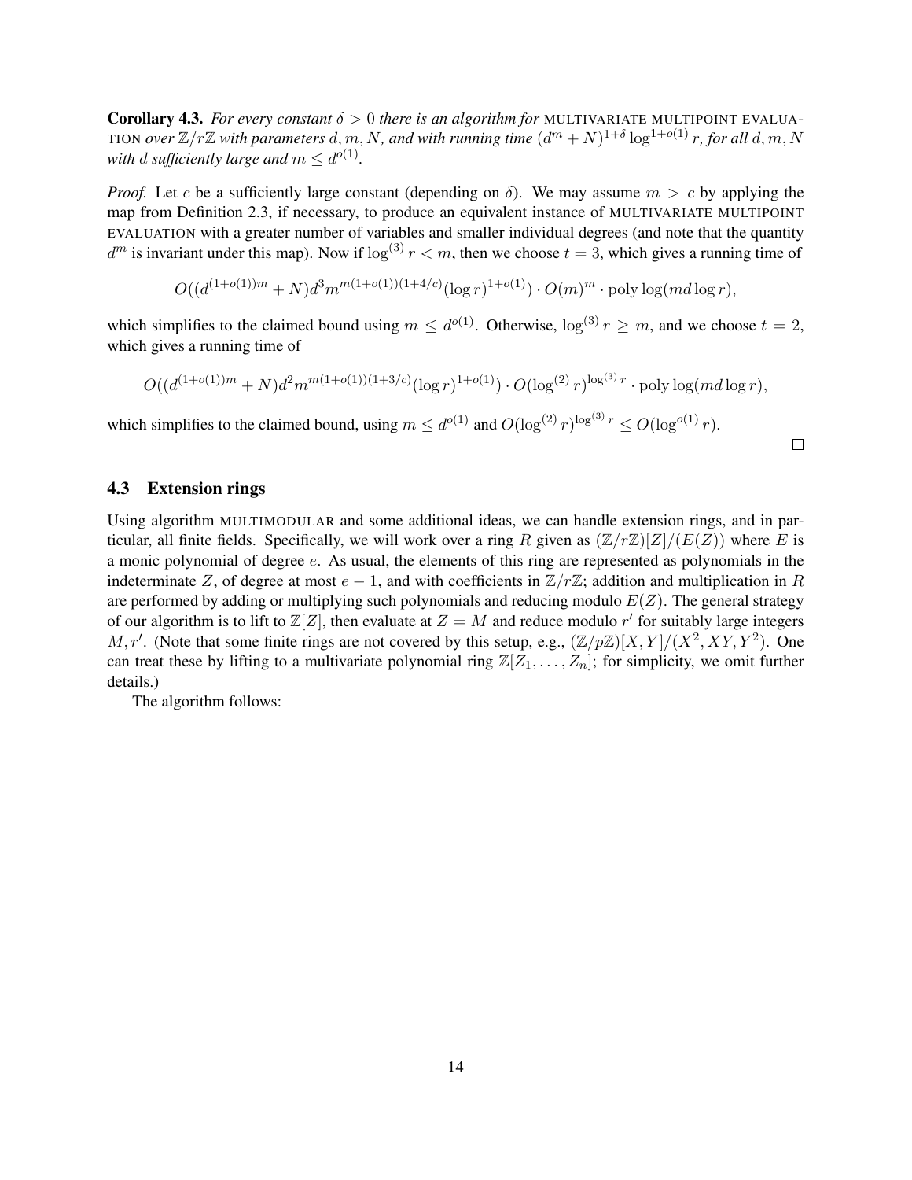**Corollary 4.3.** *For every constant $\delta > 0$ there is an algorithm for* MULTIVARIATE MULTIPOINT EVALUATION *over $\mathbb{Z}/r\mathbb{Z}$ with parameters $d, m, N$, and with running time $(d^m + N)^{1+\delta} \log^{1+o(1)} r$, for all $d, m, N$ with $d$ sufficiently large and $m \le d^{o(1)}$.*

*Proof.* Let $c$ be a sufficiently large constant (depending on $\delta$). We may assume $m > c$ by applying the map from Definition 2.3, if necessary, to produce an equivalent instance of MULTIVARIATE MULTIPOINT EVALUATION with a greater number of variables and smaller individual degrees (and note that the quantity $d^m$ is invariant under this map). Now if $\log^{(3)} r < m$, then we choose $t = 3$, which gives a running time of

$$O((d^{(1+o(1))m} + N)d^3 m^{m(1+o(1))(1+4/c)} (\log r)^{1+o(1)}) \cdot O(m)^m \cdot \operatorname{poly}\log(md \log r),$$

which simplifies to the claimed bound using $m \le d^{o(1)}$. Otherwise, $\log^{(3)} r \ge m$, and we choose $t = 2$, which gives a running time of

$$O((d^{(1+o(1))m} + N)d^2 m^{m(1+o(1))(1+3/c)} (\log r)^{1+o(1)}) \cdot O(\log^{(2)} r)^{\log^{(3)} r} \cdot \operatorname{poly}\log(md \log r),$$

which simplifies to the claimed bound, using $m \le d^{o(1)}$ and $O(\log^{(2)} r)^{\log^{(3)} r} \le O(\log^{o(1)} r)$. $\square$

### 4.3 Extension rings

Using algorithm MULTIMODULAR and some additional ideas, we can handle extension rings, and in particular, all finite fields. Specifically, we will work over a ring $R$ given as $(\mathbb{Z}/r\mathbb{Z})[Z]/(E(Z))$ where $E$ is a monic polynomial of degree $e$. As usual, the elements of this ring are represented as polynomials in the indeterminate $Z$, of degree at most $e - 1$, and with coefficients in $\mathbb{Z}/r\mathbb{Z}$; addition and multiplication in $R$ are performed by adding or multiplying such polynomials and reducing modulo $E(Z)$. The general strategy of our algorithm is to lift to $\mathbb{Z}[Z]$, then evaluate at $Z = M$ and reduce modulo $r'$ for suitably large integers $M, r'$. (Note that some finite rings are not covered by this setup, e.g., $(\mathbb{Z}/p\mathbb{Z})[X, Y]/(X^2, XY, Y^2)$. One can treat these by lifting to a multivariate polynomial ring $\mathbb{Z}[Z_1, \ldots, Z_n]$; for simplicity, we omit further details.)

The algorithm follows: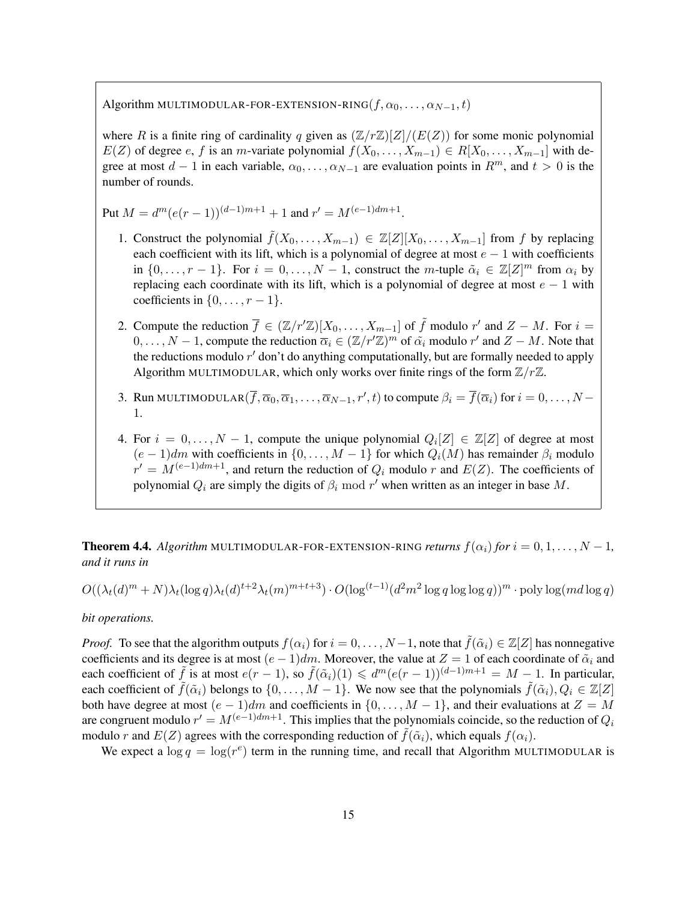Algorithm MULTIMODULAR-FOR-EXTENSION-RING$(f, \alpha_0, \dots, \alpha_{N-1}, t)$

where $R$ is a finite ring of cardinality $q$ given as $(\mathbb{Z}/r\mathbb{Z})[Z]/(E(Z))$ for some monic polynomial $E(Z)$ of degree $e$, $f$ is an $m$-variate polynomial $f(X_0, \dots, X_{m-1}) \in R[X_0, \dots, X_{m-1}]$ with degree at most $d-1$ in each variable, $\alpha_0, \dots, \alpha_{N-1}$ are evaluation points in $R^m$, and $t > 0$ is the number of rounds.

Put $M = d^m(e(r-1))^{(d-1)m+1} + 1$ and $r' = M^{(e-1)dm+1}$.

1. Construct the polynomial $\tilde{f}(X_0, \dots, X_{m-1}) \in \mathbb{Z}[Z][X_0, \dots, X_{m-1}]$ from $f$ by replacing each coefficient with its lift, which is a polynomial of degree at most $e-1$ with coefficients in $\{0, \dots, r-1\}$. For $i = 0, \dots, N-1$, construct the $m$-tuple $\tilde{\alpha}_i \in \mathbb{Z}[Z]^m$ from $\alpha_i$ by replacing each coordinate with its lift, which is a polynomial of degree at most $e-1$ with coefficients in $\{0, \dots, r-1\}$.

2. Compute the reduction $\overline{f} \in (\mathbb{Z}/r'\mathbb{Z})[X_0, \dots, X_{m-1}]$ of $\tilde{f}$ modulo $r'$ and $Z - M$. For $i = 0, \dots, N-1$, compute the reduction $\overline{\alpha}_i \in (\mathbb{Z}/r'\mathbb{Z})^m$ of $\tilde{\alpha}_i$ modulo $r'$ and $Z - M$. Note that the reductions modulo $r'$ don't do anything computationally, but are formally needed to apply Algorithm MULTIMODULAR, which only works over finite rings of the form $\mathbb{Z}/r\mathbb{Z}$.

3. Run MULTIMODULAR$(\overline{f}, \overline{\alpha}_0, \overline{\alpha}_1, \dots, \overline{\alpha}_{N-1}, r', t)$ to compute $\beta_i = \overline{f}(\overline{\alpha}_i)$ for $i = 0, \dots, N-1$.

4. For $i = 0, \dots, N-1$, compute the unique polynomial $Q_i[Z] \in \mathbb{Z}[Z]$ of degree at most $(e-1)dm$ with coefficients in $\{0, \dots, M-1\}$ for which $Q_i(M)$ has remainder $\beta_i$ modulo $r' = M^{(e-1)dm+1}$, and return the reduction of $Q_i$ modulo $r$ and $E(Z)$. The coefficients of polynomial $Q_i$ are simply the digits of $\beta_i \bmod r'$ when written as an integer in base $M$.

**Theorem 4.4.** *Algorithm* MULTIMODULAR-FOR-EXTENSION-RING *returns $f(\alpha_i)$ for $i = 0, 1, \dots, N-1$, and it runs in*

$$O((\lambda_t(d)^m + N)\lambda_t(\log q)\lambda_t(d)^{t+2}\lambda_t(m)^{m+t+3}) \cdot O(\log^{(t-1)}(d^2m^2 \log q \log\log q))^m \cdot \operatorname{poly}\log(md \log q)$$

*bit operations.*

*Proof.* To see that the algorithm outputs $f(\alpha_i)$ for $i = 0, \dots, N-1$, note that $\tilde{f}(\tilde{\alpha}_i) \in \mathbb{Z}[Z]$ has nonnegative coefficients and its degree is at most $(e-1)dm$. Moreover, the value at $Z = 1$ of each coordinate of $\tilde{\alpha}_i$ and each coefficient of $\tilde{f}$ is at most $e(r-1)$, so $\tilde{f}(\tilde{\alpha}_i)(1) \leqslant d^m(e(r-1))^{(d-1)m+1} = M - 1$. In particular, each coefficient of $\tilde{f}(\tilde{\alpha}_i)$ belongs to $\{0, \dots, M-1\}$. We now see that the polynomials $\tilde{f}(\tilde{\alpha}_i), Q_i \in \mathbb{Z}[Z]$ both have degree at most $(e-1)dm$ and coefficients in $\{0, \dots, M-1\}$, and their evaluations at $Z = M$ are congruent modulo $r' = M^{(e-1)dm+1}$. This implies that the polynomials coincide, so the reduction of $Q_i$ modulo $r$ and $E(Z)$ agrees with the corresponding reduction of $\tilde{f}(\tilde{\alpha}_i)$, which equals $f(\alpha_i)$.

We expect a $\log q = \log(r^e)$ term in the running time, and recall that Algorithm MULTIMODULAR is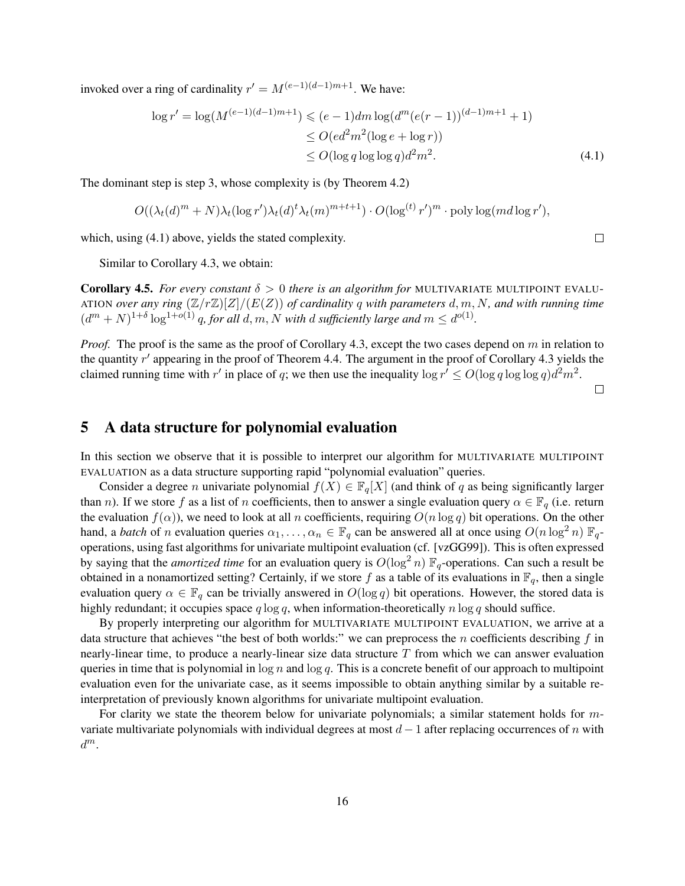invoked over a ring of cardinality $r' = M^{(e-1)(d-1)m+1}$. We have:

$$
\begin{aligned}
\log r' = \log(M^{(e-1)(d-1)m+1}) &\leqslant (e-1)dm \log(d^m(e(r-1))^{(d-1)m+1} + 1) \\
&\leq O(ed^2m^2(\log e + \log r)) \\
&\leq O(\log q \log\log q)d^2m^2. \qquad (4.1)
\end{aligned}
$$

The dominant step is step 3, whose complexity is (by Theorem 4.2)

$$
O((\lambda_t(d)^m + N)\lambda_t(\log r')\lambda_t(d)^t\lambda_t(m)^{m+t+1}) \cdot O(\log^{(t)} r')^m \cdot \operatorname{poly}\log(md \log r'),
$$

which, using (4.1) above, yields the stated complexity. □

Similar to Corollary 4.3, we obtain:

**Corollary 4.5.** *For every constant $\delta > 0$ there is an algorithm for* MULTIVARIATE MULTIPOINT EVALUATION *over any ring $(\mathbb{Z}/r\mathbb{Z})[Z]/(E(Z))$ of cardinality $q$ with parameters $d, m, N$, and with running time $(d^m + N)^{1+\delta} \log^{1+o(1)} q$, for all $d, m, N$ with $d$ sufficiently large and $m \leq d^{o(1)}$.*

*Proof.* The proof is the same as the proof of Corollary 4.3, except the two cases depend on $m$ in relation to the quantity $r'$ appearing in the proof of Theorem 4.4. The argument in the proof of Corollary 4.3 yields the claimed running time with $r'$ in place of $q$; we then use the inequality $\log r' \leq O(\log q \log\log q)d^2m^2$. □

## 5 A data structure for polynomial evaluation

In this section we observe that it is possible to interpret our algorithm for MULTIVARIATE MULTIPOINT EVALUATION as a data structure supporting rapid "polynomial evaluation" queries.

Consider a degree $n$ univariate polynomial $f(X) \in \mathbb{F}_q[X]$ (and think of $q$ as being significantly larger than $n$). If we store $f$ as a list of $n$ coefficients, then to answer a single evaluation query $\alpha \in \mathbb{F}_q$ (i.e. return the evaluation $f(\alpha)$), we need to look at all $n$ coefficients, requiring $O(n \log q)$ bit operations. On the other hand, a *batch* of $n$ evaluation queries $\alpha_1, \ldots, \alpha_n \in \mathbb{F}_q$ can be answered all at once using $O(n \log^2 n)$ $\mathbb{F}_q$-operations, using fast algorithms for univariate multipoint evaluation (cf. [vzGG99]). This is often expressed by saying that the *amortized time* for an evaluation query is $O(\log^2 n)$ $\mathbb{F}_q$-operations. Can such a result be obtained in a nonamortized setting? Certainly, if we store $f$ as a table of its evaluations in $\mathbb{F}_q$, then a single evaluation query $\alpha \in \mathbb{F}_q$ can be trivially answered in $O(\log q)$ bit operations. However, the stored data is highly redundant; it occupies space $q \log q$, when information-theoretically $n \log q$ should suffice.

By properly interpreting our algorithm for MULTIVARIATE MULTIPOINT EVALUATION, we arrive at a data structure that achieves "the best of both worlds:" we can preprocess the $n$ coefficients describing $f$ in nearly-linear time, to produce a nearly-linear size data structure $T$ from which we can answer evaluation queries in time that is polynomial in $\log n$ and $\log q$. This is a concrete benefit of our approach to multipoint evaluation even for the univariate case, as it seems impossible to obtain anything similar by a suitable re-interpretation of previously known algorithms for univariate multipoint evaluation.

For clarity we state the theorem below for univariate polynomials; a similar statement holds for $m$-variate multivariate polynomials with individual degrees at most $d-1$ after replacing occurrences of $n$ with $d^m$.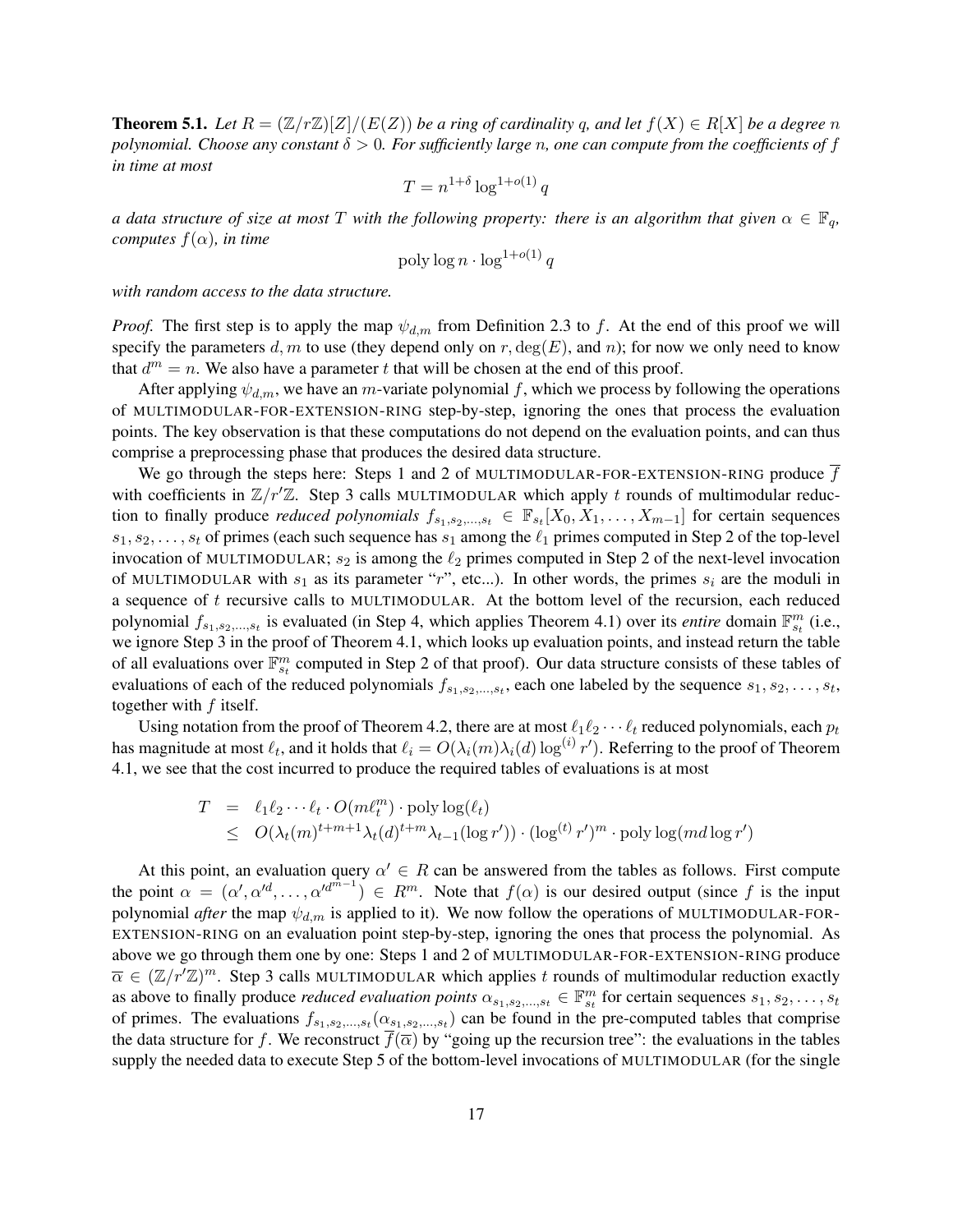**Theorem 5.1.** *Let $R = (\mathbb{Z}/r\mathbb{Z})[Z]/(E(Z))$ be a ring of cardinality $q$, and let $f(X) \in R[X]$ be a degree $n$ polynomial. Choose any constant $\delta > 0$. For sufficiently large $n$, one can compute from the coefficients of $f$ in time at most*

$$T = n^{1+\delta} \log^{1+o(1)} q$$

*a data structure of size at most $T$ with the following property: there is an algorithm that given $\alpha \in \mathbb{F}_q$, computes $f(\alpha)$, in time*

$$\text{poly} \log n \cdot \log^{1+o(1)} q$$

*with random access to the data structure.*

*Proof.* The first step is to apply the map $\psi_{d,m}$ from Definition 2.3 to $f$. At the end of this proof we will specify the parameters $d, m$ to use (they depend only on $r, \deg(E)$, and $n$); for now we only need to know that $d^m = n$. We also have a parameter $t$ that will be chosen at the end of this proof.

After applying $\psi_{d,m}$, we have an $m$-variate polynomial $f$, which we process by following the operations of MULTIMODULAR-FOR-EXTENSION-RING step-by-step, ignoring the ones that process the evaluation points. The key observation is that these computations do not depend on the evaluation points, and can thus comprise a preprocessing phase that produces the desired data structure.

We go through the steps here: Steps 1 and 2 of MULTIMODULAR-FOR-EXTENSION-RING produce $\overline{f}$ with coefficients in $\mathbb{Z}/r'\mathbb{Z}$. Step 3 calls MULTIMODULAR which apply $t$ rounds of multimodular reduction to finally produce *reduced polynomials* $f_{s_1,s_2,\ldots,s_t} \in \mathbb{F}_{s_t}[X_0, X_1, \ldots, X_{m-1}]$ for certain sequences $s_1, s_2, \ldots, s_t$ of primes (each such sequence has $s_1$ among the $\ell_1$ primes computed in Step 2 of the top-level invocation of MULTIMODULAR; $s_2$ is among the $\ell_2$ primes computed in Step 2 of the next-level invocation of MULTIMODULAR with $s_1$ as its parameter "$r$", etc...). In other words, the primes $s_i$ are the moduli in a sequence of $t$ recursive calls to MULTIMODULAR. At the bottom level of the recursion, each reduced polynomial $f_{s_1,s_2,\ldots,s_t}$ is evaluated (in Step 4, which applies Theorem 4.1) over its *entire* domain $\mathbb{F}_{s_t}^m$ (i.e., we ignore Step 3 in the proof of Theorem 4.1, which looks up evaluation points, and instead return the table of all evaluations over $\mathbb{F}_{s_t}^m$ computed in Step 2 of that proof). Our data structure consists of these tables of evaluations of each of the reduced polynomials $f_{s_1,s_2,\ldots,s_t}$, each one labeled by the sequence $s_1, s_2, \ldots, s_t$, together with $f$ itself.

Using notation from the proof of Theorem 4.2, there are at most $\ell_1\ell_2\cdots\ell_t$ reduced polynomials, each $p_t$ has magnitude at most $\ell_t$, and it holds that $\ell_i = O(\lambda_i(m)\lambda_i(d)\log^{(i)} r')$. Referring to the proof of Theorem 4.1, we see that the cost incurred to produce the required tables of evaluations is at most

$$\begin{aligned}
T &= \ell_1\ell_2\cdots\ell_t \cdot O(m\ell_t^m) \cdot \text{poly}\log(\ell_t) \\
&\leq O(\lambda_t(m)^{t+m+1}\lambda_t(d)^{t+m}\lambda_{t-1}(\log r')) \cdot (\log^{(t)} r')^m \cdot \text{poly}\log(md\log r')
\end{aligned}$$

At this point, an evaluation query $\alpha' \in R$ can be answered from the tables as follows. First compute the point $\alpha = (\alpha', \alpha'^d, \ldots, \alpha'^{d^{m-1}}) \in R^m$. Note that $f(\alpha)$ is our desired output (since $f$ is the input polynomial *after* the map $\psi_{d,m}$ is applied to it). We now follow the operations of MULTIMODULAR-FOR-EXTENSION-RING on an evaluation point step-by-step, ignoring the ones that process the polynomial. As above we go through them one by one: Steps 1 and 2 of MULTIMODULAR-FOR-EXTENSION-RING produce $\overline{\alpha} \in (\mathbb{Z}/r'\mathbb{Z})^m$. Step 3 calls MULTIMODULAR which applies $t$ rounds of multimodular reduction exactly as above to finally produce *reduced evaluation points* $\alpha_{s_1,s_2,\ldots,s_t} \in \mathbb{F}_{s_t}^m$ for certain sequences $s_1, s_2, \ldots, s_t$ of primes. The evaluations $f_{s_1,s_2,\ldots,s_t}(\alpha_{s_1,s_2,\ldots,s_t})$ can be found in the pre-computed tables that comprise the data structure for $f$. We reconstruct $\overline{f}(\overline{\alpha})$ by "going up the recursion tree": the evaluations in the tables supply the needed data to execute Step 5 of the bottom-level invocations of MULTIMODULAR (for the single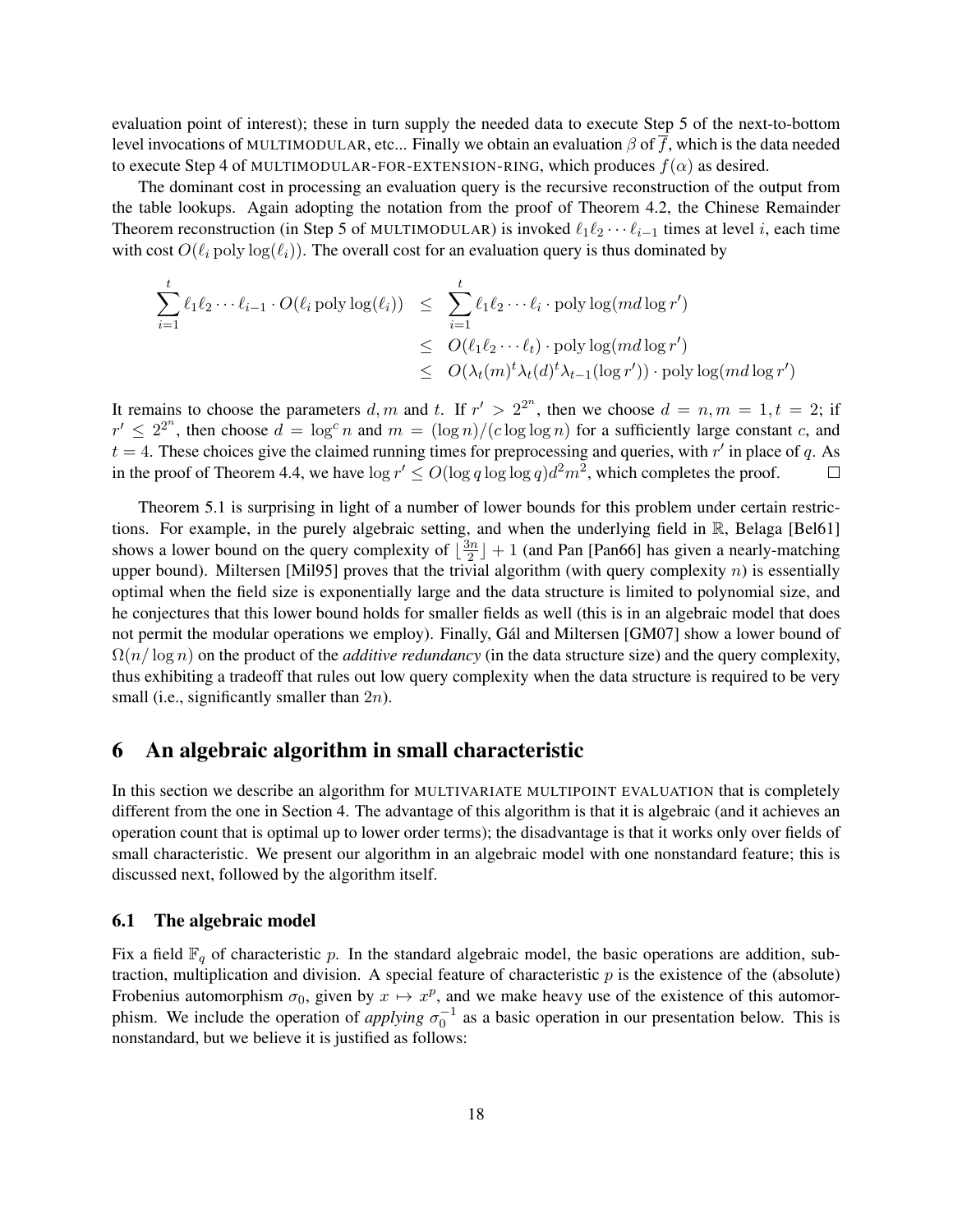evaluation point of interest); these in turn supply the needed data to execute Step 5 of the next-to-bottom level invocations of MULTIMODULAR, etc... Finally we obtain an evaluation $\beta$ of $\overline{f}$, which is the data needed to execute Step 4 of MULTIMODULAR-FOR-EXTENSION-RING, which produces $f(\alpha)$ as desired.

The dominant cost in processing an evaluation query is the recursive reconstruction of the output from the table lookups. Again adopting the notation from the proof of Theorem 4.2, the Chinese Remainder Theorem reconstruction (in Step 5 of MULTIMODULAR) is invoked $\ell_1\ell_2\cdots\ell_{i-1}$ times at level $i$, each time with cost $O(\ell_i \operatorname{poly}\log(\ell_i))$. The overall cost for an evaluation query is thus dominated by

$$
\begin{aligned}
\sum_{i=1}^{t} \ell_1\ell_2\cdots\ell_{i-1}\cdot O(\ell_i \operatorname{poly}\log(\ell_i)) &\leq \sum_{i=1}^{t} \ell_1\ell_2\cdots\ell_i \cdot \operatorname{poly}\log(md\log r') \\
&\leq O(\ell_1\ell_2\cdots\ell_t)\cdot \operatorname{poly}\log(md\log r') \\
&\leq O(\lambda_t(m)^t\lambda_t(d)^t\lambda_{t-1}(\log r'))\cdot \operatorname{poly}\log(md\log r')
\end{aligned}
$$

It remains to choose the parameters $d, m$ and $t$. If $r' > 2^{2^n}$, then we choose $d = n, m = 1, t = 2$; if $r' \leq 2^{2^n}$, then choose $d = \log^c n$ and $m = (\log n)/(c\log\log n)$ for a sufficiently large constant $c$, and $t = 4$. These choices give the claimed running times for preprocessing and queries, with $r'$ in place of $q$. As in the proof of Theorem 4.4, we have $\log r' \leq O(\log q\log\log q)d^2m^2$, which completes the proof. $\square$

Theorem 5.1 is surprising in light of a number of lower bounds for this problem under certain restrictions. For example, in the purely algebraic setting, and when the underlying field in $\mathbb{R}$, Belaga [Bel61] shows a lower bound on the query complexity of $\lfloor\frac{3n}{2}\rfloor + 1$ (and Pan [Pan66] has given a nearly-matching upper bound). Miltersen [Mil95] proves that the trivial algorithm (with query complexity $n$) is essentially optimal when the field size is exponentially large and the data structure is limited to polynomial size, and he conjectures that this lower bound holds for smaller fields as well (this is in an algebraic model that does not permit the modular operations we employ). Finally, Gál and Miltersen [GM07] show a lower bound of $\Omega(n/\log n)$ on the product of the *additive redundancy* (in the data structure size) and the query complexity, thus exhibiting a tradeoff that rules out low query complexity when the data structure is required to be very small (i.e., significantly smaller than $2n$).

## 6 An algebraic algorithm in small characteristic

In this section we describe an algorithm for MULTIVARIATE MULTIPOINT EVALUATION that is completely different from the one in Section 4. The advantage of this algorithm is that it is algebraic (and it achieves an operation count that is optimal up to lower order terms); the disadvantage is that it works only over fields of small characteristic. We present our algorithm in an algebraic model with one nonstandard feature; this is discussed next, followed by the algorithm itself.

### 6.1 The algebraic model

Fix a field $\mathbb{F}_q$ of characteristic $p$. In the standard algebraic model, the basic operations are addition, subtraction, multiplication and division. A special feature of characteristic $p$ is the existence of the (absolute) Frobenius automorphism $\sigma_0$, given by $x \mapsto x^p$, and we make heavy use of the existence of this automorphism. We include the operation of *applying* $\sigma_0^{-1}$ as a basic operation in our presentation below. This is nonstandard, but we believe it is justified as follows: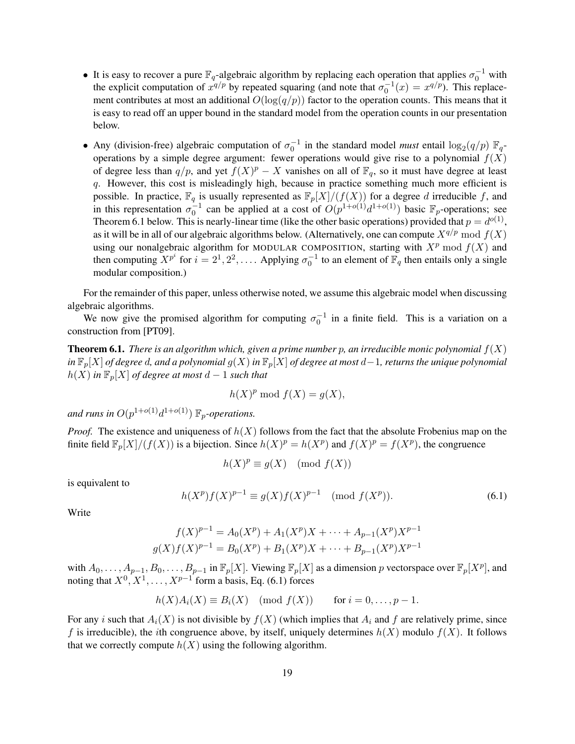- It is easy to recover a pure $\mathbb{F}_q$-algebraic algorithm by replacing each operation that applies $\sigma_0^{-1}$ with the explicit computation of $x^{q/p}$ by repeated squaring (and note that $\sigma_0^{-1}(x) = x^{q/p}$). This replacement contributes at most an additional $O(\log(q/p))$ factor to the operation counts. This means that it is easy to read off an upper bound in the standard model from the operation counts in our presentation below.

- Any (division-free) algebraic computation of $\sigma_0^{-1}$ in the standard model *must* entail $\log_2(q/p)$ $\mathbb{F}_q$-operations by a simple degree argument: fewer operations would give rise to a polynomial $f(X)$ of degree less than $q/p$, and yet $f(X)^p - X$ vanishes on all of $\mathbb{F}_q$, so it must have degree at least $q$. However, this cost is misleadingly high, because in practice something much more efficient is possible. In practice, $\mathbb{F}_q$ is usually represented as $\mathbb{F}_p[X]/(f(X))$ for a degree $d$ irreducible $f$, and in this representation $\sigma_0^{-1}$ can be applied at a cost of $O(p^{1+o(1)}d^{1+o(1)})$ basic $\mathbb{F}_p$-operations; see Theorem 6.1 below. This is nearly-linear time (like the other basic operations) provided that $p = d^{o(1)}$, as it will be in all of our algebraic algorithms below. (Alternatively, one can compute $X^{q/p} \bmod f(X)$ using our nonalgebraic algorithm for MODULAR COMPOSITION, starting with $X^p \bmod f(X)$ and then computing $X^{p^i}$ for $i = 2^1, 2^2, \ldots$. Applying $\sigma_0^{-1}$ to an element of $\mathbb{F}_q$ then entails only a single modular composition.)

For the remainder of this paper, unless otherwise noted, we assume this algebraic model when discussing algebraic algorithms.

We now give the promised algorithm for computing $\sigma_0^{-1}$ in a finite field. This is a variation on a construction from [PT09].

**Theorem 6.1.** *There is an algorithm which, given a prime number $p$, an irreducible monic polynomial $f(X)$ in $\mathbb{F}_p[X]$ of degree $d$, and a polynomial $g(X)$ in $\mathbb{F}_p[X]$ of degree at most $d-1$, returns the unique polynomial $h(X)$ in $\mathbb{F}_p[X]$ of degree at most $d-1$ such that*

$$h(X)^p \bmod f(X) = g(X),$$

*and runs in $O(p^{1+o(1)}d^{1+o(1)})$ $\mathbb{F}_p$-operations.*

*Proof.* The existence and uniqueness of $h(X)$ follows from the fact that the absolute Frobenius map on the finite field $\mathbb{F}_p[X]/(f(X))$ is a bijection. Since $h(X)^p = h(X^p)$ and $f(X)^p = f(X^p)$, the congruence

$$h(X)^p \equiv g(X) \pmod{f(X)}$$

is equivalent to

$$h(X^p)f(X)^{p-1} \equiv g(X)f(X)^{p-1} \pmod{f(X^p)}. \tag{6.1}$$

Write

$$f(X)^{p-1} = A_0(X^p) + A_1(X^p)X + \cdots + A_{p-1}(X^p)X^{p-1}$$
$$g(X)f(X)^{p-1} = B_0(X^p) + B_1(X^p)X + \cdots + B_{p-1}(X^p)X^{p-1}$$

with $A_0, \ldots, A_{p-1}, B_0, \ldots, B_{p-1}$ in $\mathbb{F}_p[X]$. Viewing $\mathbb{F}_p[X]$ as a dimension $p$ vectorspace over $\mathbb{F}_p[X^p]$, and noting that $X^0, X^1, \ldots, X^{p-1}$ form a basis, Eq. (6.1) forces

$$h(X)A_i(X) \equiv B_i(X) \pmod{f(X)} \qquad \text{for } i = 0, \ldots, p-1.$$

For any $i$ such that $A_i(X)$ is not divisible by $f(X)$ (which implies that $A_i$ and $f$ are relatively prime, since $f$ is irreducible), the $i$th congruence above, by itself, uniquely determines $h(X)$ modulo $f(X)$. It follows that we correctly compute $h(X)$ using the following algorithm.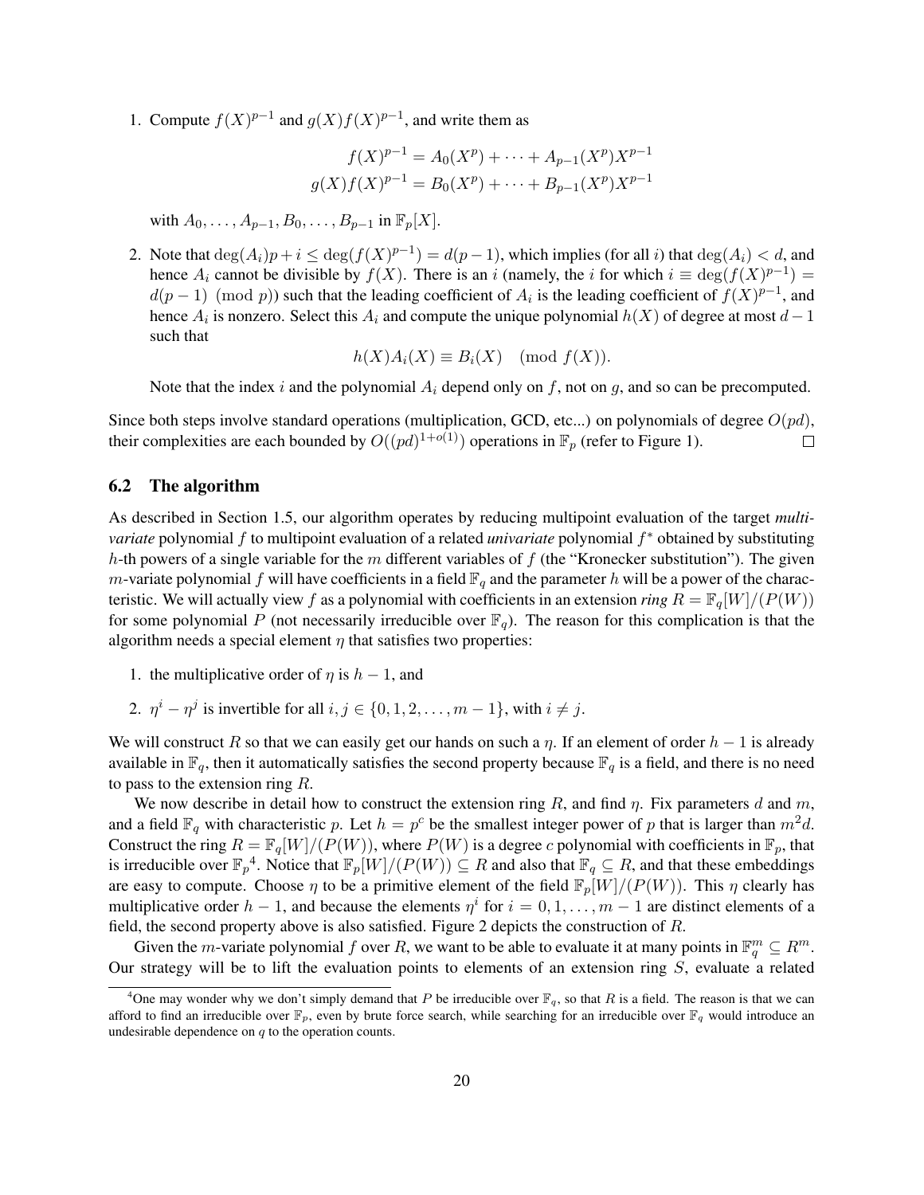1. Compute $f(X)^{p-1}$ and $g(X)f(X)^{p-1}$, and write them as

$$f(X)^{p-1} = A_0(X^p) + \cdots + A_{p-1}(X^p)X^{p-1}$$
$$g(X)f(X)^{p-1} = B_0(X^p) + \cdots + B_{p-1}(X^p)X^{p-1}$$

   with $A_0, \ldots, A_{p-1}, B_0, \ldots, B_{p-1}$ in $\mathbb{F}_p[X]$.

2. Note that $\deg(A_i)p + i \le \deg(f(X)^{p-1}) = d(p-1)$, which implies (for all $i$) that $\deg(A_i) < d$, and hence $A_i$ cannot be divisible by $f(X)$. There is an $i$ (namely, the $i$ for which $i \equiv \deg(f(X)^{p-1}) = d(p-1) \pmod{p}$) such that the leading coefficient of $A_i$ is the leading coefficient of $f(X)^{p-1}$, and hence $A_i$ is nonzero. Select this $A_i$ and compute the unique polynomial $h(X)$ of degree at most $d-1$ such that

$$h(X)A_i(X) \equiv B_i(X) \pmod{f(X)}.$$

   Note that the index $i$ and the polynomial $A_i$ depend only on $f$, not on $g$, and so can be precomputed.

Since both steps involve standard operations (multiplication, GCD, etc...) on polynomials of degree $O(pd)$, their complexities are each bounded by $O((pd)^{1+o(1)})$ operations in $\mathbb{F}_p$ (refer to Figure 1). □

## 6.2 The algorithm

As described in Section 1.5, our algorithm operates by reducing multipoint evaluation of the target *multivariate* polynomial $f$ to multipoint evaluation of a related *univariate* polynomial $f^*$ obtained by substituting $h$-th powers of a single variable for the $m$ different variables of $f$ (the "Kronecker substitution"). The given $m$-variate polynomial $f$ will have coefficients in a field $\mathbb{F}_q$ and the parameter $h$ will be a power of the characteristic. We will actually view $f$ as a polynomial with coefficients in an extension *ring* $R = \mathbb{F}_q[W]/(P(W))$ for some polynomial $P$ (not necessarily irreducible over $\mathbb{F}_q$). The reason for this complication is that the algorithm needs a special element $\eta$ that satisfies two properties:

1. the multiplicative order of $\eta$ is $h-1$, and
2. $\eta^i - \eta^j$ is invertible for all $i, j \in \{0, 1, 2, \ldots, m-1\}$, with $i \neq j$.

We will construct $R$ so that we can easily get our hands on such a $\eta$. If an element of order $h-1$ is already available in $\mathbb{F}_q$, then it automatically satisfies the second property because $\mathbb{F}_q$ is a field, and there is no need to pass to the extension ring $R$.

We now describe in detail how to construct the extension ring $R$, and find $\eta$. Fix parameters $d$ and $m$, and a field $\mathbb{F}_q$ with characteristic $p$. Let $h = p^c$ be the smallest integer power of $p$ that is larger than $m^2 d$. Construct the ring $R = \mathbb{F}_q[W]/(P(W))$, where $P(W)$ is a degree $c$ polynomial with coefficients in $\mathbb{F}_p$, that is irreducible over $\mathbb{F}_p$[4]. Notice that $\mathbb{F}_p[W]/(P(W)) \subseteq R$ and also that $\mathbb{F}_q \subseteq R$, and that these embeddings are easy to compute. Choose $\eta$ to be a primitive element of the field $\mathbb{F}_p[W]/(P(W))$. This $\eta$ clearly has multiplicative order $h-1$, and because the elements $\eta^i$ for $i = 0, 1, \ldots, m-1$ are distinct elements of a field, the second property above is also satisfied. Figure 2 depicts the construction of $R$.

Given the $m$-variate polynomial $f$ over $R$, we want to be able to evaluate it at many points in $\mathbb{F}_q^m \subseteq R^m$. Our strategy will be to lift the evaluation points to elements of an extension ring $S$, evaluate a related

[4] One may wonder why we don't simply demand that $P$ be irreducible over $\mathbb{F}_q$, so that $R$ is a field. The reason is that we can afford to find an irreducible over $\mathbb{F}_p$, even by brute force search, while searching for an irreducible over $\mathbb{F}_q$ would introduce an undesirable dependence on $q$ to the operation counts.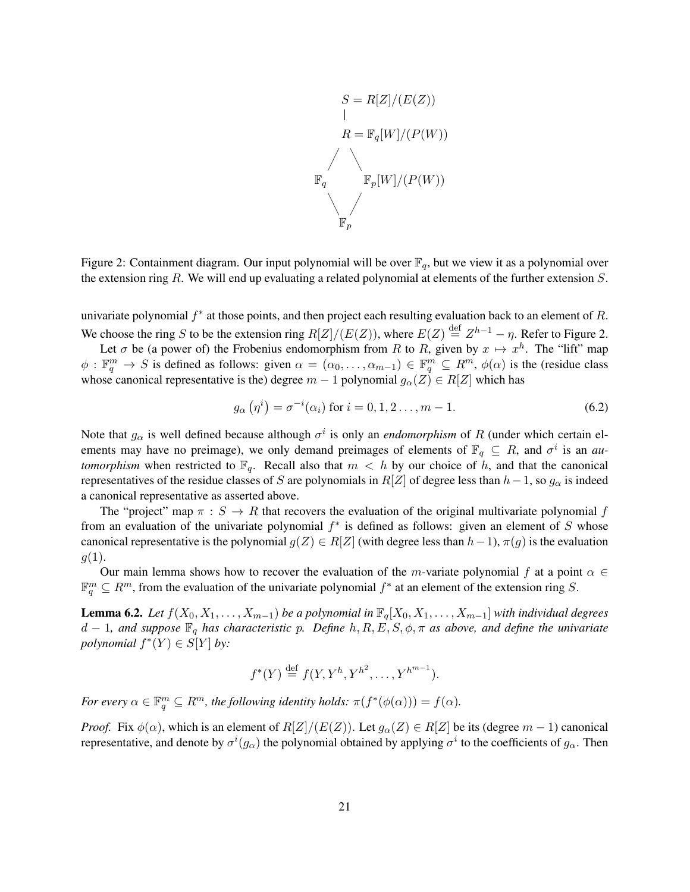$S = R[Z]/(E(Z))$

$R = \mathbb{F}_q[W]/(P(W))$

$\mathbb{F}_q$

$\mathbb{F}_p[W]/(P(W))$

$\mathbb{F}_p$

Figure 2: Containment diagram. Our input polynomial will be over $\mathbb{F}_q$, but we view it as a polynomial over the extension ring $R$. We will end up evaluating a related polynomial at elements of the further extension $S$.

univariate polynomial $f^*$ at those points, and then project each resulting evaluation back to an element of $R$. We choose the ring $S$ to be the extension ring $R[Z]/(E(Z))$, where $E(Z) \stackrel{\text{def}}{=} Z^{h-1} - \eta$. Refer to Figure 2.

Let $\sigma$ be (a power of) the Frobenius endomorphism from $R$ to $R$, given by $x \mapsto x^h$. The "lift" map $\phi : \mathbb{F}_q^m \to S$ is defined as follows: given $\alpha = (\alpha_0, \ldots, \alpha_{m-1}) \in \mathbb{F}_q^m \subseteq R^m$, $\phi(\alpha)$ is the (residue class whose canonical representative is the) degree $m-1$ polynomial $g_\alpha(Z) \in R[Z]$ which has

$$g_\alpha\left(\eta^i\right) = \sigma^{-i}(\alpha_i) \text{ for } i = 0, 1, 2 \ldots, m-1. \tag{6.2}$$

Note that $g_\alpha$ is well defined because although $\sigma^i$ is only an *endomorphism* of $R$ (under which certain elements may have no preimage), we only demand preimages of elements of $\mathbb{F}_q \subseteq R$, and $\sigma^i$ is an *automorphism* when restricted to $\mathbb{F}_q$. Recall also that $m < h$ by our choice of $h$, and that the canonical representatives of the residue classes of $S$ are polynomials in $R[Z]$ of degree less than $h-1$, so $g_\alpha$ is indeed a canonical representative as asserted above.

The "project" map $\pi : S \to R$ that recovers the evaluation of the original multivariate polynomial $f$ from an evaluation of the univariate polynomial $f^*$ is defined as follows: given an element of $S$ whose canonical representative is the polynomial $g(Z) \in R[Z]$ (with degree less than $h-1$), $\pi(g)$ is the evaluation $g(1)$.

Our main lemma shows how to recover the evaluation of the $m$-variate polynomial $f$ at a point $\alpha \in \mathbb{F}_q^m \subseteq R^m$, from the evaluation of the univariate polynomial $f^*$ at an element of the extension ring $S$.

**Lemma 6.2.** *Let $f(X_0, X_1, \ldots, X_{m-1})$ be a polynomial in $\mathbb{F}_q[X_0, X_1, \ldots, X_{m-1}]$ with individual degrees $d-1$, and suppose $\mathbb{F}_q$ has characteristic $p$. Define $h, R, E, S, \phi, \pi$ as above, and define the univariate polynomial $f^*(Y) \in S[Y]$ by:*

$$f^*(Y) \stackrel{\text{def}}{=} f(Y, Y^h, Y^{h^2}, \ldots, Y^{h^{m-1}}).$$

*For every $\alpha \in \mathbb{F}_q^m \subseteq R^m$, the following identity holds: $\pi(f^*(\phi(\alpha))) = f(\alpha)$.*

*Proof.* Fix $\phi(\alpha)$, which is an element of $R[Z]/(E(Z))$. Let $g_\alpha(Z) \in R[Z]$ be its (degree $m-1$) canonical representative, and denote by $\sigma^i(g_\alpha)$ the polynomial obtained by applying $\sigma^i$ to the coefficients of $g_\alpha$. Then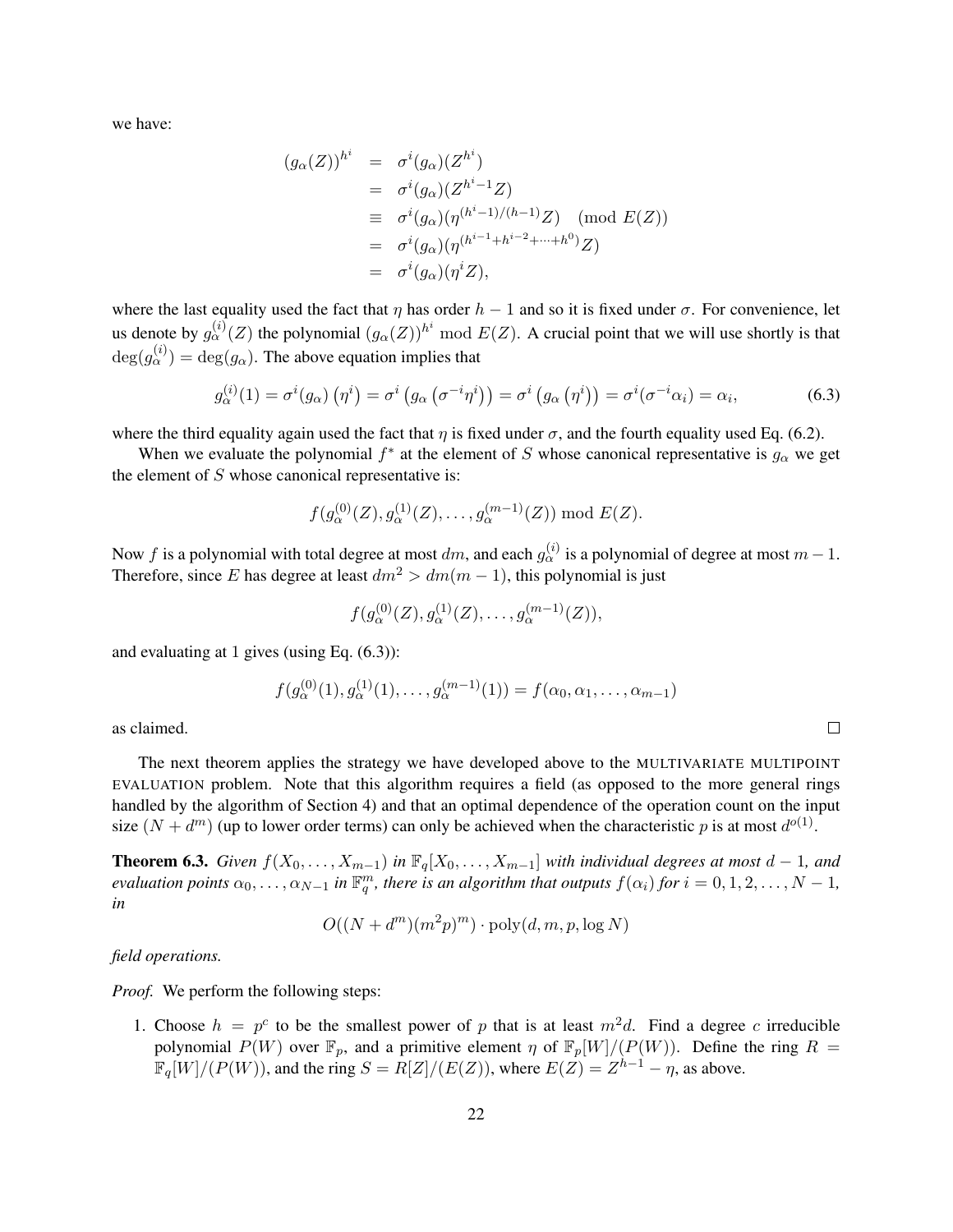we have:

$$
\begin{aligned}
(g_\alpha(Z))^{h^i} &= \sigma^i(g_\alpha)(Z^{h^i}) \\
&= \sigma^i(g_\alpha)(Z^{h^i-1}Z) \\
&\equiv \sigma^i(g_\alpha)(\eta^{(h^i-1)/(h-1)}Z) \pmod{E(Z)} \\
&= \sigma^i(g_\alpha)(\eta^{(h^{i-1}+h^{i-2}+\cdots+h^0)}Z) \\
&= \sigma^i(g_\alpha)(\eta^i Z),
\end{aligned}
$$

where the last equality used the fact that $\eta$ has order $h-1$ and so it is fixed under $\sigma$. For convenience, let us denote by $g_\alpha^{(i)}(Z)$ the polynomial $(g_\alpha(Z))^{h^i} \bmod E(Z)$. A crucial point that we will use shortly is that $\deg(g_\alpha^{(i)}) = \deg(g_\alpha)$. The above equation implies that

$$
g_\alpha^{(i)}(1) = \sigma^i(g_\alpha)\left(\eta^i\right) = \sigma^i\left(g_\alpha\left(\sigma^{-i}\eta^i\right)\right) = \sigma^i\left(g_\alpha\left(\eta^i\right)\right) = \sigma^i(\sigma^{-i}\alpha_i) = \alpha_i, \tag{6.3}
$$

where the third equality again used the fact that $\eta$ is fixed under $\sigma$, and the fourth equality used Eq. (6.2).

When we evaluate the polynomial $f^*$ at the element of $S$ whose canonical representative is $g_\alpha$ we get the element of $S$ whose canonical representative is:

$$
f(g_\alpha^{(0)}(Z), g_\alpha^{(1)}(Z), \ldots, g_\alpha^{(m-1)}(Z)) \bmod E(Z).
$$

Now $f$ is a polynomial with total degree at most $dm$, and each $g_\alpha^{(i)}$ is a polynomial of degree at most $m-1$. Therefore, since $E$ has degree at least $dm^2 > dm(m-1)$, this polynomial is just

$$
f(g_\alpha^{(0)}(Z), g_\alpha^{(1)}(Z), \ldots, g_\alpha^{(m-1)}(Z)),
$$

and evaluating at 1 gives (using Eq. (6.3)):

$$
f(g_\alpha^{(0)}(1), g_\alpha^{(1)}(1), \ldots, g_\alpha^{(m-1)}(1)) = f(\alpha_0, \alpha_1, \ldots, \alpha_{m-1})
$$

as claimed. ∎

The next theorem applies the strategy we have developed above to the MULTIVARIATE MULTIPOINT EVALUATION problem. Note that this algorithm requires a field (as opposed to the more general rings handled by the algorithm of Section 4) and that an optimal dependence of the operation count on the input size $(N + d^m)$ (up to lower order terms) can only be achieved when the characteristic $p$ is at most $d^{o(1)}$.

**Theorem 6.3.** *Given $f(X_0, \ldots, X_{m-1})$ in $\mathbb{F}_q[X_0, \ldots, X_{m-1}]$ with individual degrees at most $d-1$, and evaluation points $\alpha_0, \ldots, \alpha_{N-1}$ in $\mathbb{F}_q^m$, there is an algorithm that outputs $f(\alpha_i)$ for $i = 0, 1, 2, \ldots, N-1$, in*

$$
O((N + d^m)(m^2 p)^m) \cdot \mathrm{poly}(d, m, p, \log N)
$$

*field operations.*

*Proof.* We perform the following steps:

1. Choose $h = p^c$ to be the smallest power of $p$ that is at least $m^2 d$. Find a degree $c$ irreducible polynomial $P(W)$ over $\mathbb{F}_p$, and a primitive element $\eta$ of $\mathbb{F}_p[W]/(P(W))$. Define the ring $R = \mathbb{F}_q[W]/(P(W))$, and the ring $S = R[Z]/(E(Z))$, where $E(Z) = Z^{h-1} - \eta$, as above.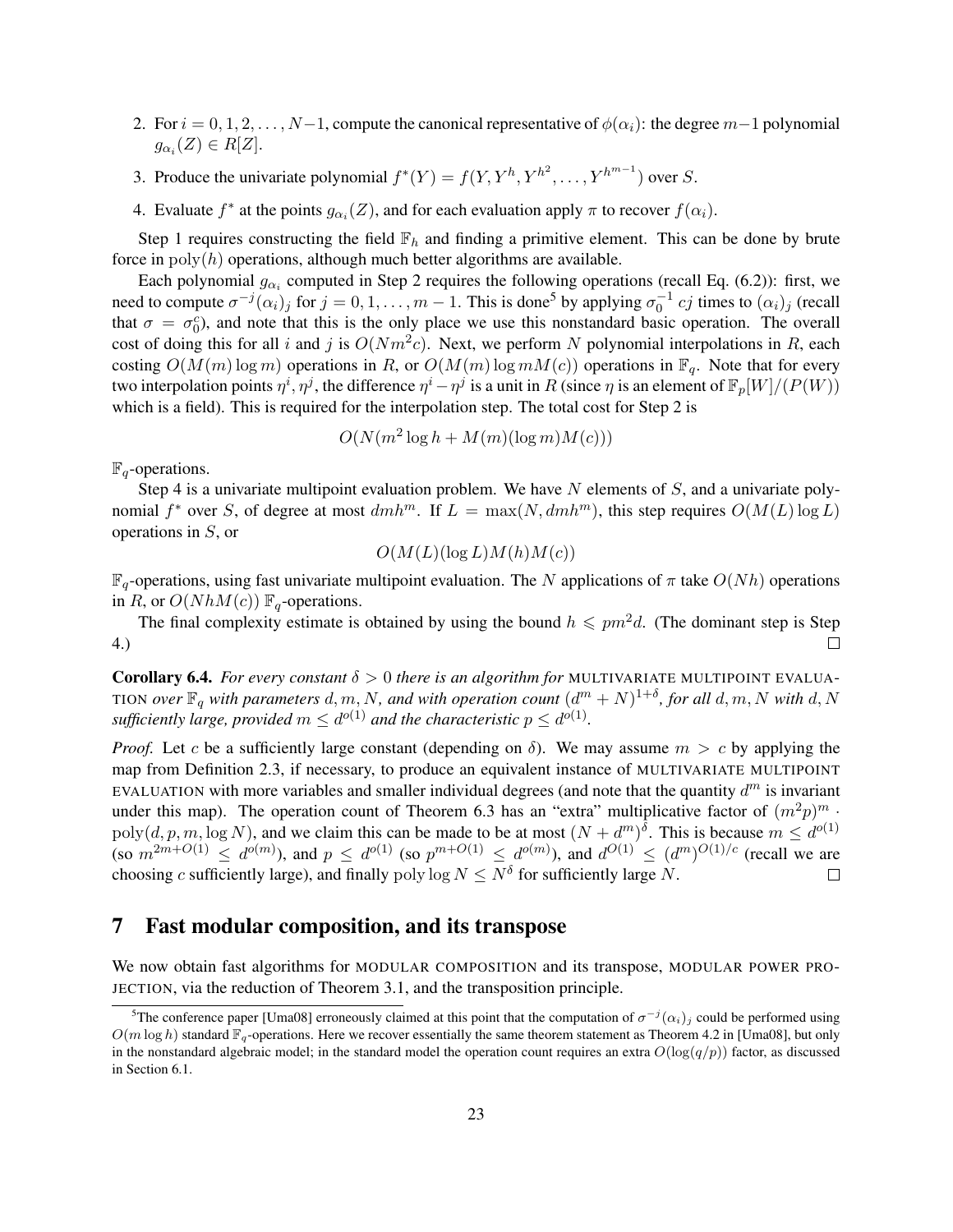2. For $i = 0, 1, 2, \ldots, N-1$, compute the canonical representative of $\phi(\alpha_i)$: the degree $m-1$ polynomial $g_{\alpha_i}(Z) \in R[Z]$.

3. Produce the univariate polynomial $f^*(Y) = f(Y, Y^h, Y^{h^2}, \ldots, Y^{h^{m-1}})$ over $S$.

4. Evaluate $f^*$ at the points $g_{\alpha_i}(Z)$, and for each evaluation apply $\pi$ to recover $f(\alpha_i)$.

Step 1 requires constructing the field $\mathbb{F}_h$ and finding a primitive element. This can be done by brute force in $\mathrm{poly}(h)$ operations, although much better algorithms are available.

Each polynomial $g_{\alpha_i}$ computed in Step 2 requires the following operations (recall Eq. (6.2)): first, we need to compute $\sigma^{-j}(\alpha_i)_j$ for $j = 0, 1, \ldots, m-1$. This is done[5] by applying $\sigma_0^{-1}$ $cj$ times to $(\alpha_i)_j$ (recall that $\sigma = \sigma_0^c$), and note that this is the only place we use this nonstandard basic operation. The overall cost of doing this for all $i$ and $j$ is $O(Nm^2c)$. Next, we perform $N$ polynomial interpolations in $R$, each costing $O(M(m)\log m)$ operations in $R$, or $O(M(m)\log mM(c))$ operations in $\mathbb{F}_q$. Note that for every two interpolation points $\eta^i, \eta^j$, the difference $\eta^i - \eta^j$ is a unit in $R$ (since $\eta$ is an element of $\mathbb{F}_p[W]/(P(W))$ which is a field). This is required for the interpolation step. The total cost for Step 2 is

$$O(N(m^2 \log h + M(m)(\log m)M(c)))$$

$\mathbb{F}_q$-operations.

Step 4 is a univariate multipoint evaluation problem. We have $N$ elements of $S$, and a univariate polynomial $f^*$ over $S$, of degree at most $dmh^m$. If $L = \max(N, dmh^m)$, this step requires $O(M(L)\log L)$ operations in $S$, or

$$O(M(L)(\log L)M(h)M(c))$$

$\mathbb{F}_q$-operations, using fast univariate multipoint evaluation. The $N$ applications of $\pi$ take $O(Nh)$ operations in $R$, or $O(NhM(c))$ $\mathbb{F}_q$-operations.

The final complexity estimate is obtained by using the bound $h \leqslant pm^2d$. (The dominant step is Step 4.) $\square$

**Corollary 6.4.** *For every constant $\delta > 0$ there is an algorithm for* MULTIVARIATE MULTIPOINT EVALUATION *over $\mathbb{F}_q$ with parameters $d, m, N$, and with operation count $(d^m + N)^{1+\delta}$, for all $d, m, N$ with $d, N$ sufficiently large, provided $m \leq d^{o(1)}$ and the characteristic $p \leq d^{o(1)}$.*

*Proof.* Let $c$ be a sufficiently large constant (depending on $\delta$). We may assume $m > c$ by applying the map from Definition 2.3, if necessary, to produce an equivalent instance of MULTIVARIATE MULTIPOINT EVALUATION with more variables and smaller individual degrees (and note that the quantity $d^m$ is invariant under this map). The operation count of Theorem 6.3 has an "extra" multiplicative factor of $(m^2p)^m \cdot \mathrm{poly}(d, p, m, \log N)$, and we claim this can be made to be at most $(N + d^m)^\delta$. This is because $m \leq d^{o(1)}$ (so $m^{2m+O(1)} \leq d^{o(m)}$), and $p \leq d^{o(1)}$ (so $p^{m+O(1)} \leq d^{o(m)}$), and $d^{O(1)} \leq (d^m)^{O(1)/c}$ (recall we are choosing $c$ sufficiently large), and finally $\mathrm{poly}\log N \leq N^\delta$ for sufficiently large $N$. $\square$

# 7 Fast modular composition, and its transpose

We now obtain fast algorithms for MODULAR COMPOSITION and its transpose, MODULAR POWER PROJECTION, via the reduction of Theorem 3.1, and the transposition principle.

[5] The conference paper [Uma08] erroneously claimed at this point that the computation of $\sigma^{-j}(\alpha_i)_j$ could be performed using $O(m \log h)$ standard $\mathbb{F}_q$-operations. Here we recover essentially the same theorem statement as Theorem 4.2 in [Uma08], but only in the nonstandard algebraic model; in the standard model the operation count requires an extra $O(\log(q/p))$ factor, as discussed in Section 6.1.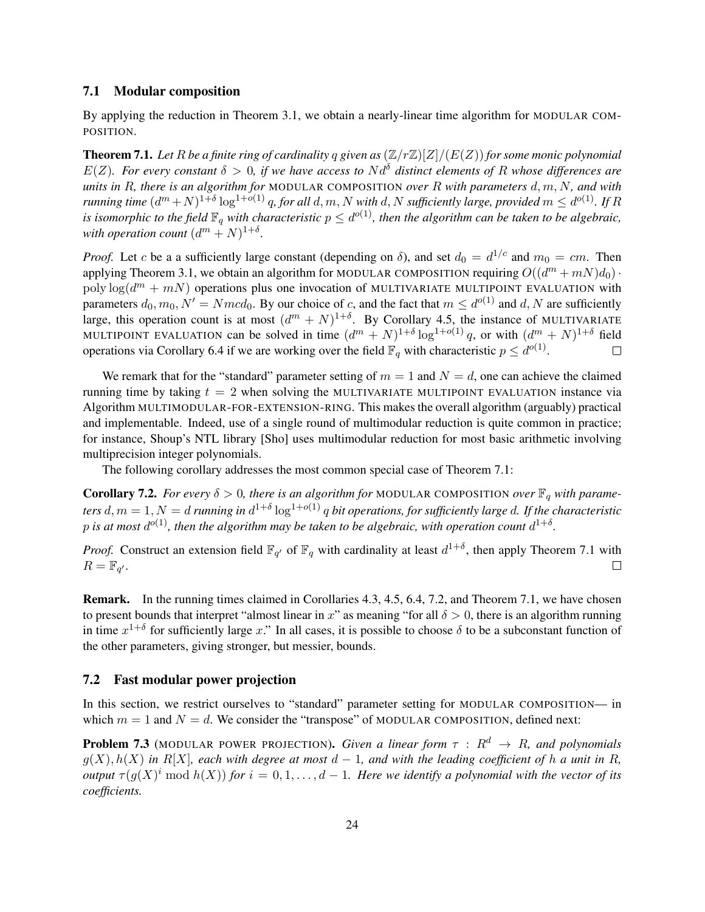### 7.1 Modular composition

By applying the reduction in Theorem 3.1, we obtain a nearly-linear time algorithm for MODULAR COMPOSITION.

**Theorem 7.1.** *Let $R$ be a finite ring of cardinality $q$ given as $(\mathbb{Z}/r\mathbb{Z})[Z]/(E(Z))$ for some monic polynomial $E(Z)$. For every constant $\delta > 0$, if we have access to $Nd^{\delta}$ distinct elements of $R$ whose differences are units in $R$, there is an algorithm for* MODULAR COMPOSITION *over $R$ with parameters $d, m, N$, and with running time $(d^m + N)^{1+\delta} \log^{1+o(1)} q$, for all $d, m, N$ with $d, N$ sufficiently large, provided $m \leq d^{o(1)}$. If $R$ is isomorphic to the field $\mathbb{F}_q$ with characteristic $p \leq d^{o(1)}$, then the algorithm can be taken to be algebraic, with operation count $(d^m + N)^{1+\delta}$.*

*Proof.* Let $c$ be a a sufficiently large constant (depending on $\delta$), and set $d_0 = d^{1/c}$ and $m_0 = cm$. Then applying Theorem 3.1, we obtain an algorithm for MODULAR COMPOSITION requiring $O((d^m + mN)d_0) \cdot \text{poly}\log(d^m + mN)$ operations plus one invocation of MULTIVARIATE MULTIPOINT EVALUATION with parameters $d_0, m_0, N' = Nmcd_0$. By our choice of $c$, and the fact that $m \leq d^{o(1)}$ and $d, N$ are sufficiently large, this operation count is at most $(d^m + N)^{1+\delta}$. By Corollary 4.5, the instance of MULTIVARIATE MULTIPOINT EVALUATION can be solved in time $(d^m + N)^{1+\delta} \log^{1+o(1)} q$, or with $(d^m + N)^{1+\delta}$ field operations via Corollary 6.4 if we are working over the field $\mathbb{F}_q$ with characteristic $p \leq d^{o(1)}$. □

We remark that for the "standard" parameter setting of $m = 1$ and $N = d$, one can achieve the claimed running time by taking $t = 2$ when solving the MULTIVARIATE MULTIPOINT EVALUATION instance via Algorithm MULTIMODULAR-FOR-EXTENSION-RING. This makes the overall algorithm (arguably) practical and implementable. Indeed, use of a single round of multimodular reduction is quite common in practice; for instance, Shoup's NTL library [Sho] uses multimodular reduction for most basic arithmetic involving multiprecision integer polynomials.

The following corollary addresses the most common special case of Theorem 7.1:

**Corollary 7.2.** *For every $\delta > 0$, there is an algorithm for* MODULAR COMPOSITION *over $\mathbb{F}_q$ with parameters $d, m = 1, N = d$ running in $d^{1+\delta} \log^{1+o(1)} q$ bit operations, for sufficiently large $d$. If the characteristic $p$ is at most $d^{o(1)}$, then the algorithm may be taken to be algebraic, with operation count $d^{1+\delta}$.*

*Proof.* Construct an extension field $\mathbb{F}_{q'}$ of $\mathbb{F}_q$ with cardinality at least $d^{1+\delta}$, then apply Theorem 7.1 with $R = \mathbb{F}_{q'}$. □

**Remark.** In the running times claimed in Corollaries 4.3, 4.5, 6.4, 7.2, and Theorem 7.1, we have chosen to present bounds that interpret "almost linear in $x$" as meaning "for all $\delta > 0$, there is an algorithm running in time $x^{1+\delta}$ for sufficiently large $x$." In all cases, it is possible to choose $\delta$ to be a subconstant function of the other parameters, giving stronger, but messier, bounds.

### 7.2 Fast modular power projection

In this section, we restrict ourselves to "standard" parameter setting for MODULAR COMPOSITION— in which $m = 1$ and $N = d$. We consider the "transpose" of MODULAR COMPOSITION, defined next:

**Problem 7.3** (MODULAR POWER PROJECTION). *Given a linear form $\tau : R^d \to R$, and polynomials $g(X), h(X)$ in $R[X]$, each with degree at most $d - 1$, and with the leading coefficient of $h$ a unit in $R$, output $\tau(g(X)^i \bmod h(X))$ for $i = 0, 1, \ldots, d - 1$. Here we identify a polynomial with the vector of its coefficients.*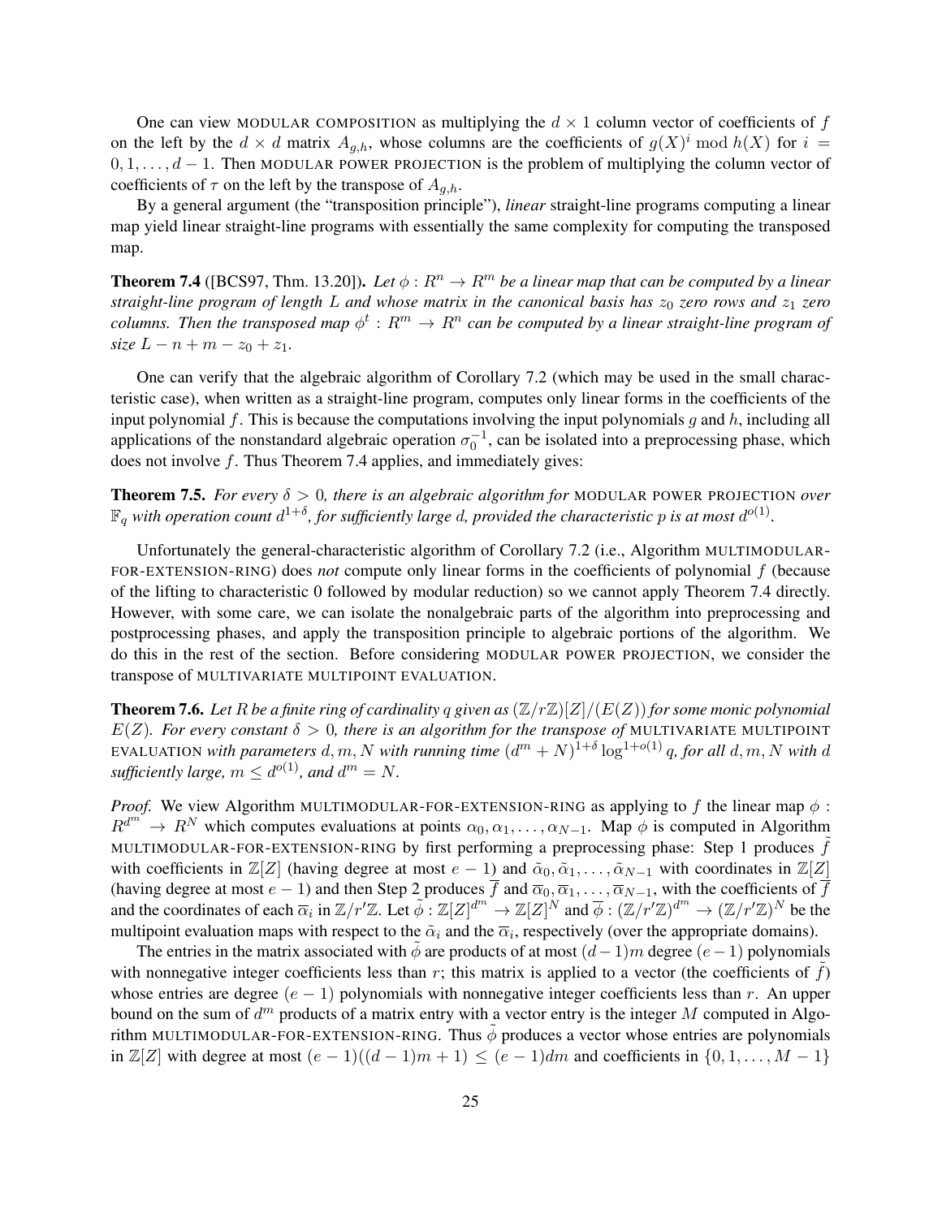One can view MODULAR COMPOSITION as multiplying the $d \times 1$ column vector of coefficients of $f$ on the left by the $d \times d$ matrix $A_{g,h}$, whose columns are the coefficients of $g(X)^i \bmod h(X)$ for $i = 0, 1, \ldots, d-1$. Then MODULAR POWER PROJECTION is the problem of multiplying the column vector of coefficients of $\tau$ on the left by the transpose of $A_{g,h}$.

By a general argument (the "transposition principle"), *linear* straight-line programs computing a linear map yield linear straight-line programs with essentially the same complexity for computing the transposed map.

**Theorem 7.4** ([BCS97, Thm. 13.20]). *Let $\phi : R^n \to R^m$ be a linear map that can be computed by a linear straight-line program of length $L$ and whose matrix in the canonical basis has $z_0$ zero rows and $z_1$ zero columns. Then the transposed map $\phi^t : R^m \to R^n$ can be computed by a linear straight-line program of size $L - n + m - z_0 + z_1$.*

One can verify that the algebraic algorithm of Corollary 7.2 (which may be used in the small characteristic case), when written as a straight-line program, computes only linear forms in the coefficients of the input polynomial $f$. This is because the computations involving the input polynomials $g$ and $h$, including all applications of the nonstandard algebraic operation $\sigma_0^{-1}$, can be isolated into a preprocessing phase, which does not involve $f$. Thus Theorem 7.4 applies, and immediately gives:

**Theorem 7.5.** *For every $\delta > 0$, there is an algebraic algorithm for* MODULAR POWER PROJECTION *over $\mathbb{F}_q$ with operation count $d^{1+\delta}$, for sufficiently large $d$, provided the characteristic $p$ is at most $d^{o(1)}$.*

Unfortunately the general-characteristic algorithm of Corollary 7.2 (i.e., Algorithm MULTIMODULAR-FOR-EXTENSION-RING) does *not* compute only linear forms in the coefficients of polynomial $f$ (because of the lifting to characteristic 0 followed by modular reduction) so we cannot apply Theorem 7.4 directly. However, with some care, we can isolate the nonalgebraic parts of the algorithm into preprocessing and postprocessing phases, and apply the transposition principle to algebraic portions of the algorithm. We do this in the rest of the section. Before considering MODULAR POWER PROJECTION, we consider the transpose of MULTIVARIATE MULTIPOINT EVALUATION.

**Theorem 7.6.** *Let $R$ be a finite ring of cardinality $q$ given as $(\mathbb{Z}/r\mathbb{Z})[Z]/(E(Z))$ for some monic polynomial $E(Z)$. For every constant $\delta > 0$, there is an algorithm for the transpose of* MULTIVARIATE MULTIPOINT EVALUATION *with parameters $d, m, N$ with running time $(d^m + N)^{1+\delta} \log^{1+o(1)} q$, for all $d, m, N$ with $d$ sufficiently large, $m \le d^{o(1)}$, and $d^m = N$.*

*Proof.* We view Algorithm MULTIMODULAR-FOR-EXTENSION-RING as applying to $f$ the linear map $\phi : R^{d^m} \to R^N$ which computes evaluations at points $\alpha_0, \alpha_1, \ldots, \alpha_{N-1}$. Map $\phi$ is computed in Algorithm MULTIMODULAR-FOR-EXTENSION-RING by first performing a preprocessing phase: Step 1 produces $\tilde{f}$ with coefficients in $\mathbb{Z}[Z]$ (having degree at most $e-1$) and $\tilde{\alpha}_0, \tilde{\alpha}_1, \ldots, \tilde{\alpha}_{N-1}$ with coordinates in $\mathbb{Z}[Z]$ (having degree at most $e-1$) and then Step 2 produces $\overline{f}$ and $\overline{\alpha}_0, \overline{\alpha}_1, \ldots, \overline{\alpha}_{N-1}$, with the coefficients of $\overline{f}$ and the coordinates of each $\overline{\alpha}_i$ in $\mathbb{Z}/r'\mathbb{Z}$. Let $\tilde{\phi} : \mathbb{Z}[Z]^{d^m} \to \mathbb{Z}[Z]^N$ and $\overline{\phi} : (\mathbb{Z}/r'\mathbb{Z})^{d^m} \to (\mathbb{Z}/r'\mathbb{Z})^N$ be the multipoint evaluation maps with respect to the $\tilde{\alpha}_i$ and the $\overline{\alpha}_i$, respectively (over the appropriate domains).

The entries in the matrix associated with $\tilde{\phi}$ are products of at most $(d-1)m$ degree $(e-1)$ polynomials with nonnegative integer coefficients less than $r$; this matrix is applied to a vector (the coefficients of $\tilde{f}$) whose entries are degree $(e-1)$ polynomials with nonnegative integer coefficients less than $r$. An upper bound on the sum of $d^m$ products of a matrix entry with a vector entry is the integer $M$ computed in Algorithm MULTIMODULAR-FOR-EXTENSION-RING. Thus $\tilde{\phi}$ produces a vector whose entries are polynomials in $\mathbb{Z}[Z]$ with degree at most $(e-1)((d-1)m+1) \le (e-1)dm$ and coefficients in $\{0, 1, \ldots, M-1\}$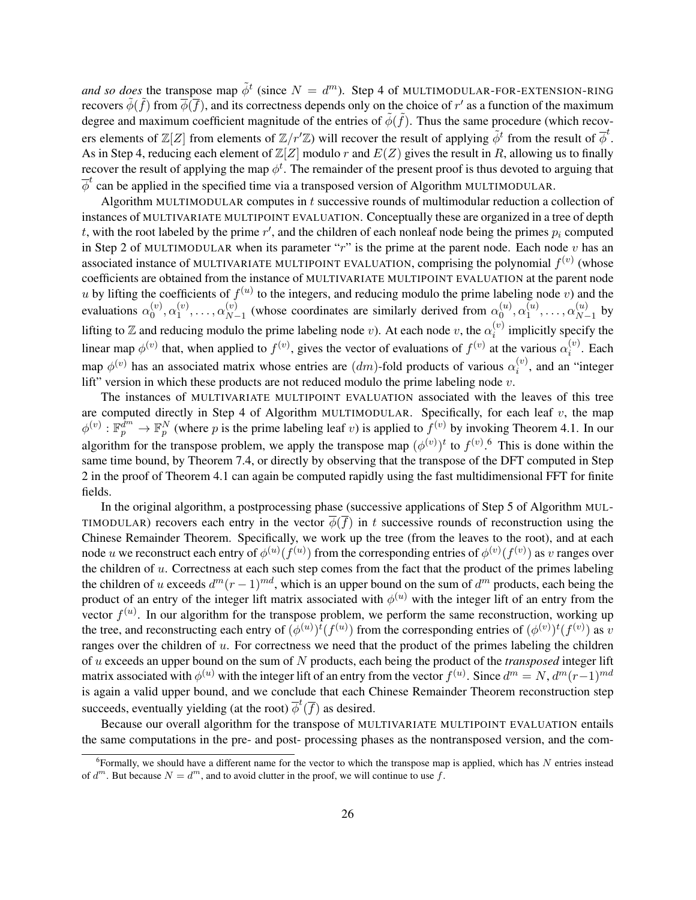*and so does* the transpose map $\tilde{\phi}^t$ (since $N = d^m$). Step 4 of MULTIMODULAR-FOR-EXTENSION-RING recovers $\tilde{\phi}(\tilde{f})$ from $\overline{\phi}(\overline{f})$, and its correctness depends only on the choice of $r'$ as a function of the maximum degree and maximum coefficient magnitude of the entries of $\tilde{\phi}(\tilde{f})$. Thus the same procedure (which recovers elements of $\mathbb{Z}[Z]$ from elements of $\mathbb{Z}/r'\mathbb{Z}$) will recover the result of applying $\tilde{\phi}^t$ from the result of $\overline{\phi}^t$. As in Step 4, reducing each element of $\mathbb{Z}[Z]$ modulo $r$ and $E(Z)$ gives the result in $R$, allowing us to finally recover the result of applying the map $\phi^t$. The remainder of the present proof is thus devoted to arguing that $\overline{\phi}^t$ can be applied in the specified time via a transposed version of Algorithm MULTIMODULAR.

Algorithm MULTIMODULAR computes in $t$ successive rounds of multimodular reduction a collection of instances of MULTIVARIATE MULTIPOINT EVALUATION. Conceptually these are organized in a tree of depth $t$, with the root labeled by the prime $r'$, and the children of each nonleaf node being the primes $p_i$ computed in Step 2 of MULTIMODULAR when its parameter "$r$" is the prime at the parent node. Each node $v$ has an associated instance of MULTIVARIATE MULTIPOINT EVALUATION, comprising the polynomial $f^{(v)}$ (whose coefficients are obtained from the instance of MULTIVARIATE MULTIPOINT EVALUATION at the parent node $u$ by lifting the coefficients of $f^{(u)}$ to the integers, and reducing modulo the prime labeling node $v$) and the evaluations $\alpha_0^{(v)}, \alpha_1^{(v)}, \ldots, \alpha_{N-1}^{(v)}$ (whose coordinates are similarly derived from $\alpha_0^{(u)}, \alpha_1^{(u)}, \ldots, \alpha_{N-1}^{(u)}$ by lifting to $\mathbb{Z}$ and reducing modulo the prime labeling node $v$). At each node $v$, the $\alpha_i^{(v)}$ implicitly specify the linear map $\phi^{(v)}$ that, when applied to $f^{(v)}$, gives the vector of evaluations of $f^{(v)}$ at the various $\alpha_i^{(v)}$. Each map $\phi^{(v)}$ has an associated matrix whose entries are $(dm)$-fold products of various $\alpha_i^{(v)}$, and an "integer lift" version in which these products are not reduced modulo the prime labeling node $v$.

The instances of MULTIVARIATE MULTIPOINT EVALUATION associated with the leaves of this tree are computed directly in Step 4 of Algorithm MULTIMODULAR. Specifically, for each leaf $v$, the map $\phi^{(v)} : \mathbb{F}_p^{d^m} \to \mathbb{F}_p^N$ (where $p$ is the prime labeling leaf $v$) is applied to $f^{(v)}$ by invoking Theorem 4.1. In our algorithm for the transpose problem, we apply the transpose map $(\phi^{(v)})^t$ to $f^{(v)}$.[6] This is done within the same time bound, by Theorem 7.4, or directly by observing that the transpose of the DFT computed in Step 2 in the proof of Theorem 4.1 can again be computed rapidly using the fast multidimensional FFT for finite fields.

In the original algorithm, a postprocessing phase (successive applications of Step 5 of Algorithm MULTIMODULAR) recovers each entry in the vector $\overline{\phi}(\overline{f})$ in $t$ successive rounds of reconstruction using the Chinese Remainder Theorem. Specifically, we work up the tree (from the leaves to the root), and at each node $u$ we reconstruct each entry of $\phi^{(u)}(f^{(u)})$ from the corresponding entries of $\phi^{(v)}(f^{(v)})$ as $v$ ranges over the children of $u$. Correctness at each such step comes from the fact that the product of the primes labeling the children of $u$ exceeds $d^m(r-1)^{md}$, which is an upper bound on the sum of $d^m$ products, each being the product of an entry of the integer lift matrix associated with $\phi^{(u)}$ with the integer lift of an entry from the vector $f^{(u)}$. In our algorithm for the transpose problem, we perform the same reconstruction, working up the tree, and reconstructing each entry of $(\phi^{(u)})^t(f^{(u)})$ from the corresponding entries of $(\phi^{(v)})^t(f^{(v)})$ as $v$ ranges over the children of $u$. For correctness we need that the product of the primes labeling the children of $u$ exceeds an upper bound on the sum of $N$ products, each being the product of the *transposed* integer lift matrix associated with $\phi^{(u)}$ with the integer lift of an entry from the vector $f^{(u)}$. Since $d^m = N$, $d^m(r-1)^{md}$ is again a valid upper bound, and we conclude that each Chinese Remainder Theorem reconstruction step succeeds, eventually yielding (at the root) $\overline{\phi}^t(\overline{f})$ as desired.

Because our overall algorithm for the transpose of MULTIVARIATE MULTIPOINT EVALUATION entails the same computations in the pre- and post- processing phases as the nontransposed version, and the com-

[6] Formally, we should have a different name for the vector to which the transpose map is applied, which has $N$ entries instead of $d^m$. But because $N = d^m$, and to avoid clutter in the proof, we will continue to use $f$.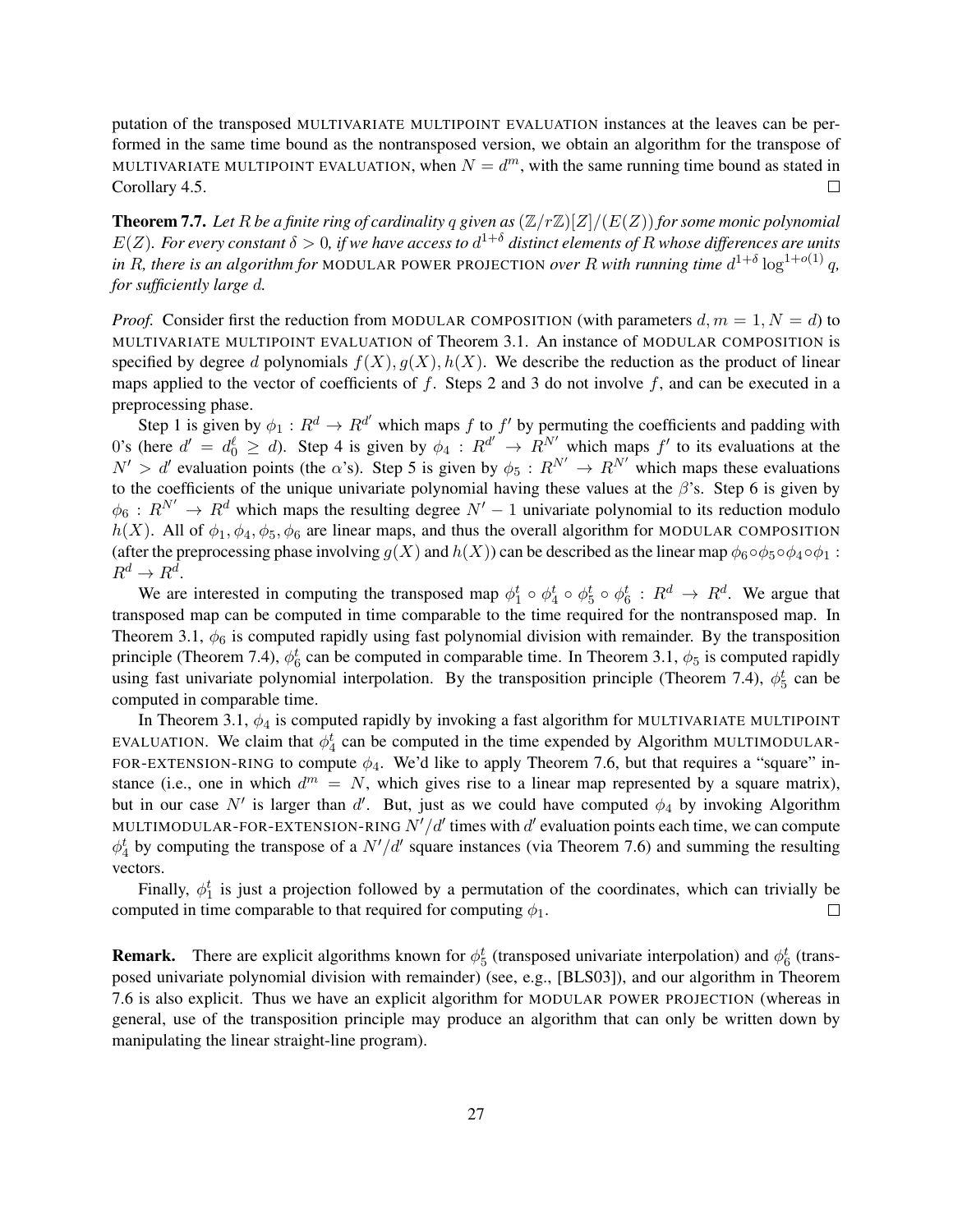putation of the transposed MULTIVARIATE MULTIPOINT EVALUATION instances at the leaves can be performed in the same time bound as the nontransposed version, we obtain an algorithm for the transpose of MULTIVARIATE MULTIPOINT EVALUATION, when $N = d^m$, with the same running time bound as stated in Corollary 4.5. ◻

**Theorem 7.7.** *Let $R$ be a finite ring of cardinality $q$ given as $(\mathbb{Z}/r\mathbb{Z})[Z]/(E(Z))$ for some monic polynomial $E(Z)$. For every constant $\delta > 0$, if we have access to $d^{1+\delta}$ distinct elements of $R$ whose differences are units in $R$, there is an algorithm for* MODULAR POWER PROJECTION *over $R$ with running time $d^{1+\delta} \log^{1+o(1)} q$, for sufficiently large $d$.*

*Proof.* Consider first the reduction from MODULAR COMPOSITION (with parameters $d, m = 1, N = d$) to MULTIVARIATE MULTIPOINT EVALUATION of Theorem 3.1. An instance of MODULAR COMPOSITION is specified by degree $d$ polynomials $f(X), g(X), h(X)$. We describe the reduction as the product of linear maps applied to the vector of coefficients of $f$. Steps 2 and 3 do not involve $f$, and can be executed in a preprocessing phase.

Step 1 is given by $\phi_1 : R^d \to R^{d'}$ which maps $f$ to $f'$ by permuting the coefficients and padding with 0's (here $d' = d_0^\ell \geq d$). Step 4 is given by $\phi_4 : R^{d'} \to R^{N'}$ which maps $f'$ to its evaluations at the $N' > d'$ evaluation points (the $\alpha$'s). Step 5 is given by $\phi_5 : R^{N'} \to R^{N'}$ which maps these evaluations to the coefficients of the unique univariate polynomial having these values at the $\beta$'s. Step 6 is given by $\phi_6 : R^{N'} \to R^d$ which maps the resulting degree $N' - 1$ univariate polynomial to its reduction modulo $h(X)$. All of $\phi_1, \phi_4, \phi_5, \phi_6$ are linear maps, and thus the overall algorithm for MODULAR COMPOSITION (after the preprocessing phase involving $g(X)$ and $h(X)$) can be described as the linear map $\phi_6 \circ \phi_5 \circ \phi_4 \circ \phi_1 : R^d \to R^d$.

We are interested in computing the transposed map $\phi_1^t \circ \phi_4^t \circ \phi_5^t \circ \phi_6^t : R^d \to R^d$. We argue that transposed map can be computed in time comparable to the time required for the nontransposed map. In Theorem 3.1, $\phi_6$ is computed rapidly using fast polynomial division with remainder. By the transposition principle (Theorem 7.4), $\phi_6^t$ can be computed in comparable time. In Theorem 3.1, $\phi_5$ is computed rapidly using fast univariate polynomial interpolation. By the transposition principle (Theorem 7.4), $\phi_5^t$ can be computed in comparable time.

In Theorem 3.1, $\phi_4$ is computed rapidly by invoking a fast algorithm for MULTIVARIATE MULTIPOINT EVALUATION. We claim that $\phi_4^t$ can be computed in the time expended by Algorithm MULTIMODULAR-FOR-EXTENSION-RING to compute $\phi_4$. We'd like to apply Theorem 7.6, but that requires a "square" instance (i.e., one in which $d^m = N$, which gives rise to a linear map represented by a square matrix), but in our case $N'$ is larger than $d'$. But, just as we could have computed $\phi_4$ by invoking Algorithm MULTIMODULAR-FOR-EXTENSION-RING $N'/d'$ times with $d'$ evaluation points each time, we can compute $\phi_4^t$ by computing the transpose of a $N'/d'$ square instances (via Theorem 7.6) and summing the resulting vectors.

Finally, $\phi_1^t$ is just a projection followed by a permutation of the coordinates, which can trivially be computed in time comparable to that required for computing $\phi_1$. ◻

**Remark.** There are explicit algorithms known for $\phi_5^t$ (transposed univariate interpolation) and $\phi_6^t$ (transposed univariate polynomial division with remainder) (see, e.g., [BLS03]), and our algorithm in Theorem 7.6 is also explicit. Thus we have an explicit algorithm for MODULAR POWER PROJECTION (whereas in general, use of the transposition principle may produce an algorithm that can only be written down by manipulating the linear straight-line program).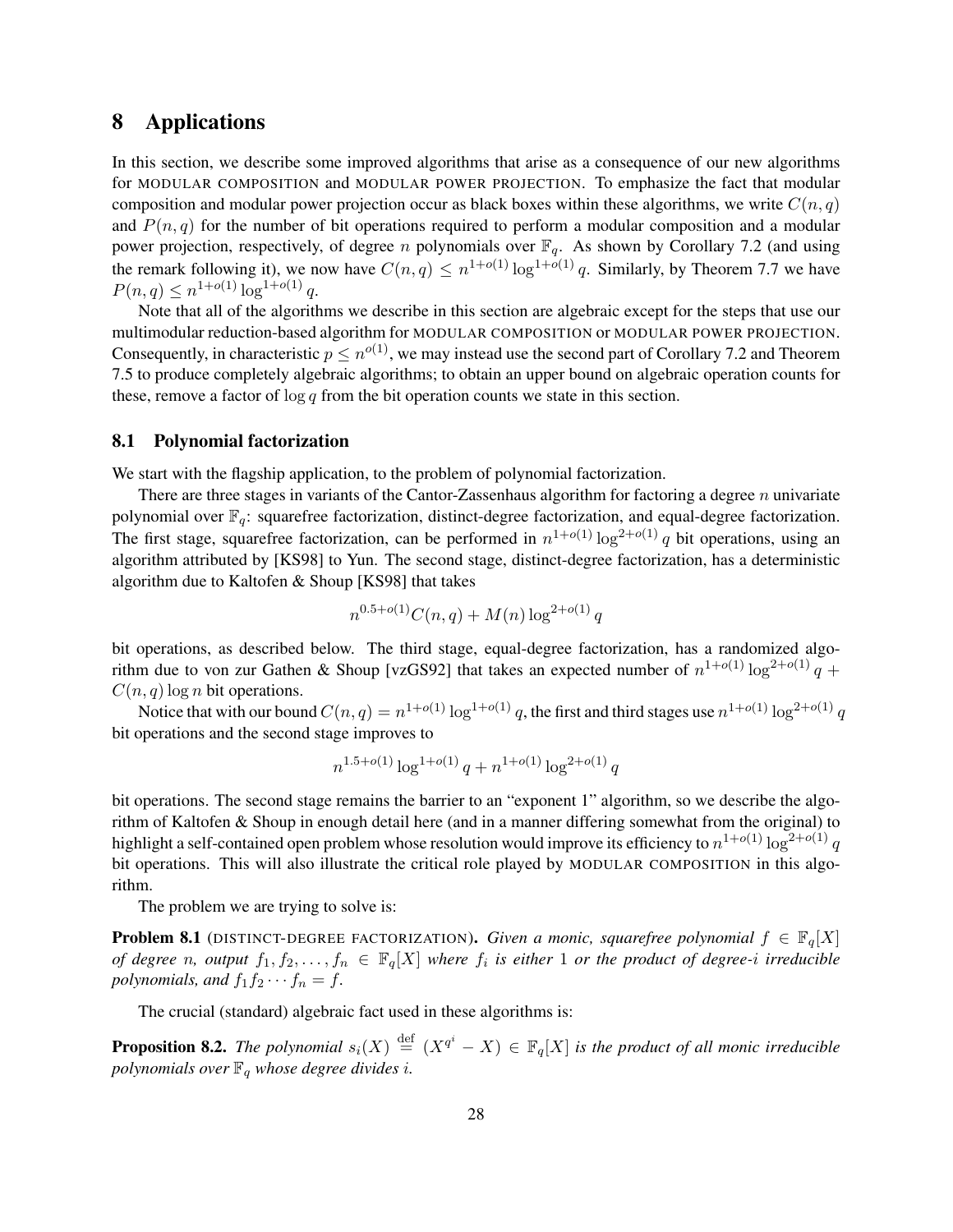## 8 Applications

In this section, we describe some improved algorithms that arise as a consequence of our new algorithms for MODULAR COMPOSITION and MODULAR POWER PROJECTION. To emphasize the fact that modular composition and modular power projection occur as black boxes within these algorithms, we write $C(n, q)$ and $P(n, q)$ for the number of bit operations required to perform a modular composition and a modular power projection, respectively, of degree $n$ polynomials over $\mathbb{F}_q$. As shown by Corollary 7.2 (and using the remark following it), we now have $C(n, q) \leq n^{1+o(1)} \log^{1+o(1)} q$. Similarly, by Theorem 7.7 we have $P(n, q) \leq n^{1+o(1)} \log^{1+o(1)} q$.

Note that all of the algorithms we describe in this section are algebraic except for the steps that use our multimodular reduction-based algorithm for MODULAR COMPOSITION or MODULAR POWER PROJECTION. Consequently, in characteristic $p \leq n^{o(1)}$, we may instead use the second part of Corollary 7.2 and Theorem 7.5 to produce completely algebraic algorithms; to obtain an upper bound on algebraic operation counts for these, remove a factor of $\log q$ from the bit operation counts we state in this section.

### 8.1 Polynomial factorization

We start with the flagship application, to the problem of polynomial factorization.

There are three stages in variants of the Cantor-Zassenhaus algorithm for factoring a degree $n$ univariate polynomial over $\mathbb{F}_q$: squarefree factorization, distinct-degree factorization, and equal-degree factorization. The first stage, squarefree factorization, can be performed in $n^{1+o(1)} \log^{2+o(1)} q$ bit operations, using an algorithm attributed by [KS98] to Yun. The second stage, distinct-degree factorization, has a deterministic algorithm due to Kaltofen & Shoup [KS98] that takes

$$n^{0.5+o(1)} C(n, q) + M(n) \log^{2+o(1)} q$$

bit operations, as described below. The third stage, equal-degree factorization, has a randomized algorithm due to von zur Gathen & Shoup [vzGS92] that takes an expected number of $n^{1+o(1)} \log^{2+o(1)} q + C(n, q) \log n$ bit operations.

Notice that with our bound $C(n, q) = n^{1+o(1)} \log^{1+o(1)} q$, the first and third stages use $n^{1+o(1)} \log^{2+o(1)} q$ bit operations and the second stage improves to

$$n^{1.5+o(1)} \log^{1+o(1)} q + n^{1+o(1)} \log^{2+o(1)} q$$

bit operations. The second stage remains the barrier to an "exponent 1" algorithm, so we describe the algorithm of Kaltofen & Shoup in enough detail here (and in a manner differing somewhat from the original) to highlight a self-contained open problem whose resolution would improve its efficiency to $n^{1+o(1)} \log^{2+o(1)} q$ bit operations. This will also illustrate the critical role played by MODULAR COMPOSITION in this algorithm.

The problem we are trying to solve is:

**Problem 8.1** (DISTINCT-DEGREE FACTORIZATION). *Given a monic, squarefree polynomial $f \in \mathbb{F}_q[X]$ of degree $n$, output $f_1, f_2, \ldots, f_n \in \mathbb{F}_q[X]$ where $f_i$ is either 1 or the product of degree-$i$ irreducible polynomials, and $f_1 f_2 \cdots f_n = f$.*

The crucial (standard) algebraic fact used in these algorithms is:

**Proposition 8.2.** *The polynomial $s_i(X) \stackrel{\text{def}}{=} (X^{q^i} - X) \in \mathbb{F}_q[X]$ is the product of all monic irreducible polynomials over $\mathbb{F}_q$ whose degree divides $i$.*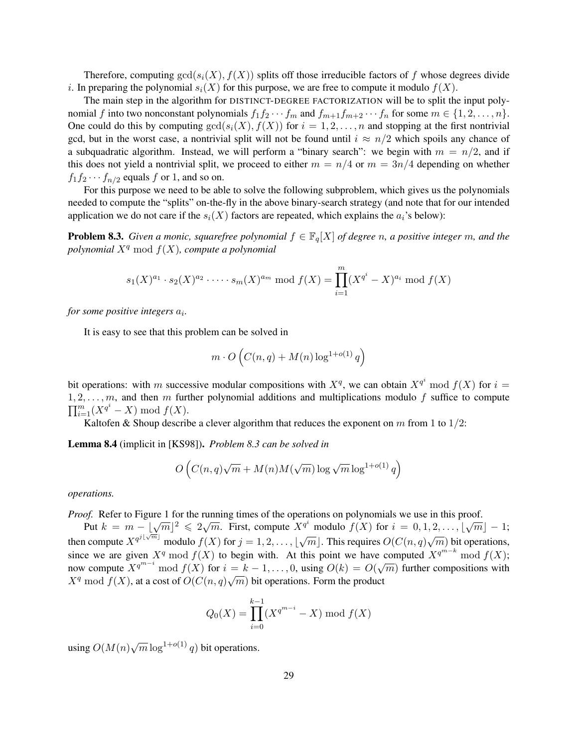Therefore, computing $\gcd(s_i(X), f(X))$ splits off those irreducible factors of $f$ whose degrees divide $i$. In preparing the polynomial $s_i(X)$ for this purpose, we are free to compute it modulo $f(X)$.

The main step in the algorithm for DISTINCT-DEGREE FACTORIZATION will be to split the input polynomial $f$ into two nonconstant polynomials $f_1 f_2 \cdots f_m$ and $f_{m+1} f_{m+2} \cdots f_n$ for some $m \in \{1, 2, \ldots, n\}$. One could do this by computing $\gcd(s_i(X), f(X))$ for $i = 1, 2, \ldots, n$ and stopping at the first nontrivial gcd, but in the worst case, a nontrivial split will not be found until $i \approx n/2$ which spoils any chance of a subquadratic algorithm. Instead, we will perform a "binary search": we begin with $m = n/2$, and if this does not yield a nontrivial split, we proceed to either $m = n/4$ or $m = 3n/4$ depending on whether $f_1 f_2 \cdots f_{n/2}$ equals $f$ or 1, and so on.

For this purpose we need to be able to solve the following subproblem, which gives us the polynomials needed to compute the "splits" on-the-fly in the above binary-search strategy (and note that for our intended application we do not care if the $s_i(X)$ factors are repeated, which explains the $a_i$'s below):

**Problem 8.3.** *Given a monic, squarefree polynomial $f \in \mathbb{F}_q[X]$ of degree $n$, a positive integer $m$, and the polynomial $X^q \bmod f(X)$, compute a polynomial*

$$s_1(X)^{a_1} \cdot s_2(X)^{a_2} \cdot \cdots \cdot s_m(X)^{a_m} \bmod f(X) = \prod_{i=1}^{m} (X^{q^i} - X)^{a_i} \bmod f(X)$$

*for some positive integers $a_i$.*

It is easy to see that this problem can be solved in

$$m \cdot O\left(C(n, q) + M(n) \log^{1+o(1)} q\right)$$

bit operations: with $m$ successive modular compositions with $X^q$, we can obtain $X^{q^i} \bmod f(X)$ for $i = 1, 2, \ldots, m$, and then $m$ further polynomial additions and multiplications modulo $f$ suffice to compute $\prod_{i=1}^{m} (X^{q^i} - X) \bmod f(X)$.

Kaltofen & Shoup describe a clever algorithm that reduces the exponent on $m$ from 1 to $1/2$:

**Lemma 8.4** (implicit in [KS98]). *Problem 8.3 can be solved in*

$$O\left(C(n, q)\sqrt{m} + M(n) M(\sqrt{m}) \log \sqrt{m} \log^{1+o(1)} q\right)$$

*operations.*

*Proof.* Refer to Figure 1 for the running times of the operations on polynomials we use in this proof.

Put $k = m - \lfloor \sqrt{m} \rfloor^2 \leqslant 2\sqrt{m}$. First, compute $X^{q^i}$ modulo $f(X)$ for $i = 0, 1, 2, \ldots, \lfloor \sqrt{m} \rfloor - 1$; then compute $X^{q^{j\lfloor \sqrt{m} \rfloor}}$ modulo $f(X)$ for $j = 1, 2, \ldots, \lfloor \sqrt{m} \rfloor$. This requires $O(C(n, q)\sqrt{m})$ bit operations, since we are given $X^q \bmod f(X)$ to begin with. At this point we have computed $X^{q^{m-k}} \bmod f(X)$; now compute $X^{q^{m-i}} \bmod f(X)$ for $i = k - 1, \ldots, 0$, using $O(k) = O(\sqrt{m})$ further compositions with $X^q \bmod f(X)$, at a cost of $O(C(n, q)\sqrt{m})$ bit operations. Form the product

$$Q_0(X) = \prod_{i=0}^{k-1} (X^{q^{m-i}} - X) \bmod f(X)$$

using $O(M(n)\sqrt{m} \log^{1+o(1)} q)$ bit operations.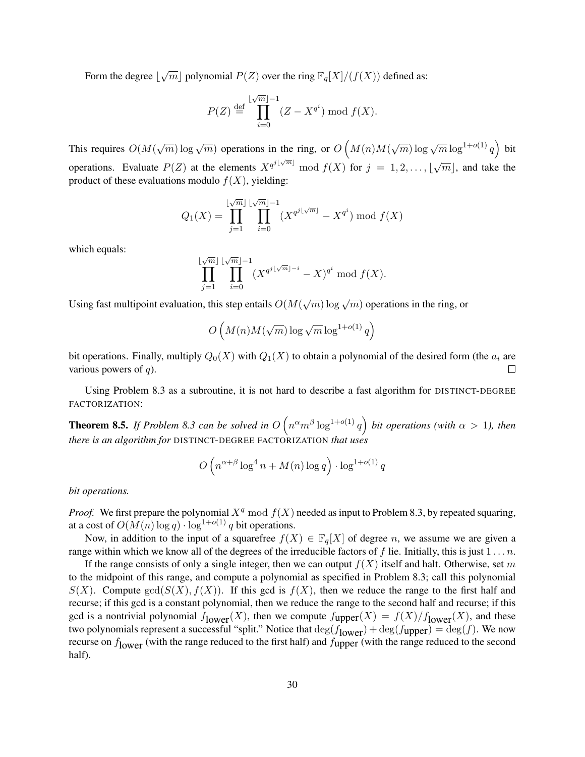Form the degree $\lfloor \sqrt{m} \rfloor$ polynomial $P(Z)$ over the ring $\mathbb{F}_q[X]/(f(X))$ defined as:

$$P(Z) \stackrel{\text{def}}{=} \prod_{i=0}^{\lfloor \sqrt{m} \rfloor - 1} (Z - X^{q^i}) \bmod f(X).$$

This requires $O(M(\sqrt{m}) \log \sqrt{m})$ operations in the ring, or $O\left(M(n) M(\sqrt{m}) \log \sqrt{m} \log^{1+o(1)} q\right)$ bit operations. Evaluate $P(Z)$ at the elements $X^{q^{j \lfloor \sqrt{m} \rfloor}} \bmod f(X)$ for $j = 1, 2, \ldots, \lfloor \sqrt{m} \rfloor$, and take the product of these evaluations modulo $f(X)$, yielding:

$$Q_1(X) = \prod_{j=1}^{\lfloor \sqrt{m} \rfloor} \prod_{i=0}^{\lfloor \sqrt{m} \rfloor - 1} (X^{q^{j \lfloor \sqrt{m} \rfloor}} - X^{q^i}) \bmod f(X)$$

which equals:

$$\prod_{j=1}^{\lfloor \sqrt{m} \rfloor} \prod_{i=0}^{\lfloor \sqrt{m} \rfloor - 1} (X^{q^{j \lfloor \sqrt{m} \rfloor - i}} - X)^{q^i} \bmod f(X).$$

Using fast multipoint evaluation, this step entails $O(M(\sqrt{m}) \log \sqrt{m})$ operations in the ring, or

$$O\left(M(n) M(\sqrt{m}) \log \sqrt{m} \log^{1+o(1)} q\right)$$

bit operations. Finally, multiply $Q_0(X)$ with $Q_1(X)$ to obtain a polynomial of the desired form (the $a_i$ are various powers of $q$). □

Using Problem 8.3 as a subroutine, it is not hard to describe a fast algorithm for DISTINCT-DEGREE FACTORIZATION:

**Theorem 8.5.** *If Problem 8.3 can be solved in $O\left(n^{\alpha} m^{\beta} \log^{1+o(1)} q\right)$ bit operations (with $\alpha > 1$), then there is an algorithm for* DISTINCT-DEGREE FACTORIZATION *that uses*

$$O\left(n^{\alpha+\beta} \log^4 n + M(n) \log q\right) \cdot \log^{1+o(1)} q$$

*bit operations.*

*Proof.* We first prepare the polynomial $X^q \bmod f(X)$ needed as input to Problem 8.3, by repeated squaring, at a cost of $O(M(n) \log q) \cdot \log^{1+o(1)} q$ bit operations.

Now, in addition to the input of a squarefree $f(X) \in \mathbb{F}_q[X]$ of degree $n$, we assume we are given a range within which we know all of the degrees of the irreducible factors of $f$ lie. Initially, this is just $1 \ldots n$.

If the range consists of only a single integer, then we can output $f(X)$ itself and halt. Otherwise, set $m$ to the midpoint of this range, and compute a polynomial as specified in Problem 8.3; call this polynomial $S(X)$. Compute $\gcd(S(X), f(X))$. If this gcd is $f(X)$, then we reduce the range to the first half and recurse; if this gcd is a constant polynomial, then we reduce the range to the second half and recurse; if this gcd is a nontrivial polynomial $f_{\text{lower}}(X)$, then we compute $f_{\text{upper}}(X) = f(X)/f_{\text{lower}}(X)$, and these two polynomials represent a successful "split." Notice that $\deg(f_{\text{lower}}) + \deg(f_{\text{upper}}) = \deg(f)$. We now recurse on $f_{\text{lower}}$ (with the range reduced to the first half) and $f_{\text{upper}}$ (with the range reduced to the second half).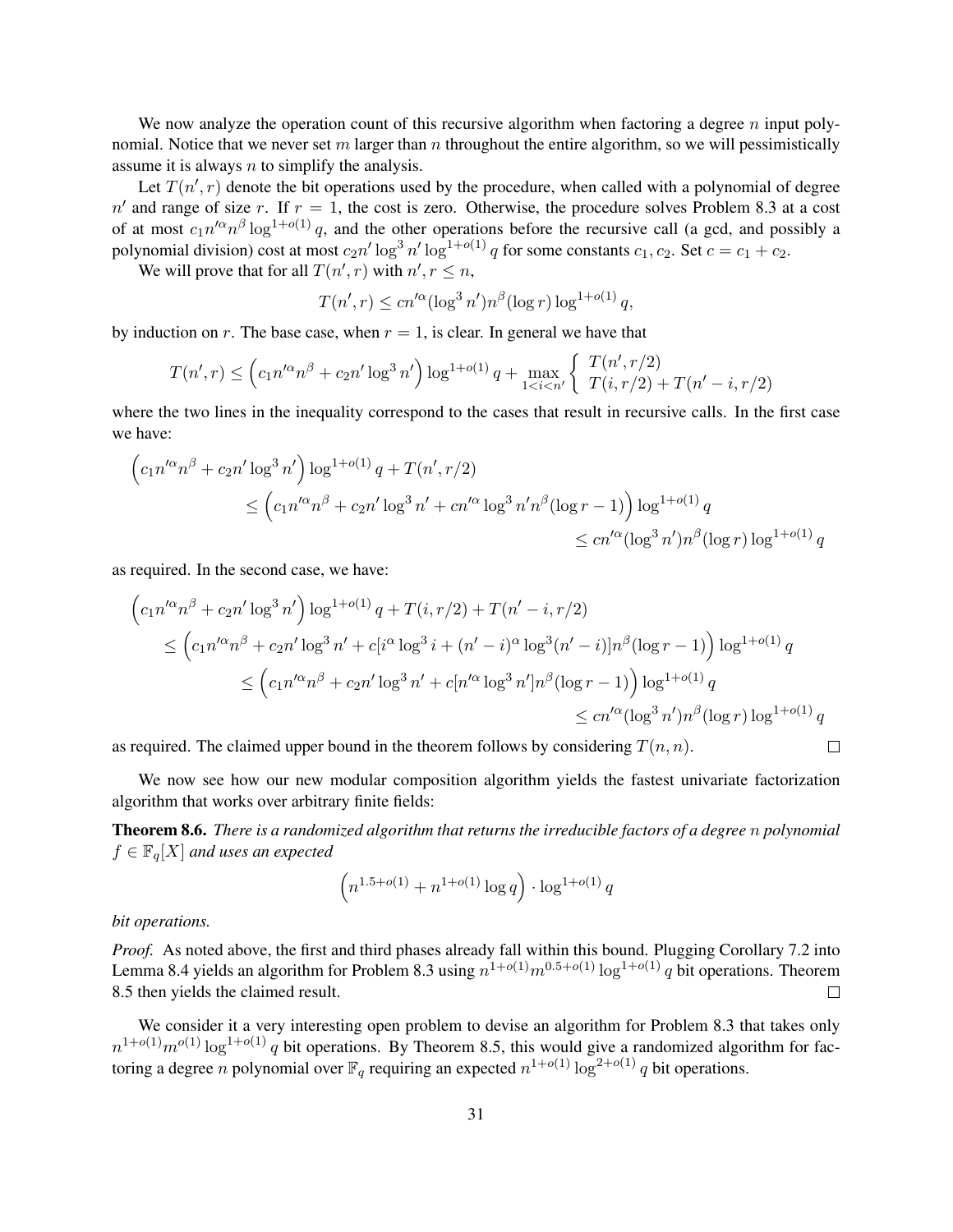We now analyze the operation count of this recursive algorithm when factoring a degree $n$ input polynomial. Notice that we never set $m$ larger than $n$ throughout the entire algorithm, so we will pessimistically assume it is always $n$ to simplify the analysis.

Let $T(n', r)$ denote the bit operations used by the procedure, when called with a polynomial of degree $n'$ and range of size $r$. If $r = 1$, the cost is zero. Otherwise, the procedure solves Problem 8.3 at a cost of at most $c_1 n'^{\alpha} n^{\beta} \log^{1+o(1)} q$, and the other operations before the recursive call (a gcd, and possibly a polynomial division) cost at most $c_2 n' \log^3 n' \log^{1+o(1)} q$ for some constants $c_1, c_2$. Set $c = c_1 + c_2$.

We will prove that for all $T(n', r)$ with $n', r \leq n$,

$$T(n', r) \leq c n'^{\alpha} (\log^3 n') n^{\beta} (\log r) \log^{1+o(1)} q,$$

by induction on $r$. The base case, when $r = 1$, is clear. In general we have that

$$T(n', r) \leq \left( c_1 n'^{\alpha} n^{\beta} + c_2 n' \log^3 n' \right) \log^{1+o(1)} q + \max_{1 < i < n'} \left\{ \begin{array}{l} T(n', r/2) \\ T(i, r/2) + T(n' - i, r/2) \end{array} \right.$$

where the two lines in the inequality correspond to the cases that result in recursive calls. In the first case we have:

$$\begin{aligned}
&\left( c_1 n'^{\alpha} n^{\beta} + c_2 n' \log^3 n' \right) \log^{1+o(1)} q + T(n', r/2) \\
&\qquad \leq \left( c_1 n'^{\alpha} n^{\beta} + c_2 n' \log^3 n' + c n'^{\alpha} \log^3 n' n^{\beta} (\log r - 1) \right) \log^{1+o(1)} q \\
&\qquad \leq c n'^{\alpha} (\log^3 n') n^{\beta} (\log r) \log^{1+o(1)} q
\end{aligned}$$

as required. In the second case, we have:

$$\begin{aligned}
&\left( c_1 n'^{\alpha} n^{\beta} + c_2 n' \log^3 n' \right) \log^{1+o(1)} q + T(i, r/2) + T(n' - i, r/2) \\
&\leq \left( c_1 n'^{\alpha} n^{\beta} + c_2 n' \log^3 n' + c[i^{\alpha} \log^3 i + (n' - i)^{\alpha} \log^3 (n' - i)] n^{\beta} (\log r - 1) \right) \log^{1+o(1)} q \\
&\leq \left( c_1 n'^{\alpha} n^{\beta} + c_2 n' \log^3 n' + c[n'^{\alpha} \log^3 n'] n^{\beta} (\log r - 1) \right) \log^{1+o(1)} q \\
&\leq c n'^{\alpha} (\log^3 n') n^{\beta} (\log r) \log^{1+o(1)} q
\end{aligned}$$

as required. The claimed upper bound in the theorem follows by considering $T(n, n)$. $\square$

We now see how our new modular composition algorithm yields the fastest univariate factorization algorithm that works over arbitrary finite fields:

**Theorem 8.6.** *There is a randomized algorithm that returns the irreducible factors of a degree $n$ polynomial $f \in \mathbb{F}_q[X]$ and uses an expected*

$$\left( n^{1.5+o(1)} + n^{1+o(1)} \log q \right) \cdot \log^{1+o(1)} q$$

*bit operations.*

*Proof.* As noted above, the first and third phases already fall within this bound. Plugging Corollary 7.2 into Lemma 8.4 yields an algorithm for Problem 8.3 using $n^{1+o(1)} m^{0.5+o(1)} \log^{1+o(1)} q$ bit operations. Theorem 8.5 then yields the claimed result. $\square$

We consider it a very interesting open problem to devise an algorithm for Problem 8.3 that takes only $n^{1+o(1)} m^{o(1)} \log^{1+o(1)} q$ bit operations. By Theorem 8.5, this would give a randomized algorithm for factoring a degree $n$ polynomial over $\mathbb{F}_q$ requiring an expected $n^{1+o(1)} \log^{2+o(1)} q$ bit operations.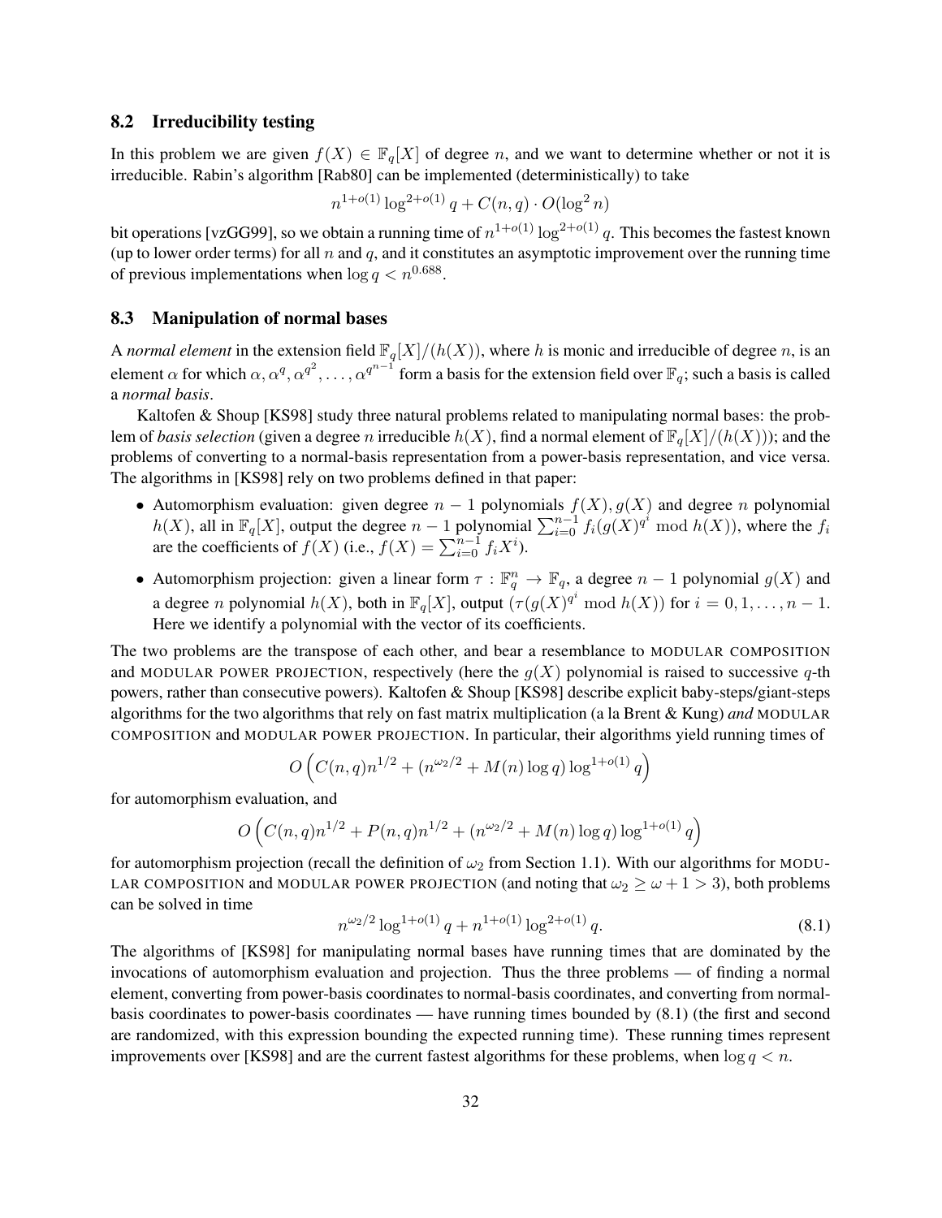### 8.2 Irreducibility testing

In this problem we are given $f(X) \in \mathbb{F}_q[X]$ of degree $n$, and we want to determine whether or not it is irreducible. Rabin's algorithm [Rab80] can be implemented (deterministically) to take

$$n^{1+o(1)} \log^{2+o(1)} q + C(n, q) \cdot O(\log^2 n)$$

bit operations [vzGG99], so we obtain a running time of $n^{1+o(1)} \log^{2+o(1)} q$. This becomes the fastest known (up to lower order terms) for all $n$ and $q$, and it constitutes an asymptotic improvement over the running time of previous implementations when $\log q < n^{0.688}$.

### 8.3 Manipulation of normal bases

A *normal element* in the extension field $\mathbb{F}_q[X]/(h(X))$, where $h$ is monic and irreducible of degree $n$, is an element $\alpha$ for which $\alpha, \alpha^q, \alpha^{q^2}, \ldots, \alpha^{q^{n-1}}$ form a basis for the extension field over $\mathbb{F}_q$; such a basis is called a *normal basis*.

Kaltofen & Shoup [KS98] study three natural problems related to manipulating normal bases: the problem of *basis selection* (given a degree $n$ irreducible $h(X)$, find a normal element of $\mathbb{F}_q[X]/(h(X))$); and the problems of converting to a normal-basis representation from a power-basis representation, and vice versa. The algorithms in [KS98] rely on two problems defined in that paper:

- Automorphism evaluation: given degree $n-1$ polynomials $f(X), g(X)$ and degree $n$ polynomial $h(X)$, all in $\mathbb{F}_q[X]$, output the degree $n-1$ polynomial $\sum_{i=0}^{n-1} f_i(g(X)^{q^i} \bmod h(X))$, where the $f_i$ are the coefficients of $f(X)$ (i.e., $f(X) = \sum_{i=0}^{n-1} f_i X^i$).
- Automorphism projection: given a linear form $\tau : \mathbb{F}_q^n \to \mathbb{F}_q$, a degree $n-1$ polynomial $g(X)$ and a degree $n$ polynomial $h(X)$, both in $\mathbb{F}_q[X]$, output $(\tau(g(X)^{q^i} \bmod h(X))$ for $i = 0, 1, \ldots, n-1$. Here we identify a polynomial with the vector of its coefficients.

The two problems are the transpose of each other, and bear a resemblance to MODULAR COMPOSITION and MODULAR POWER PROJECTION, respectively (here the $g(X)$ polynomial is raised to successive $q$-th powers, rather than consecutive powers). Kaltofen & Shoup [KS98] describe explicit baby-steps/giant-steps algorithms for the two algorithms that rely on fast matrix multiplication (a la Brent & Kung) *and* MODULAR COMPOSITION and MODULAR POWER PROJECTION. In particular, their algorithms yield running times of

$$O\left(C(n, q)n^{1/2} + (n^{\omega_2/2} + M(n) \log q) \log^{1+o(1)} q\right)$$

for automorphism evaluation, and

$$O\left(C(n, q)n^{1/2} + P(n, q)n^{1/2} + (n^{\omega_2/2} + M(n) \log q) \log^{1+o(1)} q\right)$$

for automorphism projection (recall the definition of $\omega_2$ from Section 1.1). With our algorithms for MODULAR COMPOSITION and MODULAR POWER PROJECTION (and noting that $\omega_2 \geq \omega + 1 > 3$), both problems can be solved in time

$$n^{\omega_2/2} \log^{1+o(1)} q + n^{1+o(1)} \log^{2+o(1)} q. \tag{8.1}$$

The algorithms of [KS98] for manipulating normal bases have running times that are dominated by the invocations of automorphism evaluation and projection. Thus the three problems — of finding a normal element, converting from power-basis coordinates to normal-basis coordinates, and converting from normal-basis coordinates to power-basis coordinates — have running times bounded by (8.1) (the first and second are randomized, with this expression bounding the expected running time). These running times represent improvements over [KS98] and are the current fastest algorithms for these problems, when $\log q < n$.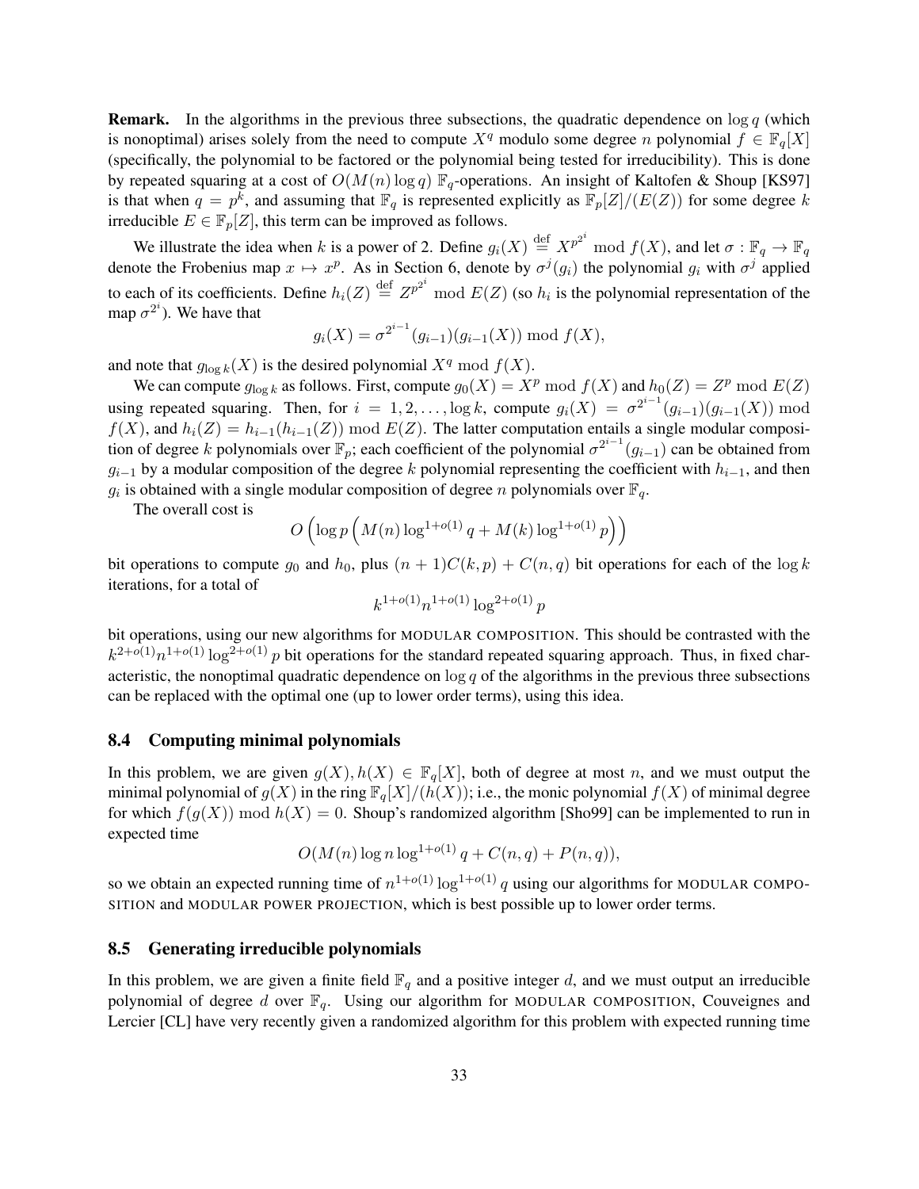**Remark.** In the algorithms in the previous three subsections, the quadratic dependence on $\log q$ (which is nonoptimal) arises solely from the need to compute $X^q$ modulo some degree $n$ polynomial $f \in \mathbb{F}_q[X]$ (specifically, the polynomial to be factored or the polynomial being tested for irreducibility). This is done by repeated squaring at a cost of $O(M(n) \log q)$ $\mathbb{F}_q$-operations. An insight of Kaltofen & Shoup [KS97] is that when $q = p^k$, and assuming that $\mathbb{F}_q$ is represented explicitly as $\mathbb{F}_p[Z]/(E(Z))$ for some degree $k$ irreducible $E \in \mathbb{F}_p[Z]$, this term can be improved as follows.

We illustrate the idea when $k$ is a power of 2. Define $g_i(X) \stackrel{\text{def}}{=} X^{p^{2^i}} \bmod f(X)$, and let $\sigma : \mathbb{F}_q \to \mathbb{F}_q$ denote the Frobenius map $x \mapsto x^p$. As in Section 6, denote by $\sigma^j(g_i)$ the polynomial $g_i$ with $\sigma^j$ applied to each of its coefficients. Define $h_i(Z) \stackrel{\text{def}}{=} Z^{p^{2^i}} \bmod E(Z)$ (so $h_i$ is the polynomial representation of the map $\sigma^{2^i}$). We have that

$$g_i(X) = \sigma^{2^{i-1}}(g_{i-1})(g_{i-1}(X)) \bmod f(X),$$

and note that $g_{\log k}(X)$ is the desired polynomial $X^q \bmod f(X)$.

We can compute $g_{\log k}$ as follows. First, compute $g_0(X) = X^p \bmod f(X)$ and $h_0(Z) = Z^p \bmod E(Z)$ using repeated squaring. Then, for $i = 1, 2, \ldots, \log k$, compute $g_i(X) = \sigma^{2^{i-1}}(g_{i-1})(g_{i-1}(X)) \bmod f(X)$, and $h_i(Z) = h_{i-1}(h_{i-1}(Z)) \bmod E(Z)$. The latter computation entails a single modular composition of degree $k$ polynomials over $\mathbb{F}_p$; each coefficient of the polynomial $\sigma^{2^{i-1}}(g_{i-1})$ can be obtained from $g_{i-1}$ by a modular composition of the degree $k$ polynomial representing the coefficient with $h_{i-1}$, and then $g_i$ is obtained with a single modular composition of degree $n$ polynomials over $\mathbb{F}_q$.

The overall cost is

$$O\left(\log p \left(M(n) \log^{1+o(1)} q + M(k) \log^{1+o(1)} p\right)\right)$$

bit operations to compute $g_0$ and $h_0$, plus $(n+1)C(k,p) + C(n,q)$ bit operations for each of the $\log k$ iterations, for a total of

$$k^{1+o(1)} n^{1+o(1)} \log^{2+o(1)} p$$

bit operations, using our new algorithms for MODULAR COMPOSITION. This should be contrasted with the $k^{2+o(1)} n^{1+o(1)} \log^{2+o(1)} p$ bit operations for the standard repeated squaring approach. Thus, in fixed characteristic, the nonoptimal quadratic dependence on $\log q$ of the algorithms in the previous three subsections can be replaced with the optimal one (up to lower order terms), using this idea.

### 8.4 Computing minimal polynomials

In this problem, we are given $g(X), h(X) \in \mathbb{F}_q[X]$, both of degree at most $n$, and we must output the minimal polynomial of $g(X)$ in the ring $\mathbb{F}_q[X]/(h(X))$; i.e., the monic polynomial $f(X)$ of minimal degree for which $f(g(X)) \bmod h(X) = 0$. Shoup's randomized algorithm [Sho99] can be implemented to run in expected time

$$O(M(n) \log n \log^{1+o(1)} q + C(n,q) + P(n,q)),$$

so we obtain an expected running time of $n^{1+o(1)} \log^{1+o(1)} q$ using our algorithms for MODULAR COMPOSITION and MODULAR POWER PROJECTION, which is best possible up to lower order terms.

### 8.5 Generating irreducible polynomials

In this problem, we are given a finite field $\mathbb{F}_q$ and a positive integer $d$, and we must output an irreducible polynomial of degree $d$ over $\mathbb{F}_q$. Using our algorithm for MODULAR COMPOSITION, Couveignes and Lercier [CL] have very recently given a randomized algorithm for this problem with expected running time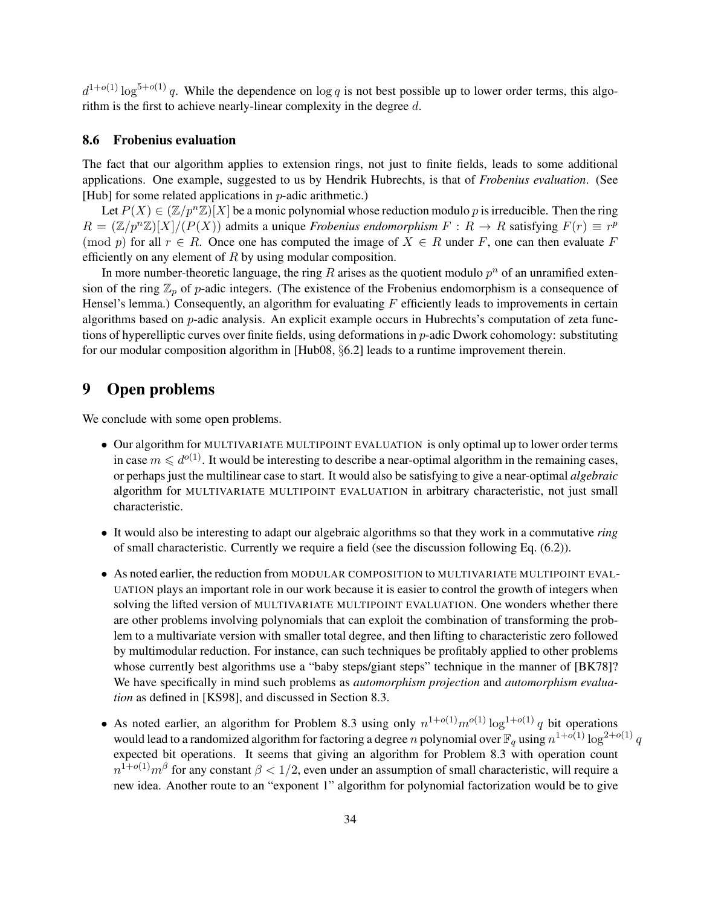$d^{1+o(1)} \log^{5+o(1)} q$. While the dependence on $\log q$ is not best possible up to lower order terms, this algorithm is the first to achieve nearly-linear complexity in the degree $d$.

### 8.6 Frobenius evaluation

The fact that our algorithm applies to extension rings, not just to finite fields, leads to some additional applications. One example, suggested to us by Hendrik Hubrechts, is that of *Frobenius evaluation*. (See [Hub] for some related applications in $p$-adic arithmetic.)

Let $P(X) \in (\mathbb{Z}/p^n\mathbb{Z})[X]$ be a monic polynomial whose reduction modulo $p$ is irreducible. Then the ring $R = (\mathbb{Z}/p^n\mathbb{Z})[X]/(P(X))$ admits a unique *Frobenius endomorphism* $F : R \to R$ satisfying $F(r) \equiv r^p \pmod{p}$ for all $r \in R$. Once one has computed the image of $X \in R$ under $F$, one can then evaluate $F$ efficiently on any element of $R$ by using modular composition.

In more number-theoretic language, the ring $R$ arises as the quotient modulo $p^n$ of an unramified extension of the ring $\mathbb{Z}_p$ of $p$-adic integers. (The existence of the Frobenius endomorphism is a consequence of Hensel's lemma.) Consequently, an algorithm for evaluating $F$ efficiently leads to improvements in certain algorithms based on $p$-adic analysis. An explicit example occurs in Hubrechts's computation of zeta functions of hyperelliptic curves over finite fields, using deformations in $p$-adic Dwork cohomology: substituting for our modular composition algorithm in [Hub08, §6.2] leads to a runtime improvement therein.

## 9 Open problems

We conclude with some open problems.

- Our algorithm for MULTIVARIATE MULTIPOINT EVALUATION is only optimal up to lower order terms in case $m \leqslant d^{o(1)}$. It would be interesting to describe a near-optimal algorithm in the remaining cases, or perhaps just the multilinear case to start. It would also be satisfying to give a near-optimal *algebraic* algorithm for MULTIVARIATE MULTIPOINT EVALUATION in arbitrary characteristic, not just small characteristic.
- It would also be interesting to adapt our algebraic algorithms so that they work in a commutative *ring* of small characteristic. Currently we require a field (see the discussion following Eq. (6.2)).
- As noted earlier, the reduction from MODULAR COMPOSITION to MULTIVARIATE MULTIPOINT EVALUATION plays an important role in our work because it is easier to control the growth of integers when solving the lifted version of MULTIVARIATE MULTIPOINT EVALUATION. One wonders whether there are other problems involving polynomials that can exploit the combination of transforming the problem to a multivariate version with smaller total degree, and then lifting to characteristic zero followed by multimodular reduction. For instance, can such techniques be profitably applied to other problems whose currently best algorithms use a "baby steps/giant steps" technique in the manner of [BK78]? We have specifically in mind such problems as *automorphism projection* and *automorphism evaluation* as defined in [KS98], and discussed in Section 8.3.
- As noted earlier, an algorithm for Problem 8.3 using only $n^{1+o(1)} m^{o(1)} \log^{1+o(1)} q$ bit operations would lead to a randomized algorithm for factoring a degree $n$ polynomial over $\mathbb{F}_q$ using $n^{1+o(1)} \log^{2+o(1)} q$ expected bit operations. It seems that giving an algorithm for Problem 8.3 with operation count $n^{1+o(1)} m^{\beta}$ for any constant $\beta < 1/2$, even under an assumption of small characteristic, will require a new idea. Another route to an "exponent 1" algorithm for polynomial factorization would be to give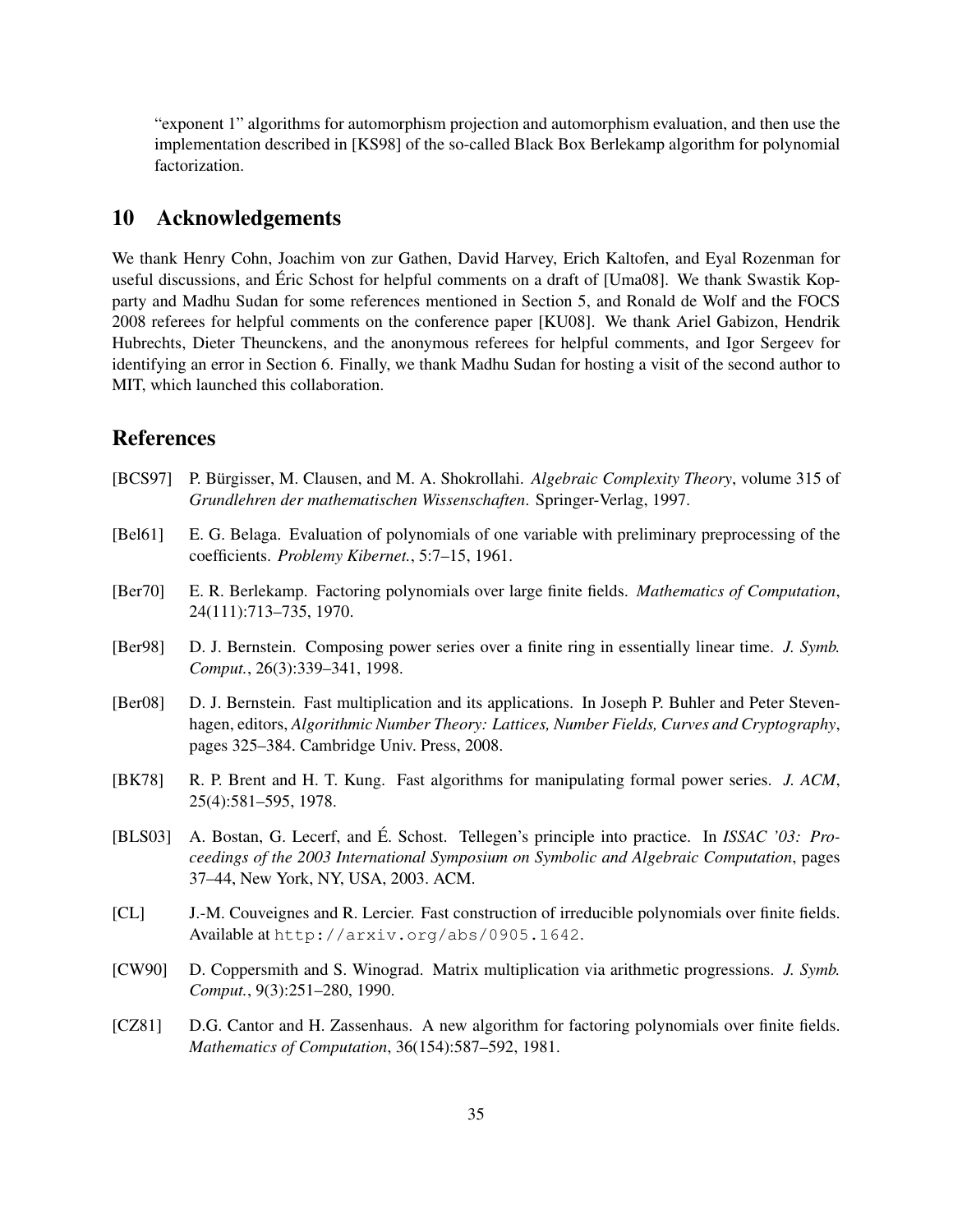"exponent 1" algorithms for automorphism projection and automorphism evaluation, and then use the implementation described in [KS98] of the so-called Black Box Berlekamp algorithm for polynomial factorization.

## 10 Acknowledgements

We thank Henry Cohn, Joachim von zur Gathen, David Harvey, Erich Kaltofen, and Eyal Rozenman for useful discussions, and Éric Schost for helpful comments on a draft of [Uma08]. We thank Swastik Kopparty and Madhu Sudan for some references mentioned in Section 5, and Ronald de Wolf and the FOCS 2008 referees for helpful comments on the conference paper [KU08]. We thank Ariel Gabizon, Hendrik Hubrechts, Dieter Theunckens, and the anonymous referees for helpful comments, and Igor Sergeev for identifying an error in Section 6. Finally, we thank Madhu Sudan for hosting a visit of the second author to MIT, which launched this collaboration.

## References

[BCS97] P. Bürgisser, M. Clausen, and M. A. Shokrollahi. *Algebraic Complexity Theory*, volume 315 of *Grundlehren der mathematischen Wissenschaften*. Springer-Verlag, 1997.

[Bel61] E. G. Belaga. Evaluation of polynomials of one variable with preliminary preprocessing of the coefficients. *Problemy Kibernet.*, 5:7–15, 1961.

[Ber70] E. R. Berlekamp. Factoring polynomials over large finite fields. *Mathematics of Computation*, 24(111):713–735, 1970.

[Ber98] D. J. Bernstein. Composing power series over a finite ring in essentially linear time. *J. Symb. Comput.*, 26(3):339–341, 1998.

[Ber08] D. J. Bernstein. Fast multiplication and its applications. In Joseph P. Buhler and Peter Stevenhagen, editors, *Algorithmic Number Theory: Lattices, Number Fields, Curves and Cryptography*, pages 325–384. Cambridge Univ. Press, 2008.

[BK78] R. P. Brent and H. T. Kung. Fast algorithms for manipulating formal power series. *J. ACM*, 25(4):581–595, 1978.

[BLS03] A. Bostan, G. Lecerf, and É. Schost. Tellegen's principle into practice. In *ISSAC '03: Proceedings of the 2003 International Symposium on Symbolic and Algebraic Computation*, pages 37–44, New York, NY, USA, 2003. ACM.

[CL] J.-M. Couveignes and R. Lercier. Fast construction of irreducible polynomials over finite fields. Available at `http://arxiv.org/abs/0905.1642`.

[CW90] D. Coppersmith and S. Winograd. Matrix multiplication via arithmetic progressions. *J. Symb. Comput.*, 9(3):251–280, 1990.

[CZ81] D.G. Cantor and H. Zassenhaus. A new algorithm for factoring polynomials over finite fields. *Mathematics of Computation*, 36(154):587–592, 1981.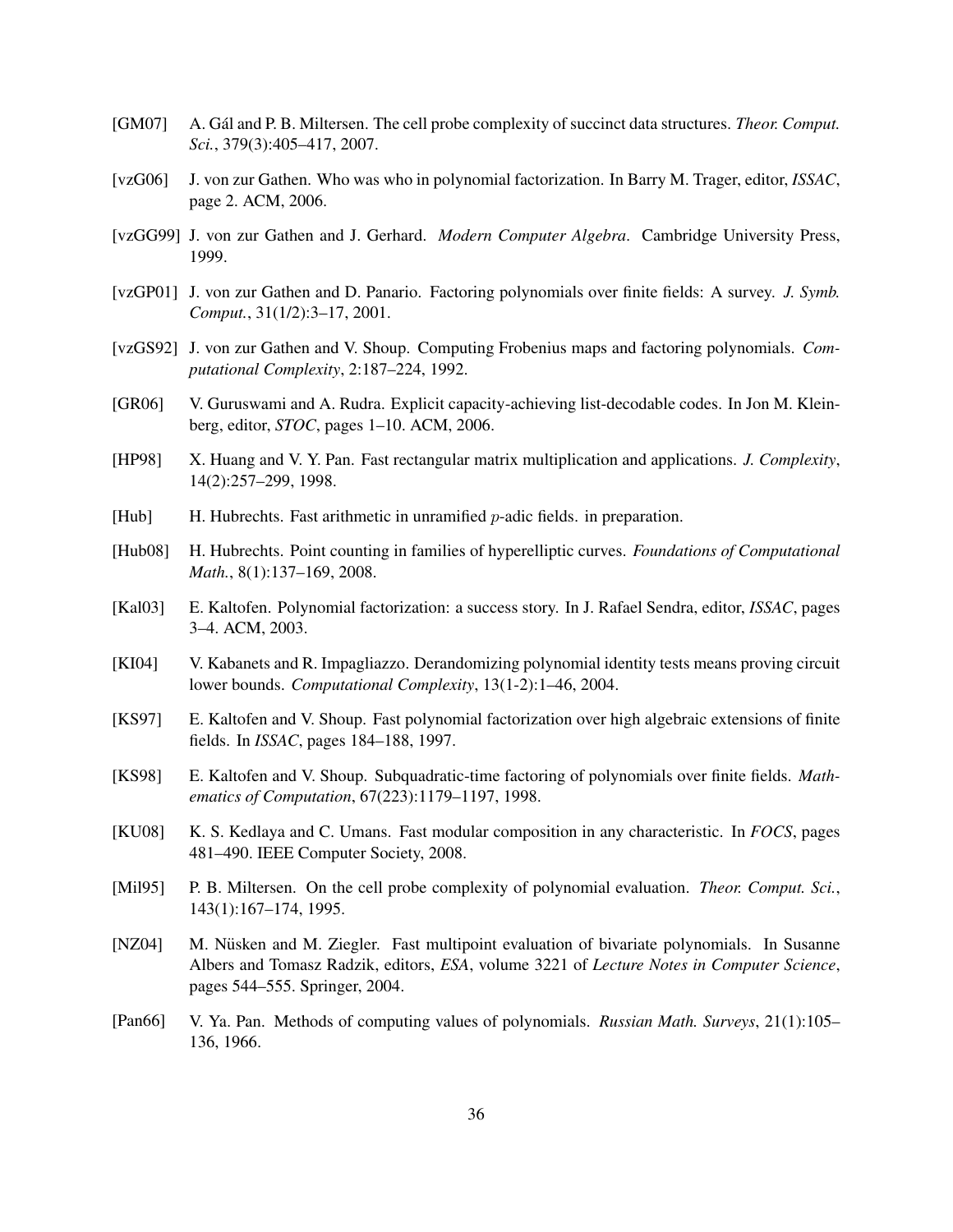[GM07] A. Gál and P. B. Miltersen. The cell probe complexity of succinct data structures. *Theor. Comput. Sci.*, 379(3):405–417, 2007.

[vzG06] J. von zur Gathen. Who was who in polynomial factorization. In Barry M. Trager, editor, *ISSAC*, page 2. ACM, 2006.

[vzGG99] J. von zur Gathen and J. Gerhard. *Modern Computer Algebra*. Cambridge University Press, 1999.

[vzGP01] J. von zur Gathen and D. Panario. Factoring polynomials over finite fields: A survey. *J. Symb. Comput.*, 31(1/2):3–17, 2001.

[vzGS92] J. von zur Gathen and V. Shoup. Computing Frobenius maps and factoring polynomials. *Computational Complexity*, 2:187–224, 1992.

[GR06] V. Guruswami and A. Rudra. Explicit capacity-achieving list-decodable codes. In Jon M. Kleinberg, editor, *STOC*, pages 1–10. ACM, 2006.

[HP98] X. Huang and V. Y. Pan. Fast rectangular matrix multiplication and applications. *J. Complexity*, 14(2):257–299, 1998.

[Hub] H. Hubrechts. Fast arithmetic in unramified $p$-adic fields. in preparation.

[Hub08] H. Hubrechts. Point counting in families of hyperelliptic curves. *Foundations of Computational Math.*, 8(1):137–169, 2008.

[Kal03] E. Kaltofen. Polynomial factorization: a success story. In J. Rafael Sendra, editor, *ISSAC*, pages 3–4. ACM, 2003.

[KI04] V. Kabanets and R. Impagliazzo. Derandomizing polynomial identity tests means proving circuit lower bounds. *Computational Complexity*, 13(1-2):1–46, 2004.

[KS97] E. Kaltofen and V. Shoup. Fast polynomial factorization over high algebraic extensions of finite fields. In *ISSAC*, pages 184–188, 1997.

[KS98] E. Kaltofen and V. Shoup. Subquadratic-time factoring of polynomials over finite fields. *Mathematics of Computation*, 67(223):1179–1197, 1998.

[KU08] K. S. Kedlaya and C. Umans. Fast modular composition in any characteristic. In *FOCS*, pages 481–490. IEEE Computer Society, 2008.

[Mil95] P. B. Miltersen. On the cell probe complexity of polynomial evaluation. *Theor. Comput. Sci.*, 143(1):167–174, 1995.

[NZ04] M. Nüsken and M. Ziegler. Fast multipoint evaluation of bivariate polynomials. In Susanne Albers and Tomasz Radzik, editors, *ESA*, volume 3221 of *Lecture Notes in Computer Science*, pages 544–555. Springer, 2004.

[Pan66] V. Ya. Pan. Methods of computing values of polynomials. *Russian Math. Surveys*, 21(1):105–136, 1966.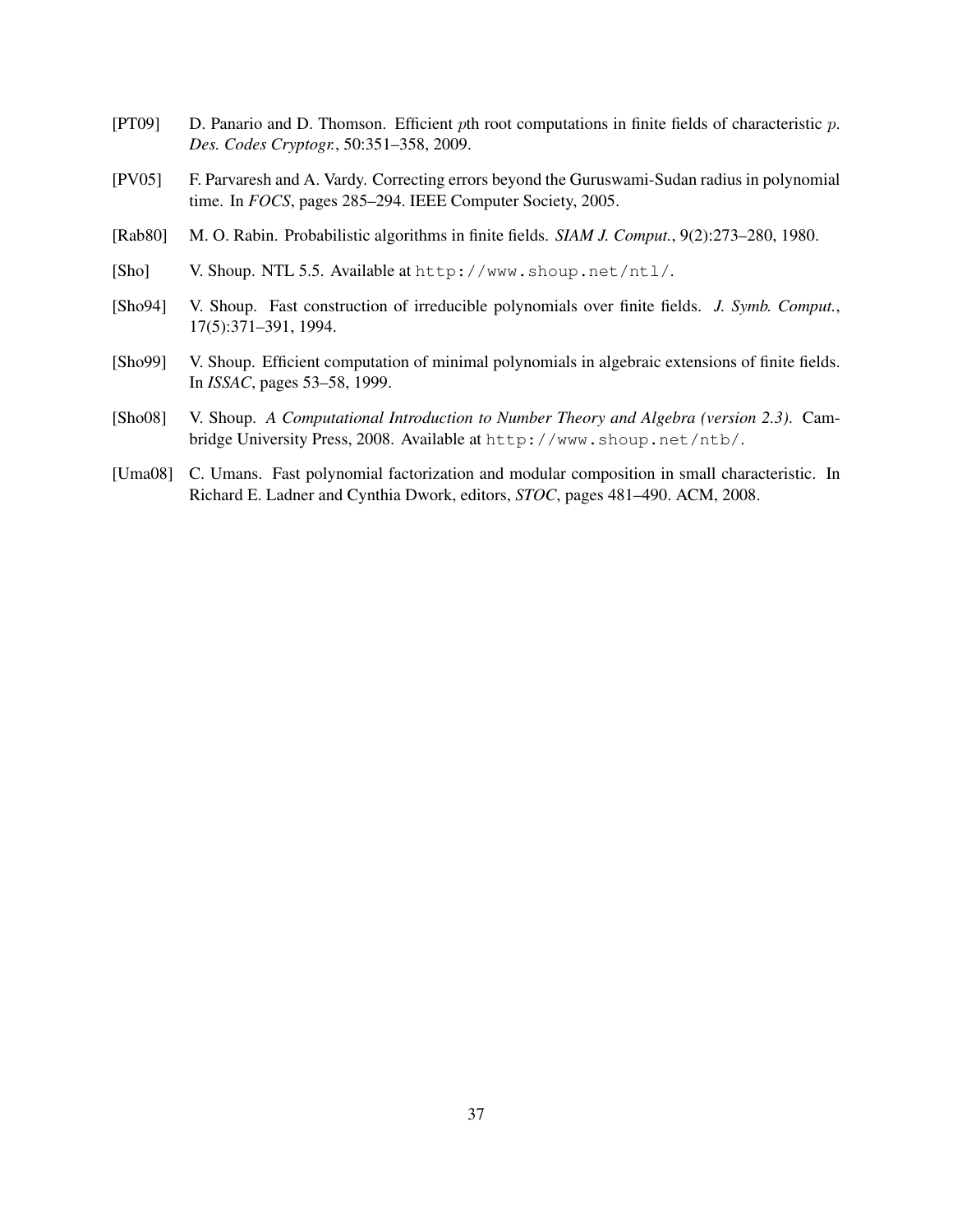[PT09] D. Panario and D. Thomson. Efficient $p$th root computations in finite fields of characteristic $p$. *Des. Codes Cryptogr.*, 50:351–358, 2009.

[PV05] F. Parvaresh and A. Vardy. Correcting errors beyond the Guruswami-Sudan radius in polynomial time. In *FOCS*, pages 285–294. IEEE Computer Society, 2005.

[Rab80] M. O. Rabin. Probabilistic algorithms in finite fields. *SIAM J. Comput.*, 9(2):273–280, 1980.

[Sho] V. Shoup. NTL 5.5. Available at `http://www.shoup.net/ntl/`.

[Sho94] V. Shoup. Fast construction of irreducible polynomials over finite fields. *J. Symb. Comput.*, 17(5):371–391, 1994.

[Sho99] V. Shoup. Efficient computation of minimal polynomials in algebraic extensions of finite fields. In *ISSAC*, pages 53–58, 1999.

[Sho08] V. Shoup. *A Computational Introduction to Number Theory and Algebra (version 2.3)*. Cambridge University Press, 2008. Available at `http://www.shoup.net/ntb/`.

[Uma08] C. Umans. Fast polynomial factorization and modular composition in small characteristic. In Richard E. Ladner and Cynthia Dwork, editors, *STOC*, pages 481–490. ACM, 2008.